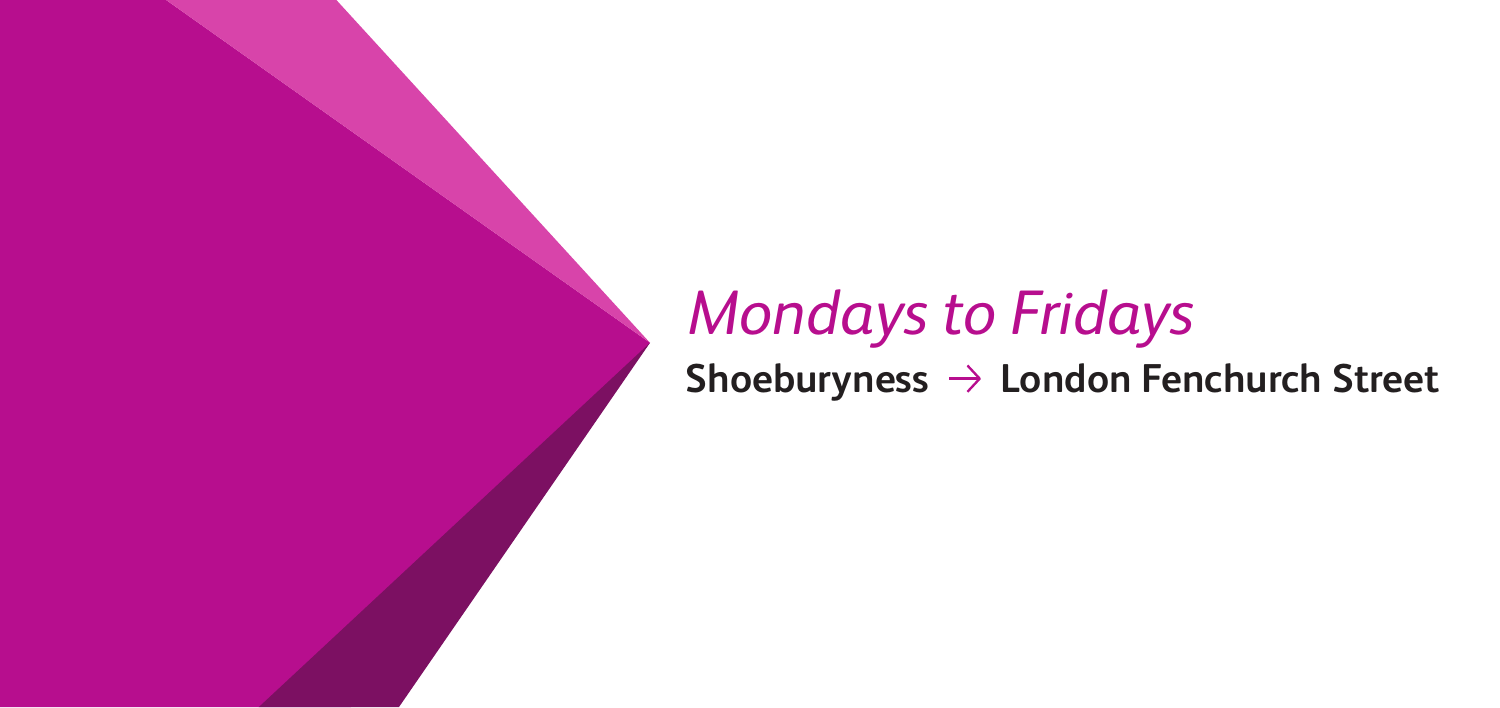# *Mondays to Fridays*

**Shoeburyness → London Fenchurch Street**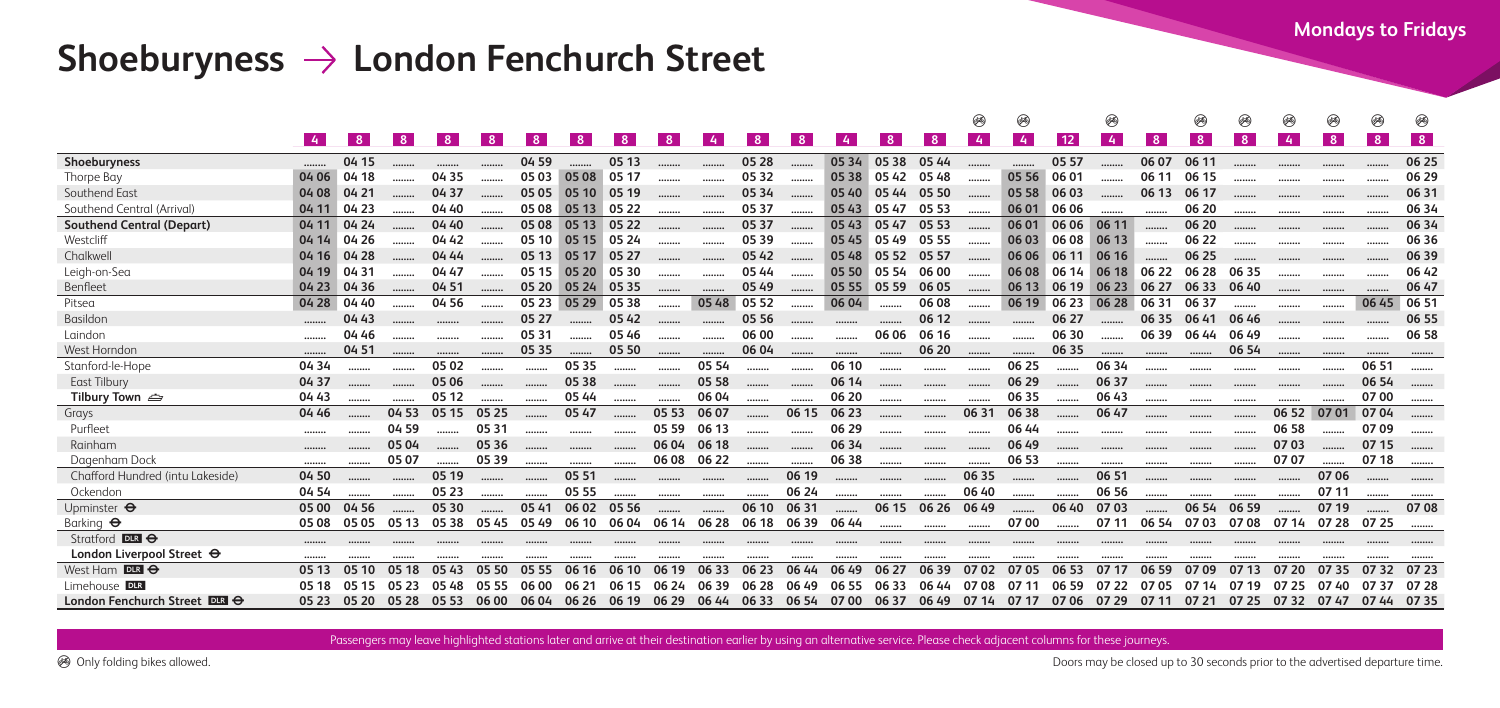# Shoeburyness → London Fenchurch Street

**Mondays to Fridays**

| | | | | | | | | | | | | | | | | 🚲 | 🚲 | | 🚲 | | 🚲 | 🚲 | 🚲 | 🚲 | 🚲 | 🚲 |
|---|---|---|---|---|---|---|---|---|---|---|---|---|---|---|---|---|---|---|---|---|---|---|---|---|---|---|
| | 4 | 8 | 8 | 8 | 8 | 8 | 8 | 8 | 8 | 4 | 8 | 8 | 4 | 8 | 8 | 4 | 4 | 12 | 4 | 8 | 8 | 8 | 4 | 8 | 8 | 8 |
| **Shoeburyness** | ........ | 04 15 | ........ | ........ | ........ | 04 59 | ........ | 05 13 | ........ | ........ | 05 28 | ........ | 05 34 | 05 38 | 05 44 | ........ | ........ | 05 57 | ........ | 06 07 | 06 11 | ........ | ........ | ........ | ........ | 06 25 |
| Thorpe Bay | 04 06 | 04 18 | ........ | 04 35 | ........ | 05 03 | 05 08 | 05 17 | ........ | ........ | 05 32 | ........ | 05 38 | 05 42 | 05 48 | ........ | 05 56 | 06 01 | ........ | 06 11 | 06 15 | ........ | ........ | ........ | ........ | 06 29 |
| Southend East | 04 08 | 04 21 | ........ | 04 37 | ........ | 05 05 | 05 10 | 05 19 | ........ | ........ | 05 34 | ........ | 05 40 | 05 44 | 05 50 | ........ | 05 58 | 06 03 | ........ | 06 13 | 06 17 | ........ | ........ | ........ | ........ | 06 31 |
| Southend Central (Arrival) | 04 11 | 04 23 | ........ | 04 40 | ........ | 05 08 | 05 13 | 05 22 | ........ | ........ | 05 37 | ........ | 05 43 | 05 47 | 05 53 | ........ | 06 01 | 06 06 | ........ | ........ | 06 20 | ........ | ........ | ........ | ........ | 06 34 |
| **Southend Central (Depart)** | 04 11 | 04 24 | ........ | 04 40 | ........ | 05 08 | 05 13 | 05 22 | ........ | ........ | 05 37 | ........ | 05 43 | 05 47 | 05 53 | ........ | 06 01 | 06 06 | 06 11 | ........ | 06 20 | ........ | ........ | ........ | ........ | 06 34 |
| Westcliff | 04 14 | 04 26 | ........ | 04 42 | ........ | 05 10 | 05 15 | 05 24 | ........ | ........ | 05 39 | ........ | 05 45 | 05 49 | 05 55 | ........ | 06 03 | 06 08 | 06 13 | ........ | 06 22 | ........ | ........ | ........ | ........ | 06 36 |
| Chalkwell | 04 16 | 04 28 | ........ | 04 44 | ........ | 05 13 | 05 17 | 05 27 | ........ | ........ | 05 42 | ........ | 05 48 | 05 52 | 05 57 | ........ | 06 06 | 06 11 | 06 16 | ........ | 06 25 | ........ | ........ | ........ | ........ | 06 39 |
| Leigh-on-Sea | 04 19 | 04 31 | ........ | 04 47 | ........ | 05 15 | 05 20 | 05 30 | ........ | ........ | 05 44 | ........ | 05 50 | 05 54 | 06 00 | ........ | 06 08 | 06 14 | 06 18 | 06 22 | 06 28 | 06 35 | ........ | ........ | ........ | 06 42 |
| Benfleet | 04 23 | 04 36 | ........ | 04 51 | ........ | 05 20 | 05 24 | 05 35 | ........ | ........ | 05 49 | ........ | 05 55 | 05 59 | 06 05 | ........ | 06 13 | 06 19 | 06 23 | 06 27 | 06 33 | 06 40 | ........ | ........ | ........ | 06 47 |
| Pitsea | 04 28 | 04 40 | ........ | 04 56 | ........ | 05 23 | 05 29 | 05 38 | ........ | 05 48 | 05 52 | ........ | 06 04 | ........ | 06 08 | ........ | 06 19 | 06 23 | 06 28 | 06 31 | 06 37 | ........ | ........ | ........ | 06 45 | 06 51 |
| Basildon | ........ | 04 43 | ........ | ........ | ........ | 05 27 | ........ | 05 42 | ........ | ........ | 05 56 | ........ | ........ | ........ | 06 12 | ........ | ........ | 06 27 | ........ | 06 35 | 06 41 | 06 46 | ........ | ........ | ........ | 06 55 |
| Laindon | ........ | 04 46 | ........ | ........ | ........ | 05 31 | ........ | 05 46 | ........ | ........ | 06 00 | ........ | ........ | 06 06 | 06 16 | ........ | ........ | 06 30 | ........ | 06 39 | 06 44 | 06 49 | ........ | ........ | ........ | 06 58 |
| West Horndon | ........ | 04 51 | ........ | ........ | ........ | 05 35 | ........ | 05 50 | ........ | ........ | 06 04 | ........ | ........ | ........ | 06 20 | ........ | ........ | 06 35 | ........ | ........ | ........ | 06 54 | ........ | ........ | ........ | ........ |
| Stanford-le-Hope | 04 34 | ........ | ........ | 05 02 | ........ | ........ | 05 35 | ........ | ........ | 05 54 | ........ | ........ | 06 10 | ........ | ........ | ........ | 06 25 | ........ | 06 34 | ........ | ........ | ........ | ........ | ........ | 06 51 | ........ |
| East Tilbury | 04 37 | ........ | ........ | 05 06 | ........ | ........ | 05 38 | ........ | ........ | 05 58 | ........ | ........ | 06 14 | ........ | ........ | ........ | 06 29 | ........ | 06 37 | ........ | ........ | ........ | ........ | ........ | 06 54 | ........ |
| **Tilbury Town** ⛴ | 04 43 | ........ | ........ | 05 12 | ........ | ........ | 05 44 | ........ | ........ | 06 04 | ........ | ........ | 06 20 | ........ | ........ | ........ | 06 35 | ........ | 06 43 | ........ | ........ | ........ | ........ | ........ | 07 00 | ........ |
| Grays | 04 46 | ........ | 04 53 | 05 15 | 05 25 | ........ | 05 47 | ........ | 05 53 | 06 07 | ........ | 06 15 | 06 23 | ........ | ........ | 06 31 | 06 38 | ........ | 06 47 | ........ | ........ | ........ | 06 52 | 07 01 | 07 04 | ........ |
| Purfleet | ........ | ........ | 04 59 | ........ | 05 31 | ........ | ........ | ........ | 05 59 | 06 13 | ........ | ........ | 06 29 | ........ | ........ | ........ | 06 44 | ........ | ........ | ........ | ........ | ........ | 06 58 | ........ | 07 09 | ........ |
| Rainham | ........ | ........ | 05 04 | ........ | 05 36 | ........ | ........ | ........ | 06 04 | 06 18 | ........ | ........ | 06 34 | ........ | ........ | ........ | 06 49 | ........ | ........ | ........ | ........ | ........ | 07 03 | ........ | 07 15 | ........ |
| Dagenham Dock | ........ | ........ | 05 07 | ........ | 05 39 | ........ | ........ | ........ | 06 08 | 06 22 | ........ | ........ | 06 38 | ........ | ........ | ........ | 06 53 | ........ | ........ | ........ | ........ | ........ | 07 07 | ........ | 07 18 | ........ |
| Chafford Hundred (intu Lakeside) | 04 50 | ........ | ........ | 05 19 | ........ | ........ | 05 51 | ........ | ........ | ........ | ........ | 06 19 | ........ | ........ | ........ | 06 35 | ........ | ........ | 06 51 | ........ | ........ | ........ | ........ | 07 06 | ........ | ........ |
| Ockendon | 04 54 | ........ | ........ | 05 23 | ........ | ........ | 05 55 | ........ | ........ | ........ | ........ | 06 24 | ........ | ........ | ........ | 06 40 | ........ | ........ | 06 56 | ........ | ........ | ........ | ........ | 07 11 | ........ | ........ |
| Upminster ⊖ | 05 00 | 04 56 | ........ | 05 30 | ........ | 05 41 | 06 02 | 05 56 | ........ | ........ | 06 10 | 06 31 | ........ | 06 15 | 06 26 | 06 49 | ........ | 06 40 | 07 03 | ........ | 06 54 | 06 59 | ........ | 07 19 | ........ | 07 08 |
| Barking ⊖ | 05 08 | 05 05 | 05 13 | 05 38 | 05 45 | 05 49 | 06 10 | 06 04 | 06 14 | 06 28 | 06 18 | 06 39 | 06 44 | ........ | ........ | ........ | 07 00 | ........ | 07 11 | 06 54 | 07 03 | 07 08 | 07 14 | 07 28 | 07 25 | ........ |
| Stratford DLR ⊖ | ........ | ........ | ........ | ........ | ........ | ........ | ........ | ........ | ........ | ........ | ........ | ........ | ........ | ........ | ........ | ........ | ........ | ........ | ........ | ........ | ........ | ........ | ........ | ........ | ........ | ........ |
| **London Liverpool Street** ⊖ | ........ | ........ | ........ | ........ | ........ | ........ | ........ | ........ | ........ | ........ | ........ | ........ | ........ | ........ | ........ | ........ | ........ | ........ | ........ | ........ | ........ | ........ | ........ | ........ | ........ | ........ |
| West Ham DLR ⊖ | 05 13 | 05 10 | 05 18 | 05 43 | 05 50 | 05 55 | 06 16 | 06 10 | 06 19 | 06 33 | 06 23 | 06 44 | 06 49 | 06 27 | 06 39 | 07 02 | 07 05 | 06 53 | 07 17 | 06 59 | 07 09 | 07 13 | 07 20 | 07 35 | 07 32 | 07 23 |
| Limehouse DLR | 05 18 | 05 15 | 05 23 | 05 48 | 05 55 | 06 00 | 06 21 | 06 15 | 06 24 | 06 39 | 06 28 | 06 49 | 06 55 | 06 33 | 06 44 | 07 08 | 07 11 | 06 59 | 07 22 | 07 05 | 07 14 | 07 19 | 07 25 | 07 40 | 07 37 | 07 28 |
| **London Fenchurch Street** DLR ⊖ | 05 23 | 05 20 | 05 28 | 05 53 | 06 00 | 06 04 | 06 26 | 06 19 | 06 29 | 06 44 | 06 33 | 06 54 | 07 00 | 06 37 | 06 49 | 07 14 | 07 17 | 07 06 | 07 29 | 07 11 | 07 21 | 07 25 | 07 32 | 07 47 | 07 44 | 07 35 |

Passengers may leave highlighted stations later and arrive at their destination earlier by using an alternative service. Please check adjacent columns for these journeys.

🚲 Only folding bikes allowed.

Doors may be closed up to 30 seconds prior to the advertised departure time.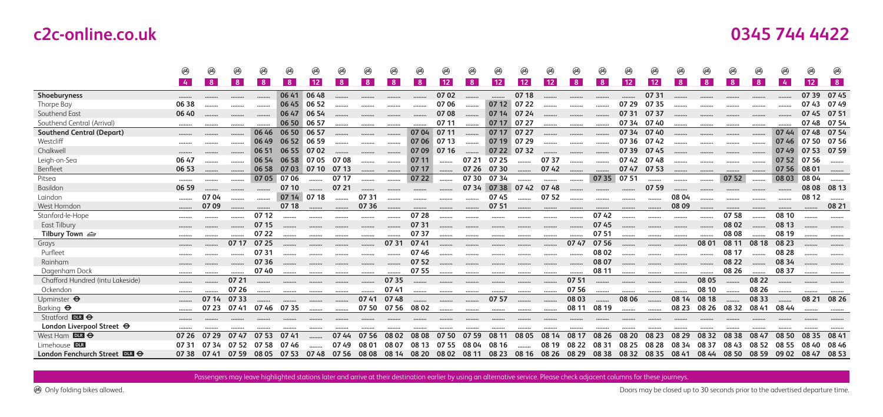# c2c-online.co.uk

# 0345 744 4422

| Station | 4 | 8 | 8 | 8 | 8 | 12 | 8 | 8 | 8 | 8 | 12 | 8 | 12 | 12 | 12 | 8 | 8 | 12 | 12 | 8 | 8 | 8 | 8 | 4 | 12 | 8 |
|---|---|---|---|---|---|---|---|---|---|---|---|---|---|---|---|---|---|---|---|---|---|---|---|---|---|---|
| **Shoeburyness** | | | | | 06 41 | 06 48 | | | | | 07 02 | | | 07 18 | | | | | 07 31 | | | | | | 07 39 | 07 45 |
| Thorpe Bay | 06 38 | | | | 06 45 | 06 52 | | | | | 07 06 | | 07 12 | 07 22 | | | | 07 29 | 07 35 | | | | | | 07 43 | 07 49 |
| Southend East | 06 40 | | | | 06 47 | 06 54 | | | | | 07 08 | | 07 14 | 07 24 | | | | 07 31 | 07 37 | | | | | | 07 45 | 07 51 |
| Southend Central (Arrival) | | | | | 06 50 | 06 57 | | | | | 07 11 | | 07 17 | 07 27 | | | | 07 34 | 07 40 | | | | | | 07 48 | 07 54 |
| **Southend Central (Depart)** | | | | 06 46 | 06 50 | 06 57 | | | | 07 04 | 07 11 | | 07 17 | 07 27 | | | | 07 34 | 07 40 | | | | | 07 44 | 07 48 | 07 54 |
| Westcliff | | | | 06 49 | 06 52 | 06 59 | | | | 07 06 | 07 13 | | 07 19 | 07 29 | | | | 07 36 | 07 42 | | | | | 07 46 | 07 50 | 07 56 |
| Chalkwell | | | | 06 51 | 06 55 | 07 02 | | | | 07 09 | 07 16 | | 07 22 | 07 32 | | | | 07 39 | 07 45 | | | | | 07 49 | 07 53 | 07 59 |
| Leigh-on-Sea | 06 47 | | | 06 54 | 06 58 | 07 05 | 07 08 | | | 07 11 | | 07 21 | 07 25 | | 07 37 | | | 07 42 | 07 48 | | | | | 07 52 | 07 56 | |
| Benfleet | 06 53 | | | 06 58 | 07 03 | 07 10 | 07 13 | | | 07 17 | | 07 26 | 07 30 | | 07 42 | | | 07 47 | 07 53 | | | | | 07 56 | 08 01 | |
| Pitsea | | | | 07 05 | 07 06 | | 07 17 | | | 07 22 | | 07 30 | 07 34 | | | | 07 35 | 07 51 | | | | 07 52 | | 08 03 | 08 04 | |
| Basildon | 06 59 | | | | 07 10 | | 07 21 | | | | | 07 34 | 07 38 | 07 42 | 07 48 | | | | 07 59 | | | | | | 08 08 | 08 13 |
| Laindon | | 07 04 | | | 07 14 | 07 18 | | 07 31 | | | | | 07 45 | | 07 52 | | | | | 08 04 | | | | | 08 12 | .... |
| West Horndon | | 07 09 | | | 07 18 | | | 07 36 | | | | | 07 51 | | | | | | | 08 09 | | | | | | 08 21 |
| Stanford-le-Hope | | | | 07 12 | | | | | | 07 28 | | | | | | | 07 42 | | | | | 07 58 | | 08 10 | | |
| East Tilbury | | | | 07 15 | | | | | | 07 31 | | | | | | | 07 45 | | | | | 08 02 | | 08 13 | | |
| **Tilbury Town** ⛴ | | | | 07 22 | | | | | | 07 37 | | | | | | | 07 51 | | | | | 08 08 | | 08 19 | | |
| Grays | | | 07 17 | 07 25 | | | | | 07 31 | 07 41 | | | | | | 07 47 | 07 56 | | | | 08 01 | 08 11 | 08 18 | 08 23 | | |
| Purfleet | | | | 07 31 | | | | | | 07 46 | | | | | | | 08 02 | | | | | 08 17 | | 08 28 | | |
| Rainham | | | | 07 36 | | | | | | 07 52 | | | | | | | 08 07 | | | | | 08 22 | | 08 34 | | |
| Dagenham Dock | | | | 07 40 | | | | | | 07 55 | | | | | | | 08 11 | | | | | 08 26 | | 08 37 | | |
| Chafford Hundred (intu Lakeside) | | | 07 21 | | | | | | 07 35 | | | | | | | 07 51 | | | | | 08 05 | | 08 22 | | | |
| Ockendon | | | 07 26 | | | | | | 07 41 | | | | | | | 07 56 | | | | | 08 10 | | 08 26 | | | |
| Upminster ⊖ | | 07 14 | 07 33 | | | | | 07 41 | 07 48 | | | | 07 57 | | | 08 03 | | 08 06 | | 08 14 | 08 18 | | 08 33 | | 08 21 | 08 26 |
| Barking ⊖ | | 07 23 | 07 41 | 07 46 | 07 35 | | | | 07 50 | 07 56 | 08 02 | | | | | 08 11 | 08 19 | | | 08 23 | 08 26 | 08 32 | 08 41 | 08 44 | | |
| Stratford DLR ⊖ | | | | | | | | | | | | | | | | | | | | | | | | | | |
| **London Liverpool Street** ⊖ | | | | | | | | | | | | | | | | | | | | | | | | | | |
| West Ham DLR ⊖ | 07 26 | 07 29 | 07 47 | 07 53 | 07 41 | | 07 44 | 07 56 | 08 02 | 08 08 | 07 50 | 07 59 | 08 11 | 08 05 | 08 14 | 08 17 | 08 26 | 08 20 | 08 23 | 08 29 | 08 32 | 08 38 | 08 47 | 08 50 | 08 35 | 08 41 |
| Limehouse DLR | 07 31 | 07 34 | 07 52 | 07 58 | 07 46 | | 07 49 | 08 01 | 08 07 | 08 13 | 07 55 | 08 04 | 08 16 | | 08 19 | 08 22 | 08 31 | 08 25 | 08 28 | 08 34 | 08 37 | 08 43 | 08 52 | 08 55 | 08 40 | 08 46 |
| **London Fenchurch Street** DLR ⊖ | 07 38 | 07 41 | 07 59 | 08 05 | 07 53 | 07 48 | 07 56 | 08 08 | 08 14 | 08 20 | 08 02 | 08 11 | 08 23 | 08 16 | 08 26 | 08 29 | 08 38 | 08 32 | 08 35 | 08 41 | 08 44 | 08 50 | 08 59 | 09 02 | 08 47 | 08 53 |

Passengers may leave highlighted stations later and arrive at their destination earlier by using an alternative service. Please check adjacent columns for these journeys.

Only folding bikes allowed.

Doors may be closed up to 30 seconds prior to the advertised departure time.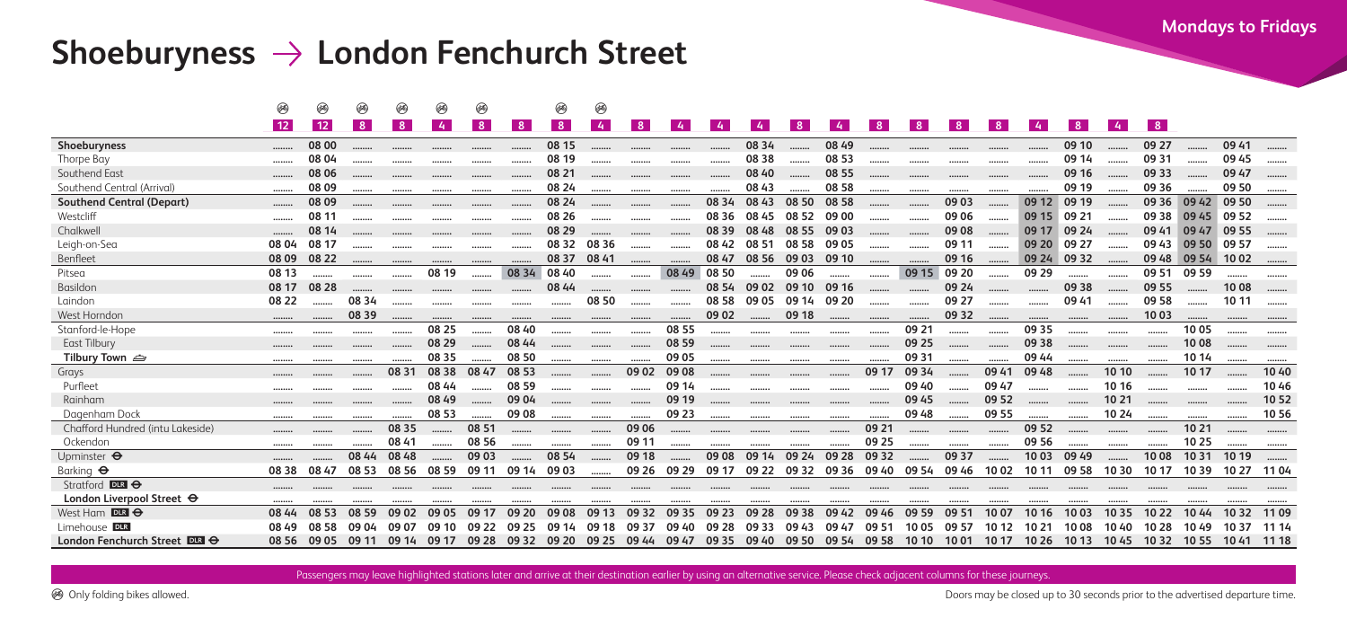# Shoeburyness → London Fenchurch Street

**Mondays to Fridays**

| | 🚲 | 🚲 | 🚲 | 🚲 | 🚲 | 🚲 | | 🚲 | 🚲 | | | | | | | | | | | | | | | | | |
|---|---|---|---|---|---|---|---|---|---|---|---|---|---|---|---|---|---|---|---|---|---|---|---|---|---|---|
| | 12 | 12 | 8 | 8 | 4 | 8 | 8 | 8 | 4 | 8 | 4 | 4 | 4 | 8 | 4 | 8 | 8 | 8 | 8 | 4 | 8 | 4 | 8 | | | |
| **Shoeburyness** | ........ | 08 00 | ........ | ........ | ........ | ........ | ........ | 08 15 | ........ | ........ | ........ | ........ | 08 34 | ........ | 08 49 | ........ | ........ | ........ | ........ | ........ | 09 10 | ........ | 09 27 | ........ | 09 41 | ........ |
| Thorpe Bay | ........ | 08 04 | ........ | ........ | ........ | ........ | ........ | 08 19 | ........ | ........ | ........ | ........ | 08 38 | ........ | 08 53 | ........ | ........ | ........ | ........ | ........ | 09 14 | ........ | 09 31 | ........ | 09 45 | ........ |
| Southend East | ........ | 08 06 | ........ | ........ | ........ | ........ | ........ | 08 21 | ........ | ........ | ........ | ........ | 08 40 | ........ | 08 55 | ........ | ........ | ........ | ........ | ........ | 09 16 | ........ | 09 33 | ........ | 09 47 | ........ |
| Southend Central (Arrival) | ........ | 08 09 | ........ | ........ | ........ | ........ | ........ | 08 24 | ........ | ........ | ........ | ........ | 08 43 | ........ | 08 58 | ........ | ........ | ........ | ........ | ........ | 09 19 | ........ | 09 36 | ........ | 09 50 | ........ |
| **Southend Central (Depart)** | ........ | 08 09 | ........ | ........ | ........ | ........ | ........ | 08 24 | ........ | ........ | ........ | 08 34 | 08 43 | 08 50 | 08 58 | ........ | ........ | 09 03 | ........ | 09 12 | 09 19 | ........ | 09 36 | 09 42 | 09 50 | ........ |
| Westcliff | ........ | 08 11 | ........ | ........ | ........ | ........ | ........ | 08 26 | ........ | ........ | ........ | 08 36 | 08 45 | 08 52 | 09 00 | ........ | ........ | 09 06 | ........ | 09 15 | 09 21 | ........ | 09 38 | 09 45 | 09 52 | ........ |
| Chalkwell | ........ | 08 14 | ........ | ........ | ........ | ........ | ........ | 08 29 | ........ | ........ | ........ | 08 39 | 08 48 | 08 55 | 09 03 | ........ | ........ | 09 08 | ........ | 09 17 | 09 24 | ........ | 09 41 | 09 47 | 09 55 | ........ |
| Leigh-on-Sea | 08 04 | 08 17 | ........ | ........ | ........ | ........ | ........ | 08 32 | 08 36 | ........ | ........ | 08 42 | 08 51 | 08 58 | 09 05 | ........ | ........ | 09 11 | ........ | 09 20 | 09 27 | ........ | 09 43 | 09 50 | 09 57 | ........ |
| Benfleet | 08 09 | 08 22 | ........ | ........ | ........ | ........ | ........ | 08 37 | 08 41 | ........ | ........ | 08 47 | 08 56 | 09 03 | 09 10 | ........ | ........ | 09 16 | ........ | 09 24 | 09 32 | ........ | 09 48 | 09 54 | 10 02 | ........ |
| Pitsea | 08 13 | ........ | ........ | ........ | 08 19 | ........ | 08 34 | 08 40 | ........ | ........ | 08 49 | 08 50 | ........ | 09 06 | ........ | ........ | 09 15 | 09 20 | ........ | 09 29 | ........ | ........ | 09 51 | 09 59 | ........ | ........ |
| Basildon | 08 17 | 08 28 | ........ | ........ | ........ | ........ | ........ | 08 44 | ........ | ........ | ........ | 08 54 | 09 02 | 09 10 | 09 16 | ........ | ........ | 09 24 | ........ | ........ | 09 38 | ........ | 09 55 | ........ | 10 08 | ........ |
| Laindon | 08 22 | ........ | 08 34 | ........ | ........ | ........ | ........ | ........ | 08 50 | ........ | ........ | 08 58 | 09 05 | 09 14 | 09 20 | ........ | ........ | 09 27 | ........ | ........ | 09 41 | ........ | 09 58 | ........ | 10 11 | ........ |
| West Horndon | ........ | ........ | 08 39 | ........ | ........ | ........ | ........ | ........ | ........ | ........ | ........ | 09 02 | ........ | 09 18 | ........ | ........ | ........ | 09 32 | ........ | ........ | ........ | ........ | 10 03 | ........ | ........ | ........ |
| Stanford-le-Hope | ........ | ........ | ........ | ........ | 08 25 | ........ | 08 40 | ........ | ........ | ........ | 08 55 | ........ | ........ | ........ | ........ | ........ | 09 21 | ........ | ........ | 09 35 | ........ | ........ | ........ | 10 05 | ........ | ........ |
| East Tilbury | ........ | ........ | ........ | ........ | 08 29 | ........ | 08 44 | ........ | ........ | ........ | 08 59 | ........ | ........ | ........ | ........ | ........ | 09 25 | ........ | ........ | 09 38 | ........ | ........ | ........ | 10 08 | ........ | ........ |
| **Tilbury Town** ⛴ | ........ | ........ | ........ | ........ | 08 35 | ........ | 08 50 | ........ | ........ | ........ | 09 05 | ........ | ........ | ........ | ........ | ........ | 09 31 | ........ | ........ | 09 44 | ........ | ........ | ........ | 10 14 | ........ | ........ |
| Grays | ........ | ........ | ........ | 08 31 | 08 38 | 08 47 | 08 53 | ........ | ........ | 09 02 | 09 08 | ........ | ........ | ........ | ........ | 09 17 | 09 34 | ........ | 09 41 | 09 48 | ........ | 10 10 | ........ | 10 17 | ........ | 10 40 |
| Purfleet | ........ | ........ | ........ | ........ | 08 44 | ........ | 08 59 | ........ | ........ | ........ | 09 14 | ........ | ........ | ........ | ........ | ........ | 09 40 | ........ | 09 47 | ........ | ........ | 10 16 | ........ | ........ | ........ | 10 46 |
| Rainham | ........ | ........ | ........ | ........ | 08 49 | ........ | 09 04 | ........ | ........ | ........ | 09 19 | ........ | ........ | ........ | ........ | ........ | 09 45 | ........ | 09 52 | ........ | ........ | 10 21 | ........ | ........ | ........ | 10 52 |
| Dagenham Dock | ........ | ........ | ........ | ........ | 08 53 | ........ | 09 08 | ........ | ........ | ........ | 09 23 | ........ | ........ | ........ | ........ | ........ | 09 48 | ........ | 09 55 | ........ | ........ | 10 24 | ........ | ........ | ........ | 10 56 |
| Chafford Hundred (intu Lakeside) | ........ | ........ | ........ | 08 35 | ........ | 08 51 | ........ | ........ | ........ | 09 06 | ........ | ........ | ........ | ........ | ........ | 09 21 | ........ | ........ | ........ | 09 52 | ........ | ........ | ........ | 10 21 | ........ | ........ |
| Ockendon | ........ | ........ | ........ | 08 41 | ........ | 08 56 | ........ | ........ | ........ | 09 11 | ........ | ........ | ........ | ........ | ........ | 09 25 | ........ | ........ | ........ | 09 56 | ........ | ........ | ........ | 10 25 | ........ | ........ |
| Upminster ⊖ | ........ | ........ | 08 44 | 08 48 | ........ | 09 03 | ........ | 08 54 | ........ | 09 18 | ........ | 09 08 | 09 14 | 09 24 | 09 28 | 09 32 | ........ | 09 37 | ........ | 10 03 | 09 49 | ........ | 10 08 | 10 31 | 10 19 | ........ |
| Barking ⊖ | 08 38 | 08 47 | 08 53 | 08 56 | 08 59 | 09 11 | 09 14 | 09 03 | ........ | 09 26 | 09 29 | 09 17 | 09 22 | 09 32 | 09 36 | 09 40 | 09 54 | 09 46 | 10 02 | 10 11 | 09 58 | 10 30 | 10 17 | 10 39 | 10 27 | 11 04 |
| Stratford DLR ⊖ | ........ | ........ | ........ | ........ | ........ | ........ | ........ | ........ | ........ | ........ | ........ | ........ | ........ | ........ | ........ | ........ | ........ | ........ | ........ | ........ | ........ | ........ | ........ | ........ | ........ | ........ |
| **London Liverpool Street** ⊖ | ........ | ........ | ........ | ........ | ........ | ........ | ........ | ........ | ........ | ........ | ........ | ........ | ........ | ........ | ........ | ........ | ........ | ........ | ........ | ........ | ........ | ........ | ........ | ........ | ........ | ........ |
| West Ham DLR ⊖ | 08 44 | 08 53 | 08 59 | 09 02 | 09 05 | 09 17 | 09 20 | 09 08 | 09 13 | 09 32 | 09 35 | 09 23 | 09 28 | 09 38 | 09 42 | 09 46 | 09 59 | 09 51 | 10 07 | 10 16 | 10 03 | 10 35 | 10 22 | 10 44 | 10 32 | 11 09 |
| Limehouse DLR | 08 49 | 08 58 | 09 04 | 09 07 | 09 10 | 09 22 | 09 25 | 09 14 | 09 18 | 09 37 | 09 40 | 09 28 | 09 33 | 09 43 | 09 47 | 09 51 | 10 05 | 09 57 | 10 12 | 10 21 | 10 08 | 10 40 | 10 28 | 10 49 | 10 37 | 11 14 |
| **London Fenchurch Street** DLR ⊖ | 08 56 | 09 05 | 09 11 | 09 14 | 09 17 | 09 28 | 09 32 | 09 20 | 09 25 | 09 44 | 09 47 | 09 35 | 09 40 | 09 50 | 09 54 | 09 58 | 10 10 | 10 01 | 10 17 | 10 26 | 10 13 | 10 45 | 10 32 | 10 55 | 10 41 | 11 18 |

Passengers may leave highlighted stations later and arrive at their destination earlier by using an alternative service. Please check adjacent columns for these journeys.

🚲 Only folding bikes allowed.

Doors may be closed up to 30 seconds prior to the advertised departure time.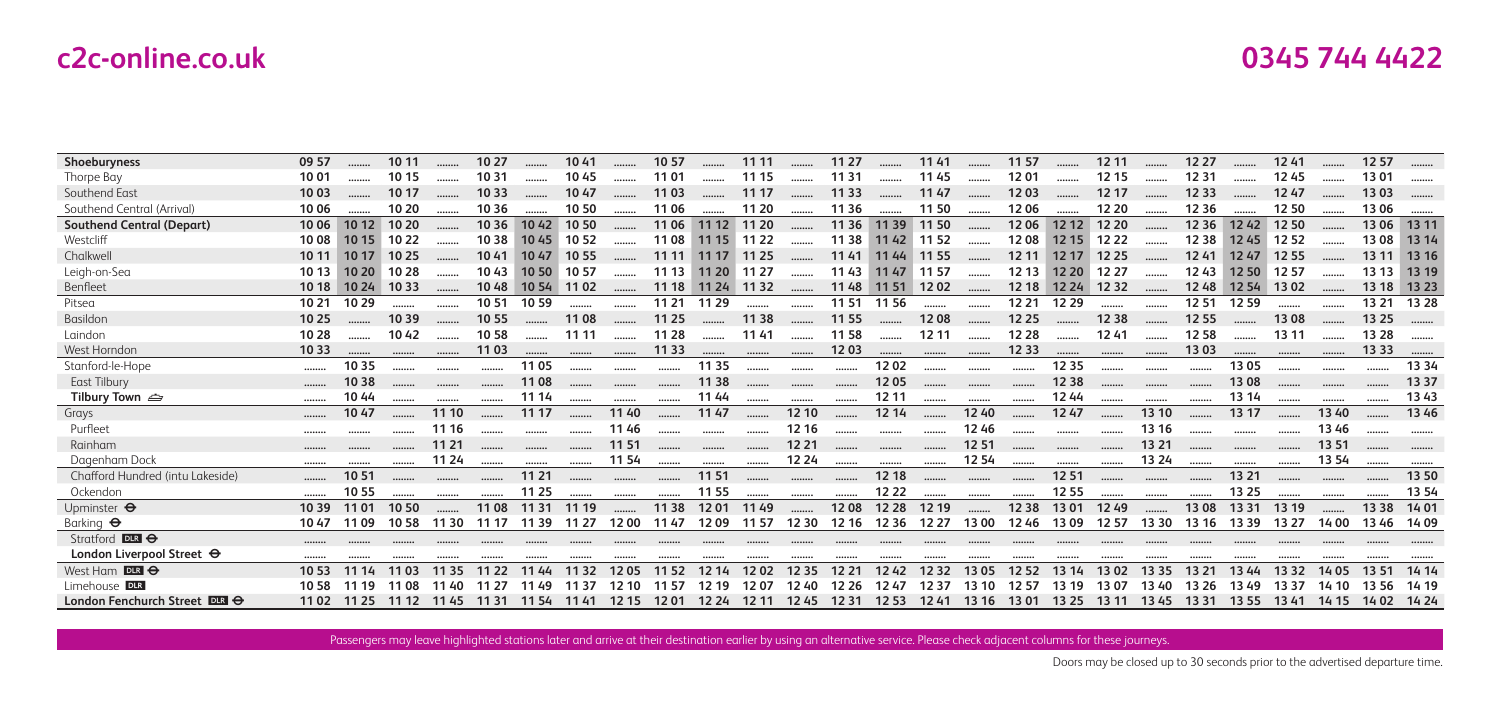| Shoeburyness | 09 57 | ..... | 10 11 | ..... | 10 27 | ..... | 10 41 | ..... | 10 57 | ..... | 11 11 | ..... | 11 27 | ..... | 11 41 | ..... | 11 57 | ..... | 12 11 | ..... | 12 27 | ..... | 12 41 | ..... | 12 57 | ..... |
|---|---|---|---|---|---|---|---|---|---|---|---|---|---|---|---|---|---|---|---|---|---|---|---|---|---|---|
| Thorpe Bay | 10 01 | ..... | 10 15 | ..... | 10 31 | ..... | 10 45 | ..... | 11 01 | ..... | 11 15 | ..... | 11 31 | ..... | 11 45 | ..... | 12 01 | ..... | 12 15 | ..... | 12 31 | ..... | 12 45 | ..... | 13 01 | ..... |
| Southend East | 10 03 | ..... | 10 17 | ..... | 10 33 | ..... | 10 47 | ..... | 11 03 | ..... | 11 17 | ..... | 11 33 | ..... | 11 47 | ..... | 12 03 | ..... | 12 17 | ..... | 12 33 | ..... | 12 47 | ..... | 13 03 | ..... |
| Southend Central (Arrival) | 10 06 | ..... | 10 20 | ..... | 10 36 | ..... | 10 50 | ..... | 11 06 | ..... | 11 20 | ..... | 11 36 | ..... | 11 50 | ..... | 12 06 | ..... | 12 20 | ..... | 12 36 | ..... | 12 50 | ..... | 13 06 | ..... |
| **Southend Central (Depart)** | 10 06 | 10 12 | 10 20 | ..... | 10 36 | 10 42 | 10 50 | ..... | 11 06 | 11 12 | 11 20 | ..... | 11 36 | 11 39 | 11 50 | ..... | 12 06 | 12 12 | 12 20 | ..... | 12 36 | 12 42 | 12 50 | ..... | 13 06 | 13 11 |
| Westcliff | 10 08 | 10 15 | 10 22 | ..... | 10 38 | 10 45 | 10 52 | ..... | 11 08 | 11 15 | 11 22 | ..... | 11 38 | 11 42 | 11 52 | ..... | 12 08 | 12 15 | 12 22 | ..... | 12 38 | 12 45 | 12 52 | ..... | 13 08 | 13 14 |
| Chalkwell | 10 11 | 10 17 | 10 25 | ..... | 10 41 | 10 47 | 10 55 | ..... | 11 11 | 11 17 | 11 25 | ..... | 11 41 | 11 44 | 11 55 | ..... | 12 11 | 12 17 | 12 25 | ..... | 12 41 | 12 47 | 12 55 | ..... | 13 11 | 13 16 |
| Leigh-on-Sea | 10 13 | 10 20 | 10 28 | ..... | 10 43 | 10 50 | 10 57 | ..... | 11 13 | 11 20 | 11 27 | ..... | 11 43 | 11 47 | 11 57 | ..... | 12 13 | 12 20 | 12 27 | ..... | 12 43 | 12 50 | 12 57 | ..... | 13 13 | 13 19 |
| Benfleet | 10 18 | 10 24 | 10 33 | ..... | 10 48 | 10 54 | 11 02 | ..... | 11 18 | 11 24 | 11 32 | ..... | 11 48 | 11 51 | 12 02 | ..... | 12 18 | 12 24 | 12 32 | ..... | 12 48 | 12 54 | 13 02 | ..... | 13 18 | 13 23 |
| Pitsea | 10 21 | 10 29 | ..... | ..... | 10 51 | 10 59 | ..... | ..... | 11 21 | 11 29 | ..... | ..... | 11 51 | 11 56 | ..... | ..... | 12 21 | 12 29 | ..... | ..... | 12 51 | 12 59 | ..... | ..... | 13 21 | 13 28 |
| Basildon | 10 25 | ..... | 10 39 | ..... | 10 55 | ..... | 11 08 | ..... | 11 25 | ..... | 11 38 | ..... | 11 55 | ..... | 12 08 | ..... | 12 25 | ..... | 12 38 | ..... | 12 55 | ..... | 13 08 | ..... | 13 25 | ..... |
| Laindon | 10 28 | ..... | 10 42 | ..... | 10 58 | ..... | 11 11 | ..... | 11 28 | ..... | 11 41 | ..... | 11 58 | ..... | 12 11 | ..... | 12 28 | ..... | 12 41 | ..... | 12 58 | ..... | 13 11 | ..... | 13 28 | ..... |
| West Horndon | 10 33 | ..... | ..... | ..... | 11 03 | ..... | ..... | ..... | 11 33 | ..... | ..... | ..... | 12 03 | ..... | ..... | ..... | 12 33 | ..... | ..... | ..... | 13 03 | ..... | ..... | ..... | 13 33 | ..... |
| Stanford-le-Hope | ..... | 10 35 | ..... | ..... | ..... | 11 05 | ..... | ..... | ..... | 11 35 | ..... | ..... | ..... | 12 02 | ..... | ..... | ..... | 12 35 | ..... | ..... | ..... | 13 05 | ..... | ..... | ..... | 13 34 |
| East Tilbury | ..... | 10 38 | ..... | ..... | ..... | 11 08 | ..... | ..... | ..... | 11 38 | ..... | ..... | ..... | 12 05 | ..... | ..... | ..... | 12 38 | ..... | ..... | ..... | 13 08 | ..... | ..... | ..... | 13 37 |
| **Tilbury Town** ⛴ | ..... | 10 44 | ..... | ..... | ..... | 11 14 | ..... | ..... | ..... | 11 44 | ..... | ..... | ..... | 12 11 | ..... | ..... | ..... | 12 44 | ..... | ..... | ..... | 13 14 | ..... | ..... | ..... | 13 43 |
| Grays | ..... | 10 47 | ..... | 11 10 | ..... | 11 17 | ..... | 11 40 | ..... | 11 47 | ..... | 12 10 | ..... | 12 14 | ..... | 12 40 | ..... | 12 47 | ..... | 13 10 | ..... | 13 17 | ..... | 13 40 | ..... | 13 46 |
| Purfleet | ..... | ..... | ..... | 11 16 | ..... | ..... | ..... | 11 46 | ..... | ..... | ..... | 12 16 | ..... | ..... | ..... | 12 46 | ..... | ..... | ..... | 13 16 | ..... | ..... | ..... | 13 46 | ..... | ..... |
| Rainham | ..... | ..... | ..... | 11 21 | ..... | ..... | ..... | 11 51 | ..... | ..... | ..... | 12 21 | ..... | ..... | ..... | 12 51 | ..... | ..... | ..... | 13 21 | ..... | ..... | ..... | 13 51 | ..... | ..... |
| Dagenham Dock | ..... | ..... | ..... | 11 24 | ..... | ..... | ..... | 11 54 | ..... | ..... | ..... | 12 24 | ..... | ..... | ..... | 12 54 | ..... | ..... | ..... | 13 24 | ..... | ..... | ..... | 13 54 | ..... | ..... |
| Chafford Hundred (intu Lakeside) | ..... | 10 51 | ..... | ..... | ..... | 11 21 | ..... | ..... | ..... | 11 51 | ..... | ..... | ..... | 12 18 | ..... | ..... | ..... | 12 51 | ..... | ..... | ..... | 13 21 | ..... | ..... | ..... | 13 50 |
| Ockendon | ..... | 10 55 | ..... | ..... | ..... | 11 25 | ..... | ..... | ..... | 11 55 | ..... | ..... | ..... | 12 22 | ..... | ..... | ..... | 12 55 | ..... | ..... | ..... | 13 25 | ..... | ..... | ..... | 13 54 |
| Upminster ⊖ | 10 39 | 11 01 | 10 50 | ..... | 11 08 | 11 31 | 11 19 | ..... | 11 38 | 12 01 | 11 49 | ..... | 12 08 | 12 28 | 12 19 | ..... | 12 38 | 13 01 | 12 49 | ..... | 13 08 | 13 31 | 13 19 | ..... | 13 38 | 14 01 |
| Barking ⊖ | 10 47 | 11 09 | 10 58 | 11 30 | 11 17 | 11 39 | 11 27 | 12 00 | 11 47 | 12 09 | 11 57 | 12 30 | 12 16 | 12 36 | 12 27 | 13 00 | 12 46 | 13 09 | 12 57 | 13 30 | 13 16 | 13 39 | 13 27 | 14 00 | 13 46 | 14 09 |
| Stratford DLR ⊖ | ..... | ..... | ..... | ..... | ..... | ..... | ..... | ..... | ..... | ..... | ..... | ..... | ..... | ..... | ..... | ..... | ..... | ..... | ..... | ..... | ..... | ..... | ..... | ..... | ..... | ..... |
| **London Liverpool Street** ⊖ | ..... | ..... | ..... | ..... | ..... | ..... | ..... | ..... | ..... | ..... | ..... | ..... | ..... | ..... | ..... | ..... | ..... | ..... | ..... | ..... | ..... | ..... | ..... | ..... | ..... | ..... |
| West Ham DLR ⊖ | 10 53 | 11 14 | 11 03 | 11 35 | 11 22 | 11 44 | 11 32 | 12 05 | 11 52 | 12 14 | 12 02 | 12 35 | 12 21 | 12 42 | 12 32 | 13 05 | 12 52 | 13 14 | 13 02 | 13 35 | 13 21 | 13 44 | 13 32 | 14 05 | 13 51 | 14 14 |
| Limehouse DLR | 10 58 | 11 19 | 11 08 | 11 40 | 11 27 | 11 49 | 11 37 | 12 10 | 11 57 | 12 19 | 12 07 | 12 40 | 12 26 | 12 47 | 12 37 | 13 10 | 12 57 | 13 19 | 13 07 | 13 40 | 13 26 | 13 49 | 13 37 | 14 10 | 13 56 | 14 19 |
| **London Fenchurch Street** DLR ⊖ | 11 02 | 11 25 | 11 12 | 11 45 | 11 31 | 11 54 | 11 41 | 12 15 | 12 01 | 12 24 | 12 11 | 12 45 | 12 31 | 12 53 | 12 41 | 13 16 | 13 01 | 13 25 | 13 11 | 13 45 | 13 31 | 13 55 | 13 41 | 14 15 | 14 02 | 14 24 |

Passengers may leave highlighted stations later and arrive at their destination earlier by using an alternative service. Please check adjacent columns for these journeys.

Doors may be closed up to 30 seconds prior to the advertised departure time.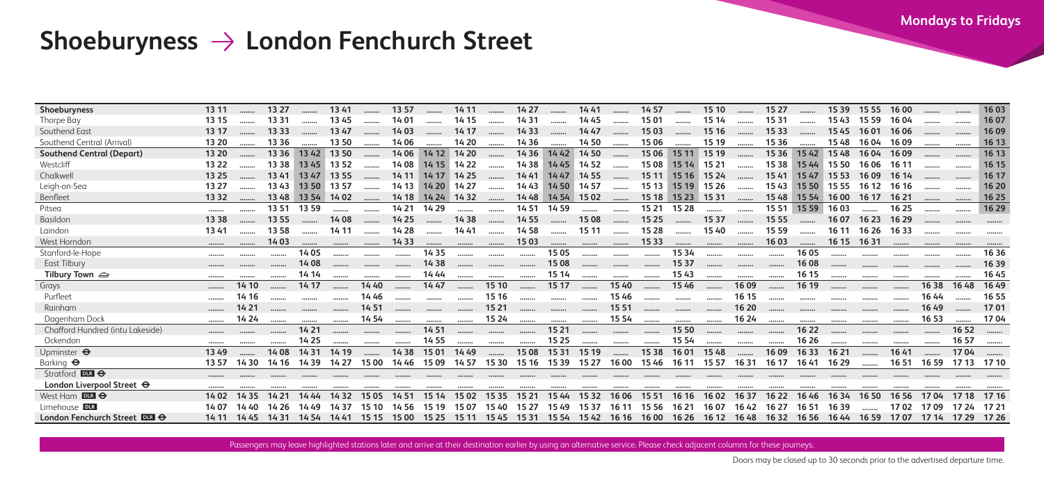# Shoeburyness → London Fenchurch Street

**Mondays to Fridays**

| Station | | | | | | | | | | | | | | | | | | | | | | | | | | |
|---|---|---|---|---|---|---|---|---|---|---|---|---|---|---|---|---|---|---|---|---|---|---|---|---|---|---|
| **Shoeburyness** | 13 11 | ........ | 13 27 | ........ | 13 41 | ........ | 13 57 | ........ | 14 11 | ........ | 14 27 | ........ | 14 41 | ........ | 14 57 | ........ | 15 10 | ........ | 15 27 | ........ | 15 39 | 15 55 | 16 00 | ........ | ........ | 16 03 |
| Thorpe Bay | 13 15 | ........ | 13 31 | ........ | 13 45 | ........ | 14 01 | ........ | 14 15 | ........ | 14 31 | ........ | 14 45 | ........ | 15 01 | ........ | 15 14 | ........ | 15 31 | ........ | 15 43 | 15 59 | 16 04 | ........ | ........ | 16 07 |
| Southend East | 13 17 | ........ | 13 33 | ........ | 13 47 | ........ | 14 03 | ........ | 14 17 | ........ | 14 33 | ........ | 14 47 | ........ | 15 03 | ........ | 15 16 | ........ | 15 33 | ........ | 15 45 | 16 01 | 16 06 | ........ | ........ | 16 09 |
| Southend Central (Arrival) | 13 20 | ........ | 13 36 | ........ | 13 50 | ........ | 14 06 | ........ | 14 20 | ........ | 14 36 | ........ | 14 50 | ........ | 15 06 | ........ | 15 19 | ........ | 15 36 | ........ | 15 48 | 16 04 | 16 09 | ........ | ........ | 16 13 |
| **Southend Central (Depart)** | 13 20 | ........ | 13 36 | 13 42 | 13 50 | ........ | 14 06 | 14 12 | 14 20 | ........ | 14 36 | 14 42 | 14 50 | ........ | 15 06 | 15 11 | 15 19 | ........ | 15 36 | 15 42 | 15 48 | 16 04 | 16 09 | ........ | ........ | 16 13 |
| Westcliff | 13 22 | ........ | 13 38 | 13 45 | 13 52 | ........ | 14 08 | 14 15 | 14 22 | ........ | 14 38 | 14 45 | 14 52 | ........ | 15 08 | 15 14 | 15 21 | ........ | 15 38 | 15 44 | 15 50 | 16 06 | 16 11 | ........ | ........ | 16 15 |
| Chalkwell | 13 25 | ........ | 13 41 | 13 47 | 13 55 | ........ | 14 11 | 14 17 | 14 25 | ........ | 14 41 | 14 47 | 14 55 | ........ | 15 11 | 15 16 | 15 24 | ........ | 15 41 | 15 47 | 15 53 | 16 09 | 16 14 | ........ | ........ | 16 17 |
| Leigh-on-Sea | 13 27 | ........ | 13 43 | 13 50 | 13 57 | ........ | 14 13 | 14 20 | 14 27 | ........ | 14 43 | 14 50 | 14 57 | ........ | 15 13 | 15 19 | 15 26 | ........ | 15 43 | 15 50 | 15 55 | 16 12 | 16 16 | ........ | ........ | 16 20 |
| Benfleet | 13 32 | ........ | 13 48 | 13 54 | 14 02 | ........ | 14 18 | 14 24 | 14 32 | ........ | 14 48 | 14 54 | 15 02 | ........ | 15 18 | 15 23 | 15 31 | ........ | 15 48 | 15 54 | 16 00 | 16 17 | 16 21 | ........ | ........ | 16 25 |
| Pitsea | ........ | ........ | 13 51 | 13 59 | ........ | ........ | 14 21 | 14 29 | ........ | ........ | 14 51 | 14 59 | ........ | ........ | 15 21 | 15 28 | ........ | ........ | 15 51 | 15 59 | 16 03 | ........ | 16 25 | ........ | ........ | 16 29 |
| Basildon | 13 38 | ........ | 13 55 | ........ | 14 08 | ........ | 14 25 | ........ | 14 38 | ........ | 14 55 | ........ | 15 08 | ........ | 15 25 | ........ | 15 37 | ........ | 15 55 | ........ | 16 07 | 16 23 | 16 29 | ........ | ........ | ........ |
| Laindon | 13 41 | ........ | 13 58 | ........ | 14 11 | ........ | 14 28 | ........ | 14 41 | ........ | 14 58 | ........ | 15 11 | ........ | 15 28 | ........ | 15 40 | ........ | 15 59 | ........ | 16 11 | 16 26 | 16 33 | ........ | ........ | ........ |
| West Horndon | ........ | ........ | 14 03 | ........ | ........ | ........ | 14 33 | ........ | ........ | ........ | 15 03 | ........ | ........ | ........ | 15 33 | ........ | ........ | ........ | 16 03 | ........ | 16 15 | 16 31 | ........ | ........ | ........ | ........ |
| Stanford-le-Hope | ........ | ........ | ........ | 14 05 | ........ | ........ | ........ | 14 35 | ........ | ........ | ........ | 15 05 | ........ | ........ | ........ | 15 34 | ........ | ........ | ........ | 16 05 | ........ | ........ | ........ | ........ | ........ | 16 36 |
| East Tilbury | ........ | ........ | ........ | 14 08 | ........ | ........ | ........ | 14 38 | ........ | ........ | ........ | 15 08 | ........ | ........ | ........ | 15 37 | ........ | ........ | ........ | 16 08 | ........ | ........ | ........ | ........ | ........ | 16 39 |
| **Tilbury Town** ⛴ | ........ | ........ | ........ | 14 14 | ........ | ........ | ........ | 14 44 | ........ | ........ | ........ | 15 14 | ........ | ........ | ........ | 15 43 | ........ | ........ | ........ | 16 15 | ........ | ........ | ........ | ........ | ........ | 16 45 |
| Grays | ........ | 14 10 | ........ | 14 17 | ........ | 14 40 | ........ | 14 47 | ........ | 15 10 | ........ | 15 17 | ........ | 15 40 | ........ | 15 46 | ........ | 16 09 | ........ | 16 19 | ........ | ........ | ........ | 16 38 | 16 48 | 16 49 |
| Purfleet | ........ | 14 16 | ........ | ........ | ........ | 14 46 | ........ | ........ | ........ | 15 16 | ........ | ........ | ........ | 15 46 | ........ | ........ | ........ | 16 15 | ........ | ........ | ........ | ........ | ........ | 16 44 | ........ | 16 55 |
| Rainham | ........ | 14 21 | ........ | ........ | ........ | 14 51 | ........ | ........ | ........ | 15 21 | ........ | ........ | ........ | 15 51 | ........ | ........ | ........ | 16 20 | ........ | ........ | ........ | ........ | ........ | 16 49 | ........ | 17 01 |
| Dagenham Dock | ........ | 14 24 | ........ | ........ | ........ | 14 54 | ........ | ........ | ........ | 15 24 | ........ | ........ | ........ | 15 54 | ........ | ........ | ........ | 16 24 | ........ | ........ | ........ | ........ | ........ | 16 53 | ........ | 17 04 |
| Chafford Hundred (intu Lakeside) | ........ | ........ | ........ | 14 21 | ........ | ........ | ........ | 14 51 | ........ | ........ | ........ | 15 21 | ........ | ........ | ........ | 15 50 | ........ | ........ | ........ | 16 22 | ........ | ........ | ........ | ........ | 16 52 | ........ |
| Ockendon | ........ | ........ | ........ | 14 25 | ........ | ........ | ........ | 14 55 | ........ | ........ | ........ | 15 25 | ........ | ........ | ........ | 15 54 | ........ | ........ | ........ | 16 26 | ........ | ........ | ........ | ........ | 16 57 | ........ |
| Upminster ⊖ | 13 49 | ........ | 14 08 | 14 31 | 14 19 | ........ | 14 38 | 15 01 | 14 49 | ........ | 15 08 | 15 31 | 15 19 | ........ | 15 38 | 16 01 | 15 48 | ........ | 16 09 | 16 33 | 16 21 | ........ | 16 41 | ........ | 17 04 | ........ |
| Barking ⊖ | 13 57 | 14 30 | 14 16 | 14 39 | 14 27 | 15 00 | 14 46 | 15 09 | 14 57 | 15 30 | 15 16 | 15 39 | 15 27 | 16 00 | 15 46 | 16 11 | 15 57 | 16 31 | 16 17 | 16 41 | 16 29 | ........ | 16 51 | 16 59 | 17 13 | 17 10 |
| Stratford DLR ⊖ | ........ | ........ | ........ | ........ | ........ | ........ | ........ | ........ | ........ | ........ | ........ | ........ | ........ | ........ | ........ | ........ | ........ | ........ | ........ | ........ | ........ | ........ | ........ | ........ | ........ | ........ |
| **London Liverpool Street** ⊖ | ........ | ........ | ........ | ........ | ........ | ........ | ........ | ........ | ........ | ........ | ........ | ........ | ........ | ........ | ........ | ........ | ........ | ........ | ........ | ........ | ........ | ........ | ........ | ........ | ........ | ........ |
| West Ham DLR ⊖ | 14 02 | 14 35 | 14 21 | 14 44 | 14 32 | 15 05 | 14 51 | 15 14 | 15 02 | 15 35 | 15 21 | 15 44 | 15 32 | 16 06 | 15 51 | 16 16 | 16 02 | 16 37 | 16 22 | 16 46 | 16 34 | 16 50 | 16 56 | 17 04 | 17 18 | 17 16 |
| Limehouse DLR | 14 07 | 14 40 | 14 26 | 14 49 | 14 37 | 15 10 | 14 56 | 15 19 | 15 07 | 15 40 | 15 27 | 15 49 | 15 37 | 16 11 | 15 56 | 16 21 | 16 07 | 16 42 | 16 27 | 16 51 | 16 39 | ........ | 17 02 | 17 09 | 17 24 | 17 21 |
| **London Fenchurch Street** DLR ⊖ | 14 11 | 14 45 | 14 31 | 14 54 | 14 41 | 15 15 | 15 00 | 15 25 | 15 11 | 15 45 | 15 31 | 15 54 | 15 42 | 16 16 | 16 00 | 16 26 | 16 12 | 16 48 | 16 32 | 16 56 | 16 44 | 16 59 | 17 07 | 17 14 | 17 29 | 17 26 |

Passengers may leave highlighted stations later and arrive at their destination earlier by using an alternative service. Please check adjacent columns for these journeys.

Doors may be closed up to 30 seconds prior to the advertised departure time.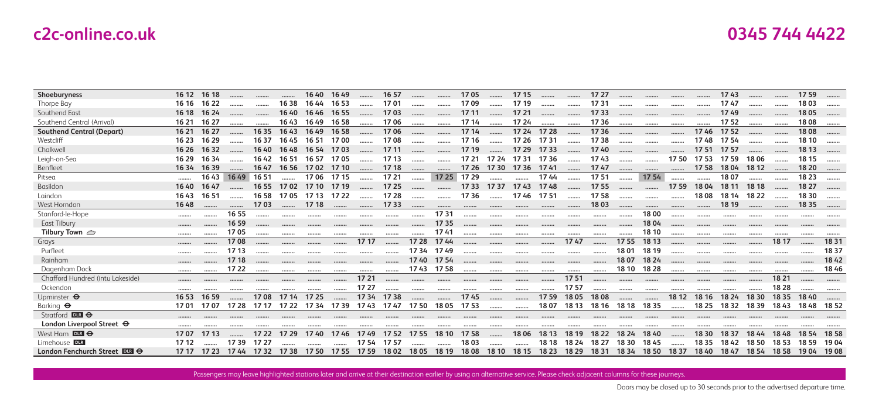| Shoeburyness | 16 12 | 16 18 | | | | 16 40 | 16 49 | | 16 57 | | | 17 05 | | 17 15 | | | 17 27 | | | | | 17 43 | | | 17 59 | |
|---|---|---|---|---|---|---|---|---|---|---|---|---|---|---|---|---|---|---|---|---|---|---|---|---|---|---|
| Thorpe Bay | 16 16 | 16 22 | | | 16 38 | 16 44 | 16 53 | | 17 01 | | | 17 09 | | 17 19 | | | 17 31 | | | | | 17 47 | | | 18 03 | |
| Southend East | 16 18 | 16 24 | | | 16 40 | 16 46 | 16 55 | | 17 03 | | | 17 11 | | 17 21 | | | 17 33 | | | | | 17 49 | | | 18 05 | |
| Southend Central (Arrival) | 16 21 | 16 27 | | | 16 43 | 16 49 | 16 58 | | 17 06 | | | 17 14 | | 17 24 | | | 17 36 | | | | | 17 52 | | | 18 08 | |
| **Southend Central (Depart)** | 16 21 | 16 27 | | 16 35 | 16 43 | 16 49 | 16 58 | | 17 06 | | | 17 14 | | 17 24 | 17 28 | | 17 36 | | | | 17 46 | 17 52 | | | 18 08 | |
| Westcliff | 16 23 | 16 29 | | 16 37 | 16 45 | 16 51 | 17 00 | | 17 08 | | | 17 16 | | 17 26 | 17 31 | | 17 38 | | | | 17 48 | 17 54 | | | 18 10 | |
| Chalkwell | 16 26 | 16 32 | | 16 40 | 16 48 | 16 54 | 17 03 | | 17 11 | | | 17 19 | | 17 29 | 17 33 | | 17 40 | | | | 17 51 | 17 57 | | | 18 13 | |
| Leigh-on-Sea | 16 29 | 16 34 | | 16 42 | 16 51 | 16 57 | 17 05 | | 17 13 | | | 17 21 | 17 24 | 17 31 | 17 36 | | 17 43 | | | 17 50 | 17 53 | 17 59 | 18 06 | | 18 15 | |
| Benfleet | 16 34 | 16 39 | | 16 47 | 16 56 | 17 02 | 17 10 | | 17 18 | | | 17 26 | 17 30 | 17 36 | 17 41 | | 17 47 | | | | 17 58 | 18 04 | 18 12 | | 18 20 | |
| Pitsea | | 16 43 | 16 49 | 16 51 | | 17 06 | 17 15 | | 17 21 | | 17 25 | 17 29 | | | 17 44 | | 17 51 | | 17 54 | | | 18 07 | | | 18 23 | |
| Basildon | 16 40 | 16 47 | | 16 55 | 17 02 | 17 10 | 17 19 | | 17 25 | | | 17 33 | 17 37 | 17 43 | 17 48 | | 17 55 | | | 17 59 | 18 04 | 18 11 | 18 18 | | 18 27 | |
| Laindon | 16 43 | 16 51 | | 16 58 | 17 05 | 17 13 | 17 22 | | 17 28 | | | 17 36 | | 17 46 | 17 51 | | 17 58 | | | | 18 08 | 18 14 | 18 22 | | 18 30 | |
| West Horndon | 16 48 | | | 17 03 | | 17 18 | | | 17 33 | | | | | | | | 18 03 | | | | | 18 19 | | | 18 35 | |
| Stanford-le-Hope | | | 16 55 | | | | | | | | 17 31 | | | | | | | | 18 00 | | | | | | | |
| East Tilbury | | | 16 59 | | | | | | | | 17 35 | | | | | | | | 18 04 | | | | | | | |
| **Tilbury Town** ⇌ | | | 17 05 | | | | | | | | 17 41 | | | | | | | | 18 10 | | | | | | | |
| Grays | | | 17 08 | | | | | 17 17 | | 17 28 | 17 44 | | | | | 17 47 | | 17 55 | 18 13 | | | | | 18 17 | | 18 31 |
| Purfleet | | | 17 13 | | | | | | | 17 34 | 17 49 | | | | | | | 18 01 | 18 19 | | | | | | | 18 37 |
| Rainham | | | 17 18 | | | | | | | 17 40 | 17 54 | | | | | | | 18 07 | 18 24 | | | | | | | 18 42 |
| Dagenham Dock | | | 17 22 | | | | | | | 17 43 | 17 58 | | | | | | | 18 10 | 18 28 | | | | | | | 18 46 |
| Chafford Hundred (intu Lakeside) | | | | | | | | 17 21 | | | | | | | | 17 51 | | | | | | | | 18 21 | | |
| Ockendon | | | | | | | | 17 27 | | | | | | | | 17 57 | | | | | | | | 18 28 | | |
| Upminster ⊖ | 16 53 | 16 59 | | 17 08 | 17 14 | 17 25 | | 17 34 | 17 38 | | | 17 45 | | | 17 59 | 18 05 | 18 08 | | | 18 12 | 18 16 | 18 24 | 18 30 | 18 35 | 18 40 | |
| Barking ⊖ | 17 01 | 17 07 | 17 28 | 17 17 | 17 22 | 17 34 | 17 39 | 17 43 | 17 47 | 17 50 | 18 05 | 17 53 | | | 18 07 | 18 13 | 18 16 | 18 18 | 18 35 | | 18 25 | 18 32 | 18 39 | 18 43 | 18 48 | 18 52 |
| Stratford DLR ⊖ | | | | | | | | | | | | | | | | | | | | | | | | | | |
| **London Liverpool Street** ⊖ | | | | | | | | | | | | | | | | | | | | | | | | | | |
| West Ham DLR ⊖ | 17 07 | 17 13 | | 17 22 | 17 29 | 17 40 | 17 46 | 17 49 | 17 52 | 17 55 | 18 10 | 17 58 | | 18 06 | 18 13 | 18 19 | 18 22 | 18 24 | 18 40 | | 18 30 | 18 37 | 18 44 | 18 48 | 18 54 | 18 58 |
| Limehouse DLR | 17 12 | | 17 39 | 17 27 | | | | 17 54 | 17 57 | | | 18 03 | | | 18 18 | 18 24 | 18 27 | 18 30 | 18 45 | | 18 35 | 18 42 | 18 50 | 18 53 | 18 59 | 19 04 |
| **London Fenchurch Street** DLR ⊖ | 17 17 | 17 23 | 17 44 | 17 32 | 17 38 | 17 50 | 17 55 | 17 59 | 18 02 | 18 05 | 18 19 | 18 08 | 18 10 | 18 15 | 18 23 | 18 29 | 18 31 | 18 34 | 18 50 | 18 37 | 18 40 | 18 47 | 18 54 | 18 58 | 19 04 | 19 08 |

Passengers may leave highlighted stations later and arrive at their destination earlier by using an alternative service. Please check adjacent columns for these journeys.

Doors may be closed up to 30 seconds prior to the advertised departure time.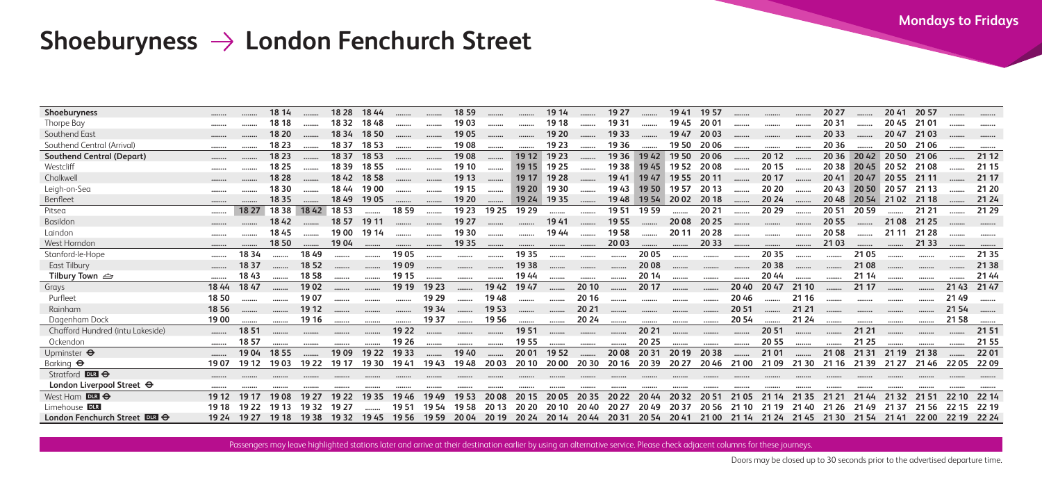# Shoeburyness → London Fenchurch Street

**Mondays to Fridays**

| Station | | | | | | | | | | | | | | | | | | | | | | | | | | |
|---|---|---|---|---|---|---|---|---|---|---|---|---|---|---|---|---|---|---|---|---|---|---|---|---|---|---|
| **Shoeburyness** | ........ | ........ | 18 14 | ........ | 18 28 | 18 44 | ........ | ........ | 18 59 | ........ | ........ | 19 14 | ........ | 19 27 | ........ | 19 41 | 19 57 | ........ | ........ | ........ | 20 27 | ........ | 20 41 | 20 57 | ........ | ........ |
| Thorpe Bay | ........ | ........ | 18 18 | ........ | 18 32 | 18 48 | ........ | ........ | 19 03 | ........ | ........ | 19 18 | ........ | 19 31 | ........ | 19 45 | 20 01 | ........ | ........ | ........ | 20 31 | ........ | 20 45 | 21 01 | ........ | ........ |
| Southend East | ........ | ........ | 18 20 | ........ | 18 34 | 18 50 | ........ | ........ | 19 05 | ........ | ........ | 19 20 | ........ | 19 33 | ........ | 19 47 | 20 03 | ........ | ........ | ........ | 20 33 | ........ | 20 47 | 21 03 | ........ | ........ |
| Southend Central (Arrival) | ........ | ........ | 18 23 | ........ | 18 37 | 18 53 | ........ | ........ | 19 08 | ........ | ........ | 19 23 | ........ | 19 36 | ........ | 19 50 | 20 06 | ........ | ........ | ........ | 20 36 | ........ | 20 50 | 21 06 | ........ | ........ |
| **Southend Central (Depart)** | ........ | ........ | 18 23 | ........ | 18 37 | 18 53 | ........ | ........ | 19 08 | ........ | 19 12 | 19 23 | ........ | 19 36 | 19 42 | 19 50 | 20 06 | ........ | 20 12 | ........ | 20 36 | 20 42 | 20 50 | 21 06 | ........ | 21 12 |
| Westcliff | ........ | ........ | 18 25 | ........ | 18 39 | 18 55 | ........ | ........ | 19 10 | ........ | 19 15 | 19 25 | ........ | 19 38 | 19 45 | 19 52 | 20 08 | ........ | 20 15 | ........ | 20 38 | 20 45 | 20 52 | 21 08 | ........ | 21 15 |
| Chalkwell | ........ | ........ | 18 28 | ........ | 18 42 | 18 58 | ........ | ........ | 19 13 | ........ | 19 17 | 19 28 | ........ | 19 41 | 19 47 | 19 55 | 20 11 | ........ | 20 17 | ........ | 20 41 | 20 47 | 20 55 | 21 11 | ........ | 21 17 |
| Leigh-on-Sea | ........ | ........ | 18 30 | ........ | 18 44 | 19 00 | ........ | ........ | 19 15 | ........ | 19 20 | 19 30 | ........ | 19 43 | 19 50 | 19 57 | 20 13 | ........ | 20 20 | ........ | 20 43 | 20 50 | 20 57 | 21 13 | ........ | 21 20 |
| Benfleet | ........ | ........ | 18 35 | ........ | 18 49 | 19 05 | ........ | ........ | 19 20 | ........ | 19 24 | 19 35 | ........ | 19 48 | 19 54 | 20 02 | 20 18 | ........ | 20 24 | ........ | 20 48 | 20 54 | 21 02 | 21 18 | ........ | 21 24 |
| Pitsea | ........ | 18 27 | 18 38 | 18 42 | 18 53 | ........ | 18 59 | ........ | 19 23 | 19 25 | 19 29 | ........ | ........ | 19 51 | 19 59 | ........ | 20 21 | ........ | 20 29 | ........ | 20 51 | 20 59 | ........ | 21 21 | ........ | 21 29 |
| Basildon | ........ | ........ | 18 42 | ........ | 18 57 | 19 11 | ........ | ........ | 19 27 | ........ | ........ | 19 41 | ........ | 19 55 | ........ | 20 08 | 20 25 | ........ | ........ | ........ | 20 55 | ........ | 21 08 | 21 25 | ........ | ........ |
| Laindon | ........ | ........ | 18 45 | ........ | 19 00 | 19 14 | ........ | ........ | 19 30 | ........ | ........ | 19 44 | ........ | 19 58 | ........ | 20 11 | 20 28 | ........ | ........ | ........ | 20 58 | ........ | 21 11 | 21 28 | ........ | ........ |
| West Horndon | ........ | ........ | 18 50 | ........ | 19 04 | ........ | ........ | ........ | 19 35 | ........ | ........ | ........ | ........ | 20 03 | ........ | ........ | 20 33 | ........ | ........ | ........ | 21 03 | ........ | ........ | 21 33 | ........ | ........ |
| Stanford-le-Hope | ........ | 18 34 | ........ | 18 49 | ........ | ........ | 19 05 | ........ | ........ | ........ | 19 35 | ........ | ........ | ........ | 20 05 | ........ | ........ | ........ | 20 35 | ........ | ........ | 21 05 | ........ | ........ | ........ | 21 35 |
| East Tilbury | ........ | 18 37 | ........ | 18 52 | ........ | ........ | 19 09 | ........ | ........ | ........ | 19 38 | ........ | ........ | ........ | 20 08 | ........ | ........ | ........ | 20 38 | ........ | ........ | 21 08 | ........ | ........ | ........ | 21 38 |
| **Tilbury Town** ⛴ | ........ | 18 43 | ........ | 18 58 | ........ | ........ | 19 15 | ........ | ........ | ........ | 19 44 | ........ | ........ | ........ | 20 14 | ........ | ........ | ........ | 20 44 | ........ | ........ | 21 14 | ........ | ........ | ........ | 21 44 |
| Grays | 18 44 | 18 47 | ........ | 19 02 | ........ | ........ | 19 19 | 19 23 | ........ | 19 42 | 19 47 | ........ | 20 10 | ........ | 20 17 | ........ | ........ | 20 40 | 20 47 | 21 10 | ........ | 21 17 | ........ | ........ | 21 43 | 21 47 |
| Purfleet | 18 50 | ........ | ........ | 19 07 | ........ | ........ | ........ | 19 29 | ........ | 19 48 | ........ | ........ | 20 16 | ........ | ........ | ........ | ........ | 20 46 | ........ | 21 16 | ........ | ........ | ........ | ........ | 21 49 | ........ |
| Rainham | 18 56 | ........ | ........ | 19 12 | ........ | ........ | ........ | 19 34 | ........ | 19 53 | ........ | ........ | 20 21 | ........ | ........ | ........ | ........ | 20 51 | ........ | 21 21 | ........ | ........ | ........ | ........ | 21 54 | ........ |
| Dagenham Dock | 19 00 | ........ | ........ | 19 16 | ........ | ........ | ........ | 19 37 | ........ | 19 56 | ........ | ........ | 20 24 | ........ | ........ | ........ | ........ | 20 54 | ........ | 21 24 | ........ | ........ | ........ | ........ | 21 58 | ........ |
| Chafford Hundred (intu Lakeside) | ........ | 18 51 | ........ | ........ | ........ | ........ | 19 22 | ........ | ........ | ........ | 19 51 | ........ | ........ | ........ | 20 21 | ........ | ........ | ........ | 20 51 | ........ | ........ | 21 21 | ........ | ........ | ........ | 21 51 |
| Ockendon | ........ | 18 57 | ........ | ........ | ........ | ........ | 19 26 | ........ | ........ | ........ | 19 55 | ........ | ........ | ........ | 20 25 | ........ | ........ | ........ | 20 55 | ........ | ........ | 21 25 | ........ | ........ | ........ | 21 55 |
| Upminster ⊖ | ........ | 19 04 | 18 55 | ........ | 19 09 | 19 22 | 19 33 | ........ | 19 40 | ........ | 20 01 | 19 52 | ........ | 20 08 | 20 31 | 20 19 | 20 38 | ........ | 21 01 | ........ | 21 08 | 21 31 | 21 19 | 21 38 | ........ | 22 01 |
| Barking ⊖ | 19 07 | 19 12 | 19 03 | 19 22 | 19 17 | 19 30 | 19 41 | 19 43 | 19 48 | 20 03 | 20 10 | 20 00 | 20 30 | 20 16 | 20 39 | 20 27 | 20 46 | 21 00 | 21 09 | 21 30 | 21 16 | 21 39 | 21 27 | 21 46 | 22 05 | 22 09 |
| Stratford DLR ⊖ | ........ | ........ | ........ | ........ | ........ | ........ | ........ | ........ | ........ | ........ | ........ | ........ | ........ | ........ | ........ | ........ | ........ | ........ | ........ | ........ | ........ | ........ | ........ | ........ | ........ | ........ |
| **London Liverpool Street** ⊖ | ........ | ........ | ........ | ........ | ........ | ........ | ........ | ........ | ........ | ........ | ........ | ........ | ........ | ........ | ........ | ........ | ........ | ........ | ........ | ........ | ........ | ........ | ........ | ........ | ........ | ........ |
| West Ham DLR ⊖ | 19 12 | 19 17 | 19 08 | 19 27 | 19 22 | 19 35 | 19 46 | 19 49 | 19 53 | 20 08 | 20 15 | 20 05 | 20 35 | 20 22 | 20 44 | 20 32 | 20 51 | 21 05 | 21 14 | 21 35 | 21 21 | 21 44 | 21 32 | 21 51 | 22 10 | 22 14 |
| Limehouse DLR | 19 18 | 19 22 | 19 13 | 19 32 | 19 27 | ........ | 19 51 | 19 54 | 19 58 | 20 13 | 20 20 | 20 10 | 20 40 | 20 27 | 20 49 | 20 37 | 20 56 | 21 10 | 21 19 | 21 40 | 21 26 | 21 49 | 21 37 | 21 56 | 22 15 | 22 19 |
| **London Fenchurch Street** DLR ⊖ | 19 24 | 19 27 | 19 18 | 19 38 | 19 32 | 19 45 | 19 56 | 19 59 | 20 04 | 20 19 | 20 24 | 20 14 | 20 44 | 20 31 | 20 54 | 20 41 | 21 00 | 21 14 | 21 24 | 21 45 | 21 30 | 21 54 | 21 41 | 22 00 | 22 19 | 22 24 |

Passengers may leave highlighted stations later and arrive at their destination earlier by using an alternative service. Please check adjacent columns for these journeys.

Doors may be closed up to 30 seconds prior to the advertised departure time.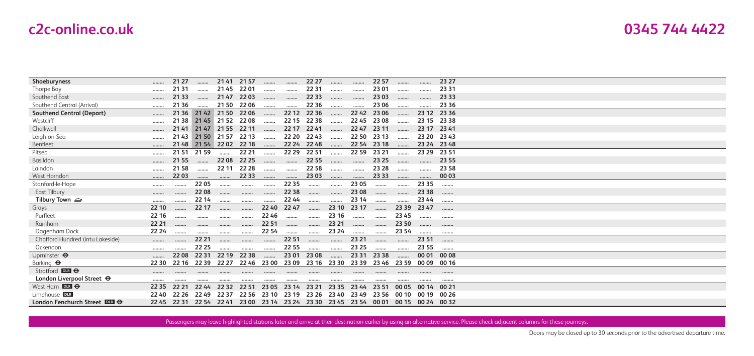| Station | | | | | | | | | | | | | | |
|---|---|---|---|---|---|---|---|---|---|---|---|---|---|---|
| Shoeburyness | ........ | 21 27 | ........ | 21 41 | 21 57 | ........ | ........ | 22 27 | ........ | ........ | 22 57 | ........ | ........ | 23 27 |
| Thorpe Bay | ........ | 21 31 | ........ | 21 45 | 22 01 | ........ | ........ | 22 31 | ........ | ........ | 23 01 | ........ | ........ | 23 31 |
| Southend East | ........ | 21 33 | ........ | 21 47 | 22 03 | ........ | ........ | 22 33 | ........ | ........ | 23 03 | ........ | ........ | 23 33 |
| Southend Central (Arrival) | ........ | 21 36 | ........ | 21 50 | 22 06 | ........ | ........ | 22 36 | ........ | ........ | 23 06 | ........ | ........ | 23 36 |
| **Southend Central (Depart)** | ........ | 21 36 | 21 42 | 21 50 | 22 06 | ........ | 22 12 | 22 36 | ........ | 22 42 | 23 06 | ........ | 23 12 | 23 36 |
| Westcliff | ........ | 21 38 | 21 45 | 21 52 | 22 08 | ........ | 22 15 | 22 38 | ........ | 22 45 | 23 08 | ........ | 23 15 | 23 38 |
| Chalkwell | ........ | 21 41 | 21 47 | 21 55 | 22 11 | ........ | 22 17 | 22 41 | ........ | 22 47 | 23 11 | ........ | 23 17 | 23 41 |
| Leigh-on-Sea | ........ | 21 43 | 21 50 | 21 57 | 22 13 | ........ | 22 20 | 22 43 | ........ | 22 50 | 23 13 | ........ | 23 20 | 23 43 |
| Benfleet | ........ | 21 48 | 21 54 | 22 02 | 22 18 | ........ | 22 24 | 22 48 | ........ | 22 54 | 23 18 | ........ | 23 24 | 23 48 |
| Pitsea | ........ | 21 51 | 21 59 | ........ | 22 21 | ........ | 22 29 | 22 51 | ........ | 22 59 | 23 21 | ........ | 23 29 | 23 51 |
| Basildon | ........ | 21 55 | ........ | 22 08 | 22 25 | ........ | ........ | 22 55 | ........ | ........ | 23 25 | ........ | ........ | 23 55 |
| Laindon | ........ | 21 58 | ........ | 22 11 | 22 28 | ........ | ........ | 22 58 | ........ | ........ | 23 28 | ........ | ........ | 23 58 |
| West Horndon | ........ | 22 03 | ........ | ........ | 22 33 | ........ | ........ | 23 03 | ........ | ........ | 23 33 | ........ | ........ | 00 03 |
| Stanford-le-Hope | ........ | ........ | 22 05 | ........ | ........ | ........ | 22 35 | ........ | ........ | 23 05 | ........ | ........ | 23 35 | ........ |
| East Tilbury | ........ | ........ | 22 08 | ........ | ........ | ........ | 22 38 | ........ | ........ | 23 08 | ........ | ........ | 23 38 | ........ |
| **Tilbury Town ⛴** | ........ | ........ | 22 14 | ........ | ........ | ........ | 22 44 | ........ | ........ | 23 14 | ........ | ........ | 23 44 | ........ |
| Grays | 22 10 | ........ | 22 17 | ........ | ........ | 22 40 | 22 47 | ........ | 23 10 | 23 17 | ........ | 23 39 | 23 47 | ........ |
| Purfleet | 22 16 | ........ | ........ | ........ | ........ | 22 46 | ........ | ........ | 23 16 | ........ | ........ | 23 45 | ........ | ........ |
| Rainham | 22 21 | ........ | ........ | ........ | ........ | 22 51 | ........ | ........ | 23 21 | ........ | ........ | 23 50 | ........ | ........ |
| Dagenham Dock | 22 24 | ........ | ........ | ........ | ........ | 22 54 | ........ | ........ | 23 24 | ........ | ........ | 23 54 | ........ | ........ |
| Chafford Hundred (intu Lakeside) | ........ | ........ | 22 21 | ........ | ........ | ........ | 22 51 | ........ | ........ | 23 21 | ........ | ........ | 23 51 | ........ |
| Ockendon | ........ | ........ | 22 25 | ........ | ........ | ........ | 22 55 | ........ | ........ | 23 25 | ........ | ........ | 23 55 | ........ |
| Upminster ⊖ | ........ | 22 08 | 22 31 | 22 19 | 22 38 | ........ | 23 01 | 23 08 | ........ | 23 31 | 23 38 | ........ | 00 01 | 00 08 |
| Barking ⊖ | 22 30 | 22 16 | 22 39 | 22 27 | 22 46 | 23 00 | 23 09 | 23 16 | 23 30 | 23 39 | 23 46 | 23 59 | 00 09 | 00 16 |
| Stratford DLR ⊖ | ........ | ........ | ........ | ........ | ........ | ........ | ........ | ........ | ........ | ........ | ........ | ........ | ........ | ........ |
| **London Liverpool Street ⊖** | ........ | ........ | ........ | ........ | ........ | ........ | ........ | ........ | ........ | ........ | ........ | ........ | ........ | ........ |
| West Ham DLR ⊖ | 22 35 | 22 21 | 22 44 | 22 32 | 22 51 | 23 05 | 23 14 | 23 21 | 23 35 | 23 44 | 23 51 | 00 05 | 00 14 | 00 21 |
| Limehouse DLR | 22 40 | 22 26 | 22 49 | 22 37 | 22 56 | 23 10 | 23 19 | 23 26 | 23 40 | 23 49 | 23 56 | 00 10 | 00 19 | 00 26 |
| **London Fenchurch Street DLR ⊖** | 22 45 | 22 31 | 22 54 | 22 41 | 23 00 | 23 14 | 23 24 | 23 30 | 23 45 | 23 54 | 00 01 | 00 15 | 00 24 | 00 32 |

Passengers may leave highlighted stations later and arrive at their destination earlier by using an alternative service. Please check adjacent columns for these journeys.

Doors may be closed up to 30 seconds prior to the advertised departure time.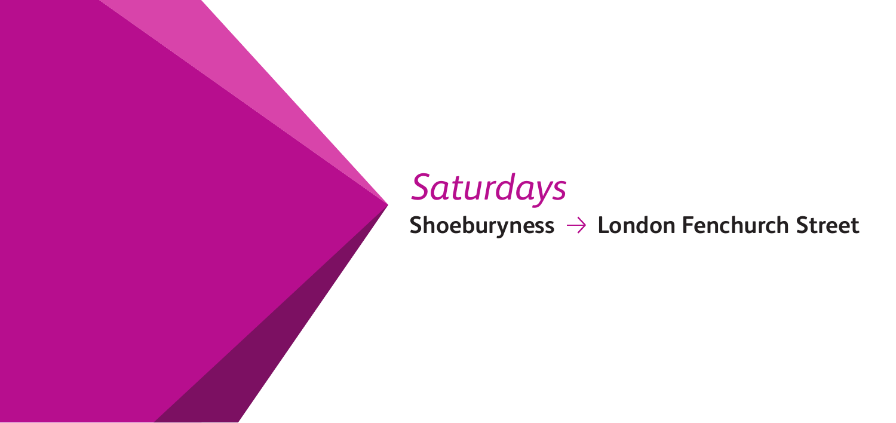# *Saturdays*

**Shoeburyness → London Fenchurch Street**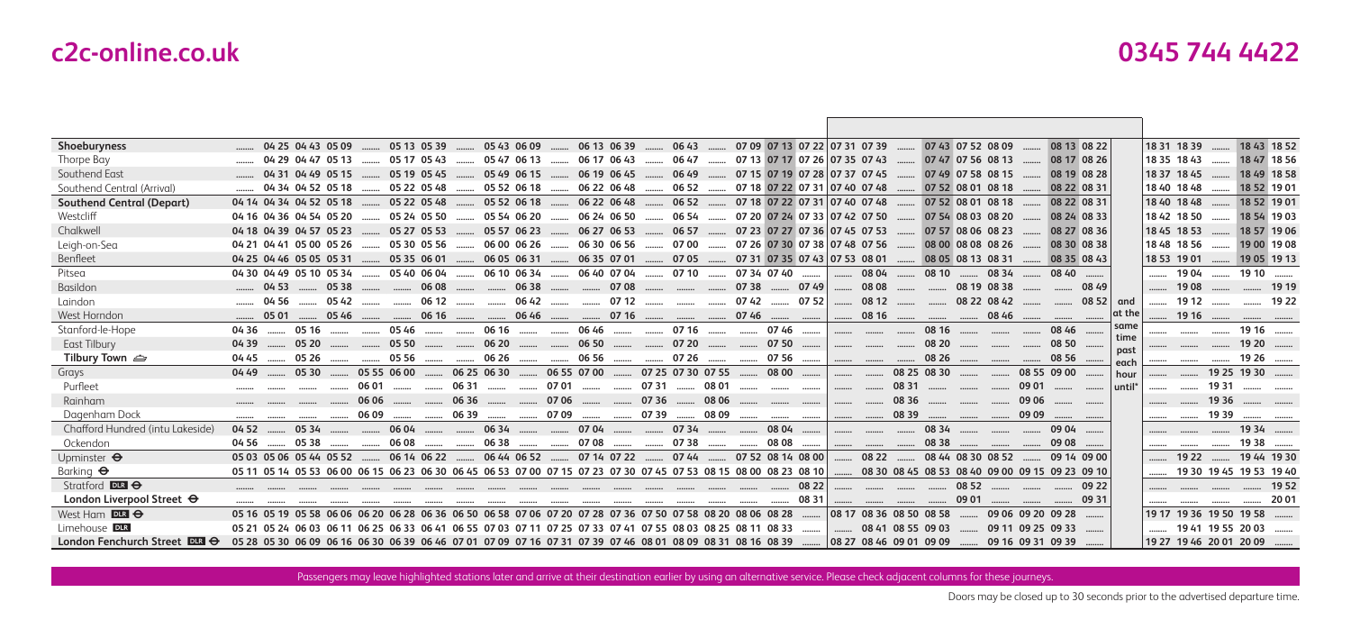| Station | | | | | | | | | | | | | | | | | | | | | | | | | | | | | and at the same time past each hour until* | | | | | |
|---|---|---|---|---|---|---|---|---|---|---|---|---|---|---|---|---|---|---|---|---|---|---|---|---|---|---|---|---|---|---|---|---|---|---|
| Shoeburyness | | 04 25 | 04 43 | 05 09 | | 05 13 | 05 39 | | 05 43 | 06 09 | | 06 13 | 06 39 | | 06 43 | | 07 09 | 07 13 | 07 22 | 07 31 | 07 39 | | 07 43 | 07 52 | 08 09 | | 08 13 | 08 22 | | 18 31 | 18 39 | | 18 43 | 18 52 |
| Thorpe Bay | | 04 29 | 04 47 | 05 13 | | 05 17 | 05 43 | | 05 47 | 06 13 | | 06 17 | 06 43 | | 06 47 | | 07 13 | 07 17 | 07 26 | 07 35 | 07 43 | | 07 47 | 07 56 | 08 13 | | 08 17 | 08 26 | | 18 35 | 18 43 | | 18 47 | 18 56 |
| Southend East | | 04 31 | 04 49 | 05 15 | | 05 19 | 05 45 | | 05 49 | 06 15 | | 06 19 | 06 45 | | 06 49 | | 07 15 | 07 19 | 07 28 | 07 37 | 07 45 | | 07 49 | 07 58 | 08 15 | | 08 19 | 08 28 | | 18 37 | 18 45 | | 18 49 | 18 58 |
| Southend Central (Arrival) | | 04 34 | 04 52 | 05 18 | | 05 22 | 05 48 | | 05 52 | 06 18 | | 06 22 | 06 48 | | 06 52 | | 07 18 | 07 22 | 07 31 | 07 40 | 07 48 | | 07 52 | 08 01 | 08 18 | | 08 22 | 08 31 | | 18 40 | 18 48 | | 18 52 | 19 01 |
| **Southend Central (Depart)** | 04 14 | 04 34 | 04 52 | 05 18 | | 05 22 | 05 48 | | 05 52 | 06 18 | | 06 22 | 06 48 | | 06 52 | | 07 18 | 07 22 | 07 31 | 07 40 | 07 48 | | 07 52 | 08 01 | 08 18 | | 08 22 | 08 31 | | 18 40 | 18 48 | | 18 52 | 19 01 |
| Westcliff | 04 16 | 04 36 | 04 54 | 05 20 | | 05 24 | 05 50 | | 05 54 | 06 20 | | 06 24 | 06 50 | | 06 54 | | 07 20 | 07 24 | 07 33 | 07 42 | 07 50 | | 07 54 | 08 03 | 08 20 | | 08 24 | 08 33 | | 18 42 | 18 50 | | 18 54 | 19 03 |
| Chalkwell | 04 18 | 04 39 | 04 57 | 05 23 | | 05 27 | 05 53 | | 05 57 | 06 23 | | 06 27 | 06 53 | | 06 57 | | 07 23 | 07 27 | 07 36 | 07 45 | 07 53 | | 07 57 | 08 06 | 08 23 | | 08 27 | 08 36 | | 18 45 | 18 53 | | 18 57 | 19 06 |
| Leigh-on-Sea | 04 21 | 04 41 | 05 00 | 05 26 | | 05 30 | 05 56 | | 06 00 | 06 26 | | 06 30 | 06 56 | | 07 00 | | 07 26 | 07 30 | 07 38 | 07 48 | 07 56 | | 08 00 | 08 08 | 08 26 | | 08 30 | 08 38 | | 18 48 | 18 56 | | 19 00 | 19 08 |
| Benfleet | 04 25 | 04 46 | 05 05 | 05 31 | | 05 35 | 06 01 | | 06 05 | 06 31 | | 06 35 | 07 01 | | 07 05 | | 07 31 | 07 35 | 07 43 | 07 53 | 08 01 | | 08 05 | 08 13 | 08 31 | | 08 35 | 08 43 | | 18 53 | 19 01 | | 19 05 | 19 13 |
| Pitsea | 04 30 | 04 49 | 05 10 | 05 34 | | 05 40 | 06 04 | | 06 10 | 06 34 | | 06 40 | 07 04 | | 07 10 | | 07 34 | 07 40 | | | 08 04 | | 08 10 | | 08 34 | | 08 40 | | | | 19 04 | | 19 10 | |
| Basildon | | 04 53 | | 05 38 | | | 06 08 | | | 06 38 | | | 07 08 | | | | 07 38 | | 07 49 | | 08 08 | | | 08 19 | 08 38 | | | 08 49 | | | 19 08 | | | 19 19 |
| Laindon | | 04 56 | | 05 42 | | | 06 12 | | | 06 42 | | | 07 12 | | | | 07 42 | | 07 52 | | 08 12 | | | 08 22 | 08 42 | | | 08 52 | | | 19 12 | | | 19 22 |
| West Horndon | | 05 01 | | 05 46 | | | 06 16 | | | 06 46 | | | 07 16 | | | | 07 46 | | | | 08 16 | | | | 08 46 | | | | | | 19 16 | | | |
| Stanford-le-Hope | 04 36 | | 05 16 | | | 05 46 | | | 06 16 | | | 06 46 | | | 07 16 | | | 07 46 | | | | | 08 16 | | | | 08 46 | | | | | | 19 16 | |
| East Tilbury | 04 39 | | 05 20 | | | 05 50 | | | 06 20 | | | 06 50 | | | 07 20 | | | 07 50 | | | | | 08 20 | | | | 08 50 | | | | | | 19 20 | |
| **Tilbury Town** ⛴ | 04 45 | | 05 26 | | | 05 56 | | | 06 26 | | | 06 56 | | | 07 26 | | | 07 56 | | | | | 08 26 | | | | 08 56 | | | | | | 19 26 | |
| Grays | 04 49 | | 05 30 | | 05 55 | 06 00 | | 06 25 | 06 30 | | 06 55 | 07 00 | | 07 25 | 07 30 | 07 55 | | 08 00 | | | | 08 25 | 08 30 | | | 08 55 | 09 00 | | | | | 19 25 | 19 30 | |
| Purfleet | | | | | 06 01 | | | 06 31 | | | 07 01 | | | 07 31 | | 08 01 | | | | | | 08 31 | | | | 09 01 | | | | | | 19 31 | | |
| Rainham | | | | | 06 06 | | | 06 36 | | | 07 06 | | | 07 36 | | 08 06 | | | | | | 08 36 | | | | 09 06 | | | | | | 19 36 | | |
| Dagenham Dock | | | | | 06 09 | | | 06 39 | | | 07 09 | | | 07 39 | | 08 09 | | | | | | 08 39 | | | | 09 09 | | | | | | 19 39 | | |
| Chafford Hundred (intu Lakeside) | 04 52 | | 05 34 | | | 06 04 | | | 06 34 | | | 07 04 | | | 07 34 | | | 08 04 | | | | | 08 34 | | | | 09 04 | | | | | | 19 34 | |
| Ockendon | 04 56 | | 05 38 | | | 06 08 | | | 06 38 | | | 07 08 | | | 07 38 | | | 08 08 | | | | | 08 38 | | | | 09 08 | | | | | | 19 38 | |
| Upminster ⊖ | 05 03 | 05 06 | 05 44 | 05 52 | | 06 14 | 06 22 | | 06 44 | 06 52 | | 07 14 | 07 22 | | 07 44 | | 07 52 | 08 14 | 08 00 | | 08 22 | | 08 44 | 08 30 | 08 52 | | 09 14 | 09 00 | | | 19 22 | | 19 44 | 19 30 |
| Barking ⊖ | 05 11 | 05 14 | 05 53 | 06 00 | 06 15 | 06 23 | 06 30 | 06 45 | 06 53 | 07 00 | 07 15 | 07 23 | 07 30 | 07 45 | 07 53 | 08 15 | 08 00 | 08 23 | 08 10 | | 08 30 | 08 45 | 08 53 | 08 40 | 09 00 | 09 15 | 09 23 | 09 10 | | | 19 30 | 19 45 | 19 53 | 19 40 |
| Stratford DLR ⊖ | | | | | | | | | | | | | | | | | | | 08 22 | | | | | 08 52 | | | | 09 22 | | | | | | 19 52 |
| **London Liverpool Street** ⊖ | | | | | | | | | | | | | | | | | | | 08 31 | | | | | 09 01 | | | | 09 31 | | | | | | 20 01 |
| West Ham DLR ⊖ | 05 16 | 05 19 | 05 58 | 06 06 | 06 20 | 06 28 | 06 36 | 06 50 | 06 58 | 07 06 | 07 20 | 07 28 | 07 36 | 07 50 | 07 58 | 08 20 | 08 06 | 08 28 | | 08 17 | 08 36 | 08 50 | 08 58 | | 09 06 | 09 20 | 09 28 | | | 19 17 | 19 36 | 19 50 | 19 58 | |
| Limehouse DLR | 05 21 | 05 24 | 06 03 | 06 11 | 06 25 | 06 33 | 06 41 | 06 55 | 07 03 | 07 11 | 07 25 | 07 33 | 07 41 | 07 55 | 08 03 | 08 25 | 08 11 | 08 33 | | | 08 41 | 08 55 | 09 03 | | 09 11 | 09 25 | 09 33 | | | | 19 41 | 19 55 | 20 03 | |
| **London Fenchurch Street** DLR ⊖ | 05 28 | 05 30 | 06 09 | 06 16 | 06 30 | 06 39 | 06 46 | 07 01 | 07 09 | 07 16 | 07 31 | 07 39 | 07 46 | 08 01 | 08 09 | 08 31 | 08 16 | 08 39 | | 08 27 | 08 46 | 09 01 | 09 09 | | 09 16 | 09 31 | 09 39 | | | 19 27 | 19 46 | 20 01 | 20 09 | |

Passengers may leave highlighted stations later and arrive at their destination earlier by using an alternative service. Please check adjacent columns for these journeys.

Doors may be closed up to 30 seconds prior to the advertised departure time.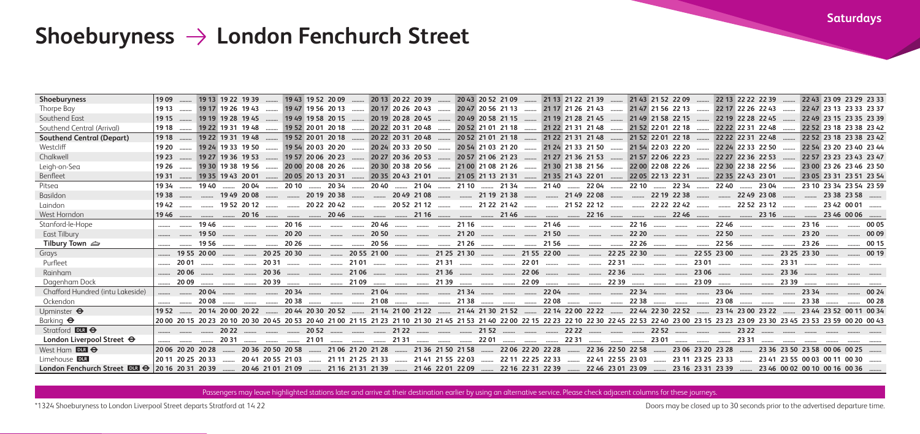# Shoeburyness → London Fenchurch Street

**Saturdays**

| Station | | | | | | | | | | | | | | | | | | | | | | | | | | | | | | | | | | |
|---|---|---|---|---|---|---|---|---|---|---|---|---|---|---|---|---|---|---|---|---|---|---|---|---|---|---|---|---|---|---|---|---|---|---|
| **Shoeburyness** | 1909 | | 1913 | 1922 | 1939 | | 1943 | 1952 | 2009 | | 2013 | 2022 | 2039 | | 2043 | 2052 | 2109 | | 2113 | 2122 | 2139 | | 2143 | 2152 | 2209 | | 2213 | 2222 | 2239 | | 2243 | 2309 | 2329 | 2333 |
| Thorpe Bay | 1913 | | 1917 | 1926 | 1943 | | 1947 | 1956 | 2013 | | 2017 | 2026 | 2043 | | 2047 | 2056 | 2113 | | 2117 | 2126 | 2143 | | 2147 | 2156 | 2213 | | 2217 | 2226 | 2243 | | 2247 | 2313 | 2333 | 2337 |
| Southend East | 1915 | | 1919 | 1928 | 1945 | | 1949 | 1958 | 2015 | | 2019 | 2028 | 2045 | | 2049 | 2058 | 2115 | | 2119 | 2128 | 2145 | | 2149 | 2158 | 2215 | | 2219 | 2228 | 2245 | | 2249 | 2315 | 2335 | 2339 |
| Southend Central (Arrival) | 1918 | | 1922 | 1931 | 1948 | | 1952 | 2001 | 2018 | | 2022 | 2031 | 2048 | | 2052 | 2101 | 2118 | | 2122 | 2131 | 2148 | | 2152 | 2201 | 2218 | | 2222 | 2231 | 2248 | | 2252 | 2318 | 2338 | 2342 |
| **Southend Central (Depart)** | 1918 | | 1922 | 1931 | 1948 | | 1952 | 2001 | 2018 | | 2022 | 2031 | 2048 | | 2052 | 2101 | 2118 | | 2122 | 2131 | 2148 | | 2152 | 2201 | 2218 | | 2222 | 2231 | 2248 | | 2252 | 2318 | 2338 | 2342 |
| Westcliff | 1920 | | 1924 | 1933 | 1950 | | 1954 | 2003 | 2020 | | 2024 | 2033 | 2050 | | 2054 | 2103 | 2120 | | 2124 | 2133 | 2150 | | 2154 | 2203 | 2220 | | 2224 | 2233 | 2250 | | 2254 | 2320 | 2340 | 2344 |
| Chalkwell | 1923 | | 1927 | 1936 | 1953 | | 1957 | 2006 | 2023 | | 2027 | 2036 | 2053 | | 2057 | 2106 | 2123 | | 2127 | 2136 | 2153 | | 2157 | 2206 | 2223 | | 2227 | 2236 | 2253 | | 2257 | 2323 | 2343 | 2347 |
| Leigh-on-Sea | 1926 | | 1930 | 1938 | 1956 | | 2000 | 2008 | 2026 | | 2030 | 2038 | 2056 | | 2100 | 2108 | 2126 | | 2130 | 2138 | 2156 | | 2200 | 2208 | 2226 | | 2230 | 2238 | 2256 | | 2300 | 2326 | 2346 | 2350 |
| Benfleet | 1931 | | 1935 | 1943 | 2001 | | 2005 | 2013 | 2031 | | 2035 | 2043 | 2101 | | 2105 | 2113 | 2131 | | 2135 | 2143 | 2201 | | 2205 | 2213 | 2231 | | 2235 | 2243 | 2301 | | 2305 | 2331 | 2351 | 2354 |
| Pitsea | 1934 | | 1940 | | 2004 | | 2010 | | 2034 | | 2040 | | 2104 | | 2110 | | 2134 | | 2140 | | 2204 | | 2210 | | 2234 | | 2240 | | 2304 | | 2310 | 2334 | 2354 | 2359 |
| Basildon | 1938 | | | 1949 | 2008 | | | 2019 | 2038 | | | 2049 | 2108 | | | 2119 | 2138 | | | 2149 | 2208 | | | 2219 | 2238 | | | 2249 | 2308 | | | 2338 | 2358 | |
| Laindon | 1942 | | | 1952 | 2012 | | | 2022 | 2042 | | | 2052 | 2112 | | | 2122 | 2142 | | | 2152 | 2212 | | | 2222 | 2242 | | | 2252 | 2312 | | | 2342 | 0001 | |
| West Horndon | 1946 | | | | 2016 | | | | 2046 | | | | 2116 | | | | 2146 | | | | 2216 | | | | 2246 | | | | 2316 | | | 2346 | 0006 | |
| Stanford-le-Hope | | | 1946 | | | | 2016 | | | | 2046 | | | | 2116 | | | | 2146 | | | | 2216 | | | | 2246 | | | | 2316 | | | 0005 |
| East Tilbury | | | 1950 | | | | 2020 | | | | 2050 | | | | 2120 | | | | 2150 | | | | 2220 | | | | 2250 | | | | 2320 | | | 0009 |
| **Tilbury Town** ⛴ | | | 1956 | | | | 2026 | | | | 2056 | | | | 2126 | | | | 2156 | | | | 2226 | | | | 2256 | | | | 2326 | | | 0015 |
| Grays | | 1955 | 2000 | | | 2025 | 2030 | | | 2055 | 2100 | | | 2125 | 2130 | | | 2155 | 2200 | | | 2225 | 2230 | | | 2255 | 2300 | | | 2325 | 2330 | | | 0019 |
| Purfleet | | 2001 | | | | 2031 | | | | 2101 | | | | 2131 | | | | 2201 | | | | 2231 | | | | 2301 | | | | 2331 | | | | |
| Rainham | | 2006 | | | | 2036 | | | | 2106 | | | | 2136 | | | | 2206 | | | | 2236 | | | | 2306 | | | | 2336 | | | | |
| Dagenham Dock | | 2009 | | | | 2039 | | | | 2109 | | | | 2139 | | | | 2209 | | | | 2239 | | | | 2309 | | | | 2339 | | | | |
| Chafford Hundred (intu Lakeside) | | | 2004 | | | | 2034 | | | | 2104 | | | | 2134 | | | | 2204 | | | | 2234 | | | | 2304 | | | | 2334 | | | 0024 |
| Ockendon | | | 2008 | | | | 2038 | | | | 2108 | | | | 2138 | | | | 2208 | | | | 2238 | | | | 2308 | | | | 2338 | | | 0028 |
| Upminster ⊖ | 1952 | | 2014 | 2000 | 2022 | | 2044 | 2030 | 2052 | | 2114 | 2100 | 2122 | | 2144 | 2130 | 2152 | | 2214 | 2200 | 2222 | | 2244 | 2230 | 2252 | | 2314 | 2300 | 2322 | | 2344 | 2352 | 0011 | 0034 |
| Barking ⊖ | 2000 | 2015 | 2023 | 2010 | 2030 | 2045 | 2053 | 2040 | 2100 | 2115 | 2123 | 2110 | 2130 | 2145 | 2153 | 2140 | 2200 | 2215 | 2223 | 2210 | 2230 | 2245 | 2253 | 2240 | 2300 | 2315 | 2323 | 2309 | 2330 | 2345 | 2353 | 2359 | 0020 | 0043 |
| Stratford DLR ⊖ | | | | 2022 | | | | 2052 | | | | 2122 | | | | 2152 | | | | 2222 | | | | 2252 | | | | 2322 | | | | | | |
| **London Liverpool Street** ⊖ | | | | 2031 | | | | 2101 | | | | 2131 | | | | 2201 | | | | 2231 | | | | 2301 | | | | 2331 | | | | | | |
| West Ham DLR ⊖ | 2006 | 2020 | 2028 | | 2036 | 2050 | 2058 | | 2106 | 2120 | 2128 | | 2136 | 2150 | 2158 | | 2206 | 2220 | 2228 | | 2236 | 2250 | 2258 | | 2306 | 2320 | 2328 | | 2336 | 2350 | 2358 | 0006 | 0025 | |
| Limehouse DLR | 2011 | 2025 | 2033 | | 2041 | 2055 | 2103 | | 2111 | 2125 | 2133 | | 2141 | 2155 | 2203 | | 2211 | 2225 | 2233 | | 2241 | 2255 | 2303 | | 2311 | 2325 | 2333 | | 2341 | 2355 | 0003 | 0011 | 0030 | |
| **London Fenchurch Street** DLR ⊖ | 2016 | 2031 | 2039 | | 2046 | 2101 | 2109 | | 2116 | 2131 | 2139 | | 2146 | 2201 | 2209 | | 2216 | 2231 | 2239 | | 2246 | 2301 | 2309 | | 2316 | 2331 | 2339 | | 2346 | 0002 | 0010 | 0016 | 0036 | |

Passengers may leave highlighted stations later and arrive at their destination earlier by using an alternative service. Please check adjacent columns for these journeys.

*1324 Shoeburyness to London Liverpool Street departs Stratford at 14 22

Doors may be closed up to 30 seconds prior to the advertised departure time.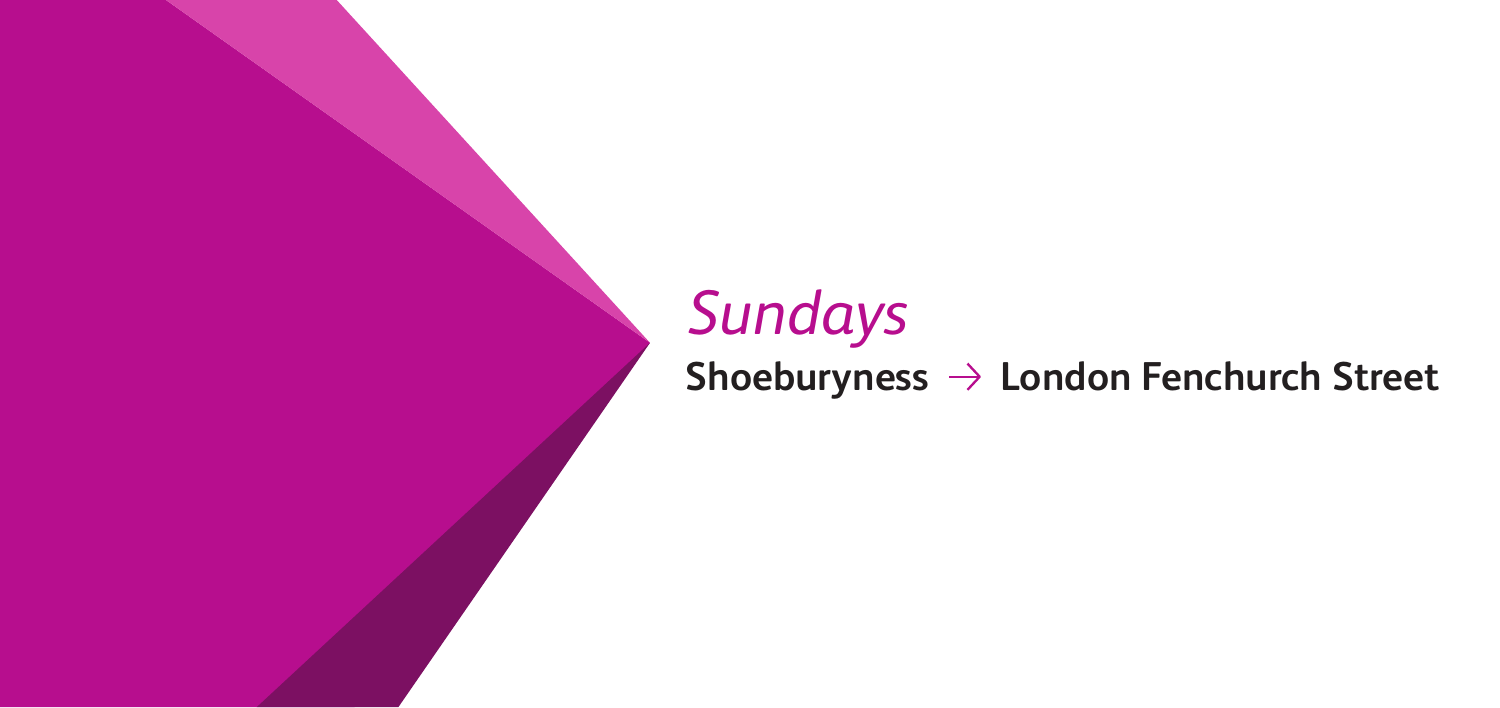# *Sundays*

## Shoeburyness → London Fenchurch Street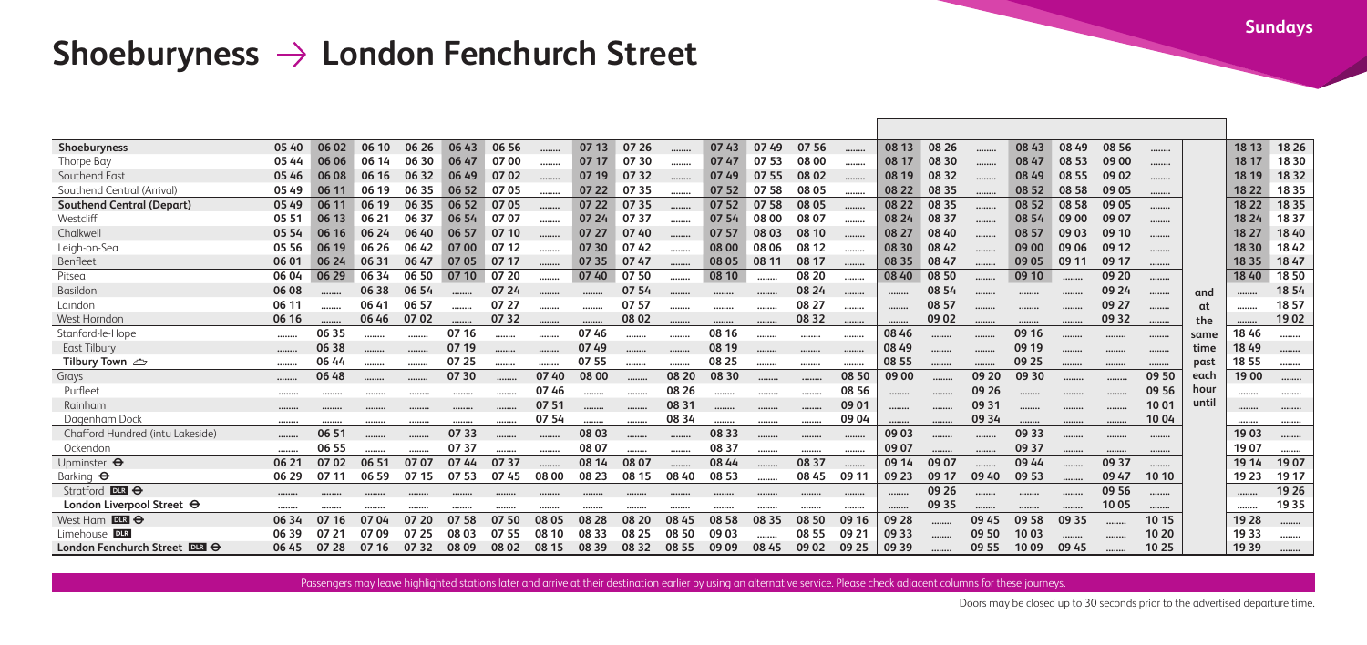# Shoeburyness → London Fenchurch Street

**Sundays**

| Shoeburyness | 05 40 | 06 02 | 06 10 | 06 26 | 06 43 | 06 56 | ........ | 07 13 | 07 26 | ........ | 07 43 | 07 49 | 07 56 | ........ | 08 13 | 08 26 | ........ | 08 43 | 08 49 | 08 56 | ........ | | 18 13 | 18 26 |
|---|---|---|---|---|---|---|---|---|---|---|---|---|---|---|---|---|---|---|---|---|---|---|---|---|
| Thorpe Bay | 05 44 | 06 06 | 06 14 | 06 30 | 06 47 | 07 00 | ........ | 07 17 | 07 30 | ........ | 07 47 | 07 53 | 08 00 | ........ | 08 17 | 08 30 | ........ | 08 47 | 08 53 | 09 00 | ........ | | 18 17 | 18 30 |
| Southend East | 05 46 | 06 08 | 06 16 | 06 32 | 06 49 | 07 02 | ........ | 07 19 | 07 32 | ........ | 07 49 | 07 55 | 08 02 | ........ | 08 19 | 08 32 | ........ | 08 49 | 08 55 | 09 02 | ........ | | 18 19 | 18 32 |
| Southend Central (Arrival) | 05 49 | 06 11 | 06 19 | 06 35 | 06 52 | 07 05 | ........ | 07 22 | 07 35 | ........ | 07 52 | 07 58 | 08 05 | ........ | 08 22 | 08 35 | ........ | 08 52 | 08 58 | 09 05 | ........ | | 18 22 | 18 35 |
| **Southend Central (Depart)** | 05 49 | 06 11 | 06 19 | 06 35 | 06 52 | 07 05 | ........ | 07 22 | 07 35 | ........ | 07 52 | 07 58 | 08 05 | ........ | 08 22 | 08 35 | ........ | 08 52 | 08 58 | 09 05 | ........ | | 18 22 | 18 35 |
| Westcliff | 05 51 | 06 13 | 06 21 | 06 37 | 06 54 | 07 07 | ........ | 07 24 | 07 37 | ........ | 07 54 | 08 00 | 08 07 | ........ | 08 24 | 08 37 | ........ | 08 54 | 09 00 | 09 07 | ........ | | 18 24 | 18 37 |
| Chalkwell | 05 54 | 06 16 | 06 24 | 06 40 | 06 57 | 07 10 | ........ | 07 27 | 07 40 | ........ | 07 57 | 08 03 | 08 10 | ........ | 08 27 | 08 40 | ........ | 08 57 | 09 03 | 09 10 | ........ | | 18 27 | 18 40 |
| Leigh-on-Sea | 05 56 | 06 19 | 06 26 | 06 42 | 07 00 | 07 12 | ........ | 07 30 | 07 42 | ........ | 08 00 | 08 06 | 08 12 | ........ | 08 30 | 08 42 | ........ | 09 00 | 09 06 | 09 12 | ........ | | 18 30 | 18 42 |
| Benfleet | 06 01 | 06 24 | 06 31 | 06 47 | 07 05 | 07 17 | ........ | 07 35 | 07 47 | ........ | 08 05 | 08 11 | 08 17 | ........ | 08 35 | 08 47 | ........ | 09 05 | 09 11 | 09 17 | ........ | | 18 35 | 18 47 |
| Pitsea | 06 04 | 06 29 | 06 34 | 06 50 | 07 10 | 07 20 | ........ | 07 40 | 07 50 | ........ | 08 10 | ........ | 08 20 | ........ | 08 40 | 08 50 | ........ | 09 10 | ........ | 09 20 | ........ | | 18 40 | 18 50 |
| Basildon | 06 08 | ........ | 06 38 | 06 54 | ........ | 07 24 | ........ | ........ | 07 54 | ........ | ........ | ........ | 08 24 | ........ | ........ | 08 54 | ........ | ........ | ........ | 09 24 | ........ | and | ........ | 18 54 |
| Laindon | 06 11 | ........ | 06 41 | 06 57 | ........ | 07 27 | ........ | ........ | 07 57 | ........ | ........ | ........ | 08 27 | ........ | ........ | 08 57 | ........ | ........ | ........ | 09 27 | ........ | at | ........ | 18 57 |
| West Horndon | 06 16 | ........ | 06 46 | 07 02 | ........ | 07 32 | ........ | ........ | 08 02 | ........ | ........ | ........ | 08 32 | ........ | ........ | 09 02 | ........ | ........ | ........ | 09 32 | ........ | the | ........ | 19 02 |
| Stanford-le-Hope | ........ | 06 35 | ........ | ........ | 07 16 | ........ | ........ | 07 46 | ........ | ........ | 08 16 | ........ | ........ | ........ | 08 46 | ........ | ........ | 09 16 | ........ | ........ | ........ | same | 18 46 | ........ |
| East Tilbury | ........ | 06 38 | ........ | ........ | 07 19 | ........ | ........ | 07 49 | ........ | ........ | 08 19 | ........ | ........ | ........ | 08 49 | ........ | ........ | 09 19 | ........ | ........ | ........ | time | 18 49 | ........ |
| **Tilbury Town** ⛴ | ........ | 06 44 | ........ | ........ | 07 25 | ........ | ........ | 07 55 | ........ | ........ | 08 25 | ........ | ........ | ........ | 08 55 | ........ | ........ | 09 25 | ........ | ........ | ........ | past | 18 55 | ........ |
| Grays | ........ | 06 48 | ........ | ........ | 07 30 | ........ | 07 40 | 08 00 | ........ | 08 20 | 08 30 | ........ | ........ | 08 50 | 09 00 | ........ | 09 20 | 09 30 | ........ | ........ | 09 50 | each | 19 00 | ........ |
| Purfleet | ........ | ........ | ........ | ........ | ........ | ........ | 07 46 | ........ | ........ | 08 26 | ........ | ........ | ........ | 08 56 | ........ | ........ | 09 26 | ........ | ........ | ........ | 09 56 | hour | ........ | ........ |
| Rainham | ........ | ........ | ........ | ........ | ........ | ........ | 07 51 | ........ | ........ | 08 31 | ........ | ........ | ........ | 09 01 | ........ | ........ | 09 31 | ........ | ........ | ........ | 10 01 | until | ........ | ........ |
| Dagenham Dock | ........ | ........ | ........ | ........ | ........ | ........ | 07 54 | ........ | ........ | 08 34 | ........ | ........ | ........ | 09 04 | ........ | ........ | 09 34 | ........ | ........ | ........ | 10 04 | | ........ | ........ |
| Chafford Hundred (intu Lakeside) | ........ | 06 51 | ........ | ........ | 07 33 | ........ | ........ | 08 03 | ........ | ........ | 08 33 | ........ | ........ | ........ | 09 03 | ........ | ........ | 09 33 | ........ | ........ | ........ | | 19 03 | ........ |
| Ockendon | ........ | 06 55 | ........ | ........ | 07 37 | ........ | ........ | 08 07 | ........ | ........ | 08 37 | ........ | ........ | ........ | 09 07 | ........ | ........ | 09 37 | ........ | ........ | ........ | | 19 07 | ........ |
| Upminster ⊖ | 06 21 | 07 02 | 06 51 | 07 07 | 07 44 | 07 37 | ........ | 08 14 | 08 07 | ........ | 08 44 | ........ | 08 37 | ........ | 09 14 | 09 07 | ........ | 09 44 | ........ | 09 37 | ........ | | 19 14 | 19 07 |
| Barking ⊖ | 06 29 | 07 11 | 06 59 | 07 15 | 07 53 | 07 45 | 08 00 | 08 23 | 08 15 | 08 40 | 08 53 | ........ | 08 45 | 09 11 | 09 23 | 09 17 | 09 40 | 09 53 | ........ | 09 47 | 10 10 | | 19 23 | 19 17 |
| Stratford DLR ⊖ | ........ | ........ | ........ | ........ | ........ | ........ | ........ | ........ | ........ | ........ | ........ | ........ | ........ | ........ | ........ | 09 26 | ........ | ........ | ........ | 09 56 | ........ | | ........ | 19 26 |
| **London Liverpool Street** ⊖ | ........ | ........ | ........ | ........ | ........ | ........ | ........ | ........ | ........ | ........ | ........ | ........ | ........ | ........ | ........ | 09 35 | ........ | ........ | ........ | 10 05 | ........ | | ........ | 19 35 |
| West Ham DLR ⊖ | 06 34 | 07 16 | 07 04 | 07 20 | 07 58 | 07 50 | 08 05 | 08 28 | 08 20 | 08 45 | 08 58 | 08 35 | 08 50 | 09 16 | 09 28 | ........ | 09 45 | 09 58 | 09 35 | ........ | 10 15 | | 19 28 | ........ |
| Limehouse DLR | 06 39 | 07 21 | 07 09 | 07 25 | 08 03 | 07 55 | 08 10 | 08 33 | 08 25 | 08 50 | 09 03 | ........ | 08 55 | 09 21 | 09 33 | ........ | 09 50 | 10 03 | ........ | ........ | 10 20 | | 19 33 | ........ |
| **London Fenchurch Street** DLR ⊖ | 06 45 | 07 28 | 07 16 | 07 32 | 08 09 | 08 02 | 08 15 | 08 39 | 08 32 | 08 55 | 09 09 | 08 45 | 09 02 | 09 25 | 09 39 | ........ | 09 55 | 10 09 | 09 45 | ........ | 10 25 | | 19 39 | ........ |

Passengers may leave highlighted stations later and arrive at their destination earlier by using an alternative service. Please check adjacent columns for these journeys.

Doors may be closed up to 30 seconds prior to the advertised departure time.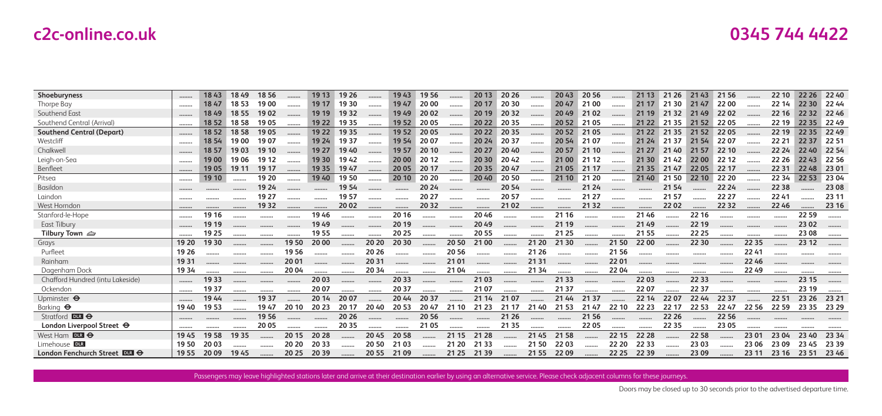| **Shoeburyness** | ... | 18 43 | 18 49 | 18 56 | ... | 19 13 | 19 26 | ... | 19 43 | 19 56 | ... | 20 13 | 20 26 | ... | 20 43 | 20 56 | ... | 21 13 | 21 26 | 21 43 | 21 56 | ... | 22 10 | 22 26 | 22 40 |
|---|---|---|---|---|---|---|---|---|---|---|---|---|---|---|---|---|---|---|---|---|---|---|---|---|---|
| Thorpe Bay | ... | 18 47 | 18 53 | 19 00 | ... | 19 17 | 19 30 | ... | 19 47 | 20 00 | ... | 20 17 | 20 30 | ... | 20 47 | 21 00 | ... | 21 17 | 21 30 | 21 47 | 22 00 | ... | 22 14 | 22 30 | 22 44 |
| Southend East | ... | 18 49 | 18 55 | 19 02 | ... | 19 19 | 19 32 | ... | 19 49 | 20 02 | ... | 20 19 | 20 32 | ... | 20 49 | 21 02 | ... | 21 19 | 21 32 | 21 49 | 22 02 | ... | 22 16 | 22 32 | 22 46 |
| Southend Central (Arrival) | ... | 18 52 | 18 58 | 19 05 | ... | 19 22 | 19 35 | ... | 19 52 | 20 05 | ... | 20 22 | 20 35 | ... | 20 52 | 21 05 | ... | 21 22 | 21 35 | 21 52 | 22 05 | ... | 22 19 | 22 35 | 22 49 |
| **Southend Central (Depart)** | ... | 18 52 | 18 58 | 19 05 | ... | 19 22 | 19 35 | ... | 19 52 | 20 05 | ... | 20 22 | 20 35 | ... | 20 52 | 21 05 | ... | 21 22 | 21 35 | 21 52 | 22 05 | ... | 22 19 | 22 35 | 22 49 |
| Westcliff | ... | 18 54 | 19 00 | 19 07 | ... | 19 24 | 19 37 | ... | 19 54 | 20 07 | ... | 20 24 | 20 37 | ... | 20 54 | 21 07 | ... | 21 24 | 21 37 | 21 54 | 22 07 | ... | 22 21 | 22 37 | 22 51 |
| Chalkwell | ... | 18 57 | 19 03 | 19 10 | ... | 19 27 | 19 40 | ... | 19 57 | 20 10 | ... | 20 27 | 20 40 | ... | 20 57 | 21 10 | ... | 21 27 | 21 40 | 21 57 | 22 10 | ... | 22 24 | 22 40 | 22 54 |
| Leigh-on-Sea | ... | 19 00 | 19 06 | 19 12 | ... | 19 30 | 19 42 | ... | 20 00 | 20 12 | ... | 20 30 | 20 42 | ... | 21 00 | 21 12 | ... | 21 30 | 21 42 | 22 00 | 22 12 | ... | 22 26 | 22 43 | 22 56 |
| Benfleet | ... | 19 05 | 19 11 | 19 17 | ... | 19 35 | 19 47 | ... | 20 05 | 20 17 | ... | 20 35 | 20 47 | ... | 21 05 | 21 17 | ... | 21 35 | 21 47 | 22 05 | 22 17 | ... | 22 31 | 22 48 | 23 01 |
| Pitsea | ... | 19 10 | ... | 19 20 | ... | 19 40 | 19 50 | ... | 20 10 | 20 20 | ... | 20 40 | 20 50 | ... | 21 10 | 21 20 | ... | 21 40 | 21 50 | 22 10 | 22 20 | ... | 22 34 | 22 53 | 23 04 |
| Basildon | ... | ... | ... | 19 24 | ... | ... | 19 54 | ... | ... | 20 24 | ... | ... | 20 54 | ... | ... | 21 24 | ... | ... | 21 54 | ... | 22 24 | ... | 22 38 | ... | 23 08 |
| Laindon | ... | ... | ... | 19 27 | ... | ... | 19 57 | ... | ... | 20 27 | ... | ... | 20 57 | ... | ... | 21 27 | ... | ... | 21 57 | ... | 22 27 | ... | 22 41 | ... | 23 11 |
| West Horndon | ... | ... | ... | 19 32 | ... | ... | 20 02 | ... | ... | 20 32 | ... | ... | 21 02 | ... | ... | 21 32 | ... | ... | 22 02 | ... | 22 32 | ... | 22 46 | ... | 23 16 |
| Stanford-le-Hope | ... | 19 16 | ... | ... | ... | 19 46 | ... | ... | 20 16 | ... | ... | 20 46 | ... | ... | 21 16 | ... | ... | 21 46 | ... | 22 16 | ... | ... | ... | 22 59 | ... |
| East Tilbury | ... | 19 19 | ... | ... | ... | 19 49 | ... | ... | 20 19 | ... | ... | 20 49 | ... | ... | 21 19 | ... | ... | 21 49 | ... | 22 19 | ... | ... | ... | 23 02 | ... |
| **Tilbury Town** ⛴ | ... | 19 25 | ... | ... | ... | 19 55 | ... | ... | 20 25 | ... | ... | 20 55 | ... | ... | 21 25 | ... | ... | 21 55 | ... | 22 25 | ... | ... | ... | 23 08 | ... |
| Grays | 19 20 | 19 30 | ... | ... | 19 50 | 20 00 | ... | 20 20 | 20 30 | ... | 20 50 | 21 00 | ... | 21 20 | 21 30 | ... | 21 50 | 22 00 | ... | 22 30 | ... | 22 35 | ... | 23 12 | ... |
| Purfleet | 19 26 | ... | ... | ... | 19 56 | ... | ... | 20 26 | ... | ... | 20 56 | ... | ... | 21 26 | ... | ... | 21 56 | ... | ... | ... | ... | 22 41 | ... | ... | ... |
| Rainham | 19 31 | ... | ... | ... | 20 01 | ... | ... | 20 31 | ... | ... | 21 01 | ... | ... | 21 31 | ... | ... | 22 01 | ... | ... | ... | ... | 22 46 | ... | ... | ... |
| Dagenham Dock | 19 34 | ... | ... | ... | 20 04 | ... | ... | 20 34 | ... | ... | 21 04 | ... | ... | 21 34 | ... | ... | 22 04 | ... | ... | ... | ... | 22 49 | ... | ... | ... |
| Chafford Hundred (intu Lakeside) | ... | 19 33 | ... | ... | ... | 20 03 | ... | ... | 20 33 | ... | ... | 21 03 | ... | ... | 21 33 | ... | ... | 22 03 | ... | 22 33 | ... | ... | ... | 23 15 | ... |
| Ockendon | ... | 19 37 | ... | ... | ... | 20 07 | ... | ... | 20 37 | ... | ... | 21 07 | ... | ... | 21 37 | ... | ... | 22 07 | ... | 22 37 | ... | ... | ... | 23 19 | ... |
| Upminster ⊖ | ... | 19 44 | ... | 19 37 | ... | 20 14 | 20 07 | ... | 20 44 | 20 37 | ... | 21 14 | 21 07 | ... | 21 44 | 21 37 | ... | 22 14 | 22 07 | 22 44 | 22 37 | ... | 22 51 | 23 26 | 23 21 |
| Barking ⊖ | 19 40 | 19 53 | ... | 19 47 | 20 10 | 20 23 | 20 17 | 20 40 | 20 53 | 20 47 | 21 10 | 21 23 | 21 17 | 21 40 | 21 53 | 21 47 | 22 10 | 22 23 | 22 17 | 22 53 | 22 47 | 22 56 | 22 59 | 23 35 | 23 29 |
| Stratford DLR ⊖ | ... | ... | ... | 19 56 | ... | ... | 20 26 | ... | ... | 20 56 | ... | ... | 21 26 | ... | ... | 21 56 | ... | ... | 22 26 | ... | 22 56 | ... | ... | ... | ... |
| **London Liverpool Street** ⊖ | ... | ... | ... | 20 05 | ... | ... | 20 35 | ... | ... | 21 05 | ... | ... | 21 35 | ... | ... | 22 05 | ... | ... | 22 35 | ... | 23 05 | ... | ... | ... | ... |
| West Ham DLR ⊖ | 19 45 | 19 58 | 19 35 | ... | 20 15 | 20 28 | ... | 20 45 | 20 58 | ... | 21 15 | 21 28 | ... | 21 45 | 21 58 | ... | 22 15 | 22 28 | ... | 22 58 | ... | 23 01 | 23 04 | 23 40 | 23 34 |
| Limehouse DLR | 19 50 | 20 03 | ... | ... | 20 20 | 20 33 | ... | 20 50 | 21 03 | ... | 21 20 | 21 33 | ... | 21 50 | 22 03 | ... | 22 20 | 22 33 | ... | 23 03 | ... | 23 06 | 23 09 | 23 45 | 23 39 |
| **London Fenchurch Street** DLR ⊖ | 19 55 | 20 09 | 19 45 | ... | 20 25 | 20 39 | ... | 20 55 | 21 09 | ... | 21 25 | 21 39 | ... | 21 55 | 22 09 | ... | 22 25 | 22 39 | ... | 23 09 | ... | 23 11 | 23 16 | 23 51 | 23 46 |

Passengers may leave highlighted stations later and arrive at their destination earlier by using an alternative service. Please check adjacent columns for these journeys.

Doors may be closed up to 30 seconds prior to the advertised departure time.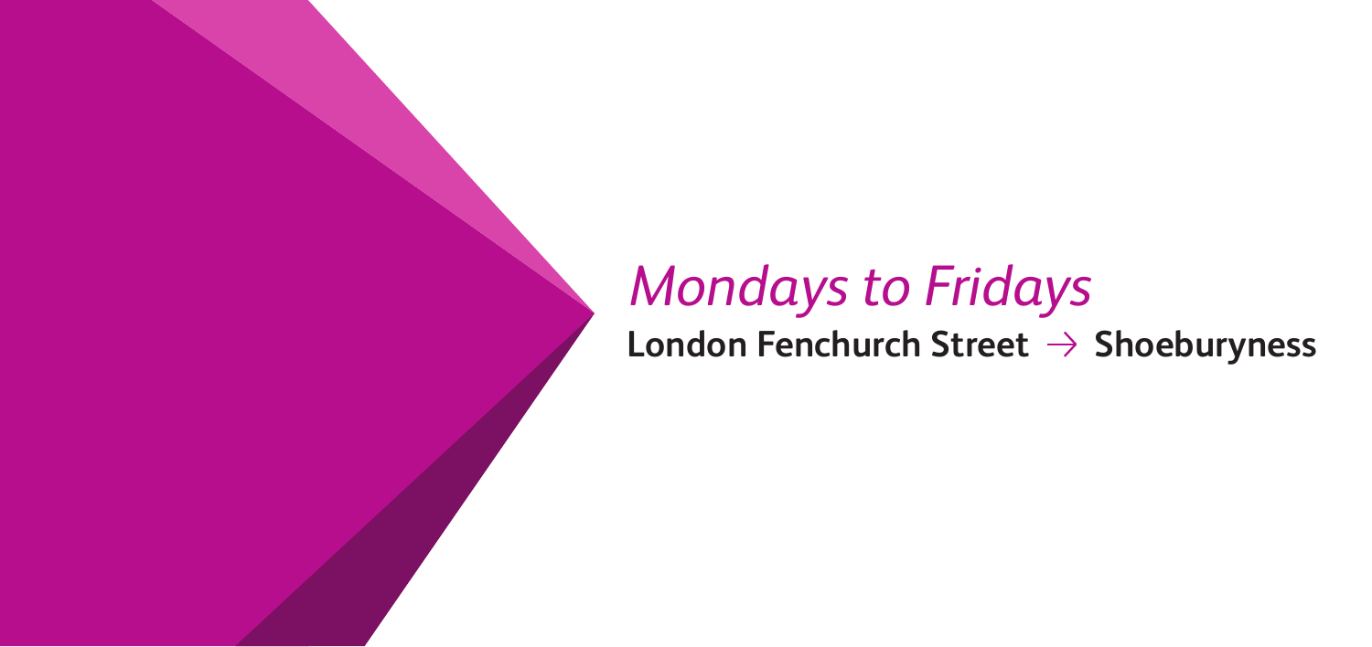# *Mondays to Fridays*

**London Fenchurch Street → Shoeburyness**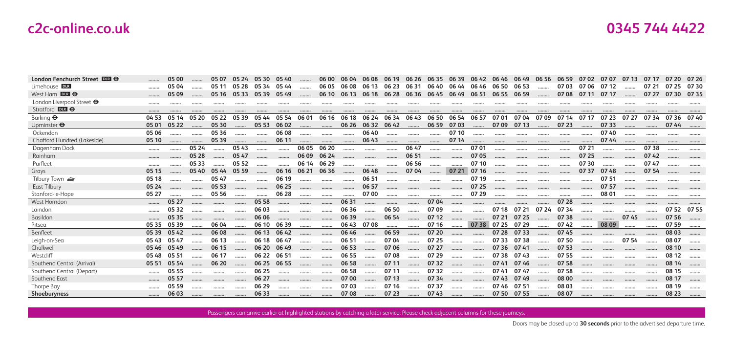| London Fenchurch Street DLR ⊖ | ........ | 05 00 | ........ | 05 07 | 05 24 | 05 30 | 05 40 | ........ | 06 00 | 06 04 | 06 08 | 06 19 | 06 26 | 06 35 | 06 39 | 06 42 | 06 46 | 06 49 | 06 56 | 06 59 | 07 02 | 07 07 | 07 13 | 07 17 | 07 20 | 07 26 |
|---|---|---|---|---|---|---|---|---|---|---|---|---|---|---|---|---|---|---|---|---|---|---|---|---|---|---|
| Limehouse DLR | ........ | 05 04 | ........ | 05 11 | 05 28 | 05 34 | 05 44 | ........ | 06 05 | 06 08 | 06 13 | 06 23 | 06 31 | 06 40 | 06 44 | 06 46 | 06 50 | 06 53 | ........ | 07 03 | 07 06 | 07 12 | ........ | 07 21 | 07 25 | 07 30 |
| West Ham DLR ⊖ | ........ | 05 09 | ........ | 05 16 | 05 33 | 05 39 | 05 49 | ........ | 06 10 | 06 13 | 06 18 | 06 28 | 06 36 | 06 45 | 06 49 | 06 51 | 06 55 | 06 59 | ........ | 07 08 | 07 11 | 07 17 | ........ | 07 27 | 07 30 | 07 35 |
| London Liverpool Street ⊖ | ........ | ........ | ........ | ........ | ........ | ........ | ........ | ........ | ........ | ........ | ........ | ........ | ........ | ........ | ........ | ........ | ........ | ........ | ........ | ........ | ........ | ........ | ........ | ........ | ........ | ........ |
| Stratford DLR ⊖ | ........ | ........ | ........ | ........ | ........ | ........ | ........ | ........ | ........ | ........ | ........ | ........ | ........ | ........ | ........ | ........ | ........ | ........ | ........ | ........ | ........ | ........ | ........ | ........ | ........ | ........ |
| Barking ⊖ | 04 53 | 05 14 | 05 20 | 05 22 | 05 39 | 05 44 | 05 54 | 06 01 | 06 16 | 06 18 | 06 24 | 06 34 | 06 43 | 06 50 | 06 54 | 06 57 | 07 01 | 07 04 | 07 09 | 07 14 | 07 17 | 07 23 | 07 27 | 07 34 | 07 36 | 07 40 |
| Upminster ⊖ | 05 01 | 05 22 | ........ | 05 30 | ........ | 05 53 | 06 02 | ........ | ........ | 06 26 | 06 32 | 06 42 | ........ | 06 59 | 07 03 | ........ | 07 09 | 07 13 | ........ | 07 23 | ........ | 07 33 | ........ | ........ | 07 44 | ........ |
| Ockendon | 05 06 | ........ | ........ | 05 36 | ........ | ........ | 06 08 | ........ | ........ | ........ | 06 40 | ........ | ........ | ........ | 07 10 | ........ | ........ | ........ | ........ | ........ | ........ | 07 40 | ........ | ........ | ........ | ........ |
| Chafford Hundred (Lakeside) | 05 10 | ........ | ........ | 05 39 | ........ | ........ | 06 11 | ........ | ........ | ........ | 06 43 | ........ | ........ | ........ | 07 14 | ........ | ........ | ........ | ........ | ........ | ........ | 07 44 | ........ | ........ | ........ | ........ |
| Dagenham Dock | ........ | ........ | 05 24 | ........ | 05 43 | ........ | ........ | 06 05 | 06 20 | ........ | ........ | ........ | 06 47 | ........ | ........ | 07 01 | ........ | ........ | ........ | ........ | 07 21 | ........ | ........ | 07 38 | ........ | ........ |
| Rainham | ........ | ........ | 05 28 | ........ | 05 47 | ........ | ........ | 06 09 | 06 24 | ........ | ........ | ........ | 06 51 | ........ | ........ | 07 05 | ........ | ........ | ........ | ........ | 07 25 | ........ | ........ | 07 42 | ........ | ........ |
| Purfleet | ........ | ........ | 05 33 | ........ | 05 52 | ........ | ........ | 06 14 | 06 29 | ........ | ........ | ........ | 06 56 | ........ | ........ | 07 10 | ........ | ........ | ........ | ........ | 07 30 | ........ | ........ | 07 47 | ........ | ........ |
| Grays | 05 15 | ........ | 05 40 | 05 44 | 05 59 | ........ | 06 16 | 06 21 | 06 36 | ........ | 06 48 | ........ | 07 04 | ........ | 07 21 | 07 16 | ........ | ........ | ........ | ........ | 07 37 | 07 48 | ........ | 07 54 | ........ | ........ |
| Tilbury Town ⛴ | 05 18 | ........ | ........ | 05 47 | ........ | ........ | 06 19 | ........ | ........ | ........ | 06 51 | ........ | ........ | ........ | ........ | 07 19 | ........ | ........ | ........ | ........ | ........ | 07 51 | ........ | ........ | ........ | ........ |
| East Tilbury | 05 24 | ........ | ........ | 05 53 | ........ | ........ | 06 25 | ........ | ........ | ........ | 06 57 | ........ | ........ | ........ | ........ | 07 25 | ........ | ........ | ........ | ........ | ........ | 07 57 | ........ | ........ | ........ | ........ |
| Stanford-le-Hope | 05 27 | ........ | ........ | 05 56 | ........ | ........ | 06 28 | ........ | ........ | ........ | 07 00 | ........ | ........ | ........ | ........ | 07 29 | ........ | ........ | ........ | ........ | ........ | 08 01 | ........ | ........ | ........ | ........ |
| West Horndon | ........ | 05 27 | ........ | ........ | ........ | 05 58 | ........ | ........ | ........ | 06 31 | ........ | ........ | ........ | 07 04 | ........ | ........ | ........ | ........ | ........ | 07 28 | ........ | ........ | ........ | ........ | ........ | ........ |
| Laindon | ........ | 05 32 | ........ | ........ | ........ | 06 03 | ........ | ........ | ........ | 06 36 | ........ | 06 50 | ........ | 07 09 | ........ | ........ | 07 18 | 07 21 | 07 24 | 07 34 | ........ | ........ | ........ | ........ | 07 52 | 07 55 |
| Basildon | ........ | 05 35 | ........ | ........ | ........ | 06 06 | ........ | ........ | ........ | 06 39 | ........ | 06 54 | ........ | 07 12 | ........ | ........ | 07 21 | 07 25 | ........ | 07 38 | ........ | ........ | 07 45 | ........ | 07 56 | ........ |
| Pitsea | 05 35 | 05 39 | ........ | 06 04 | ........ | 06 10 | 06 39 | ........ | ........ | 06 43 | 07 08 | ........ | ........ | 07 16 | ........ | 07 38 | 07 25 | 07 29 | ........ | 07 42 | ........ | 08 09 | ........ | ........ | 07 59 | ........ |
| Benfleet | 05 39 | 05 42 | ........ | 06 08 | ........ | 06 13 | 06 42 | ........ | ........ | 06 46 | ........ | 06 59 | ........ | 07 20 | ........ | ........ | 07 28 | 07 33 | ........ | 07 45 | ........ | ........ | ........ | ........ | 08 03 | ........ |
| Leigh-on-Sea | 05 43 | 05 47 | ........ | 06 13 | ........ | 06 18 | 06 47 | ........ | ........ | 06 51 | ........ | 07 04 | ........ | 07 25 | ........ | ........ | 07 33 | 07 38 | ........ | 07 50 | ........ | ........ | 07 54 | ........ | 08 07 | ........ |
| Chalkwell | 05 46 | 05 49 | ........ | 06 15 | ........ | 06 20 | 06 49 | ........ | ........ | 06 53 | ........ | 07 06 | ........ | 07 27 | ........ | ........ | 07 36 | 07 41 | ........ | 07 53 | ........ | ........ | ........ | ........ | 08 10 | ........ |
| Westcliff | 05 48 | 05 51 | ........ | 06 17 | ........ | 06 22 | 06 51 | ........ | ........ | 06 55 | ........ | 07 08 | ........ | 07 29 | ........ | ........ | 07 38 | 07 43 | ........ | 07 55 | ........ | ........ | ........ | ........ | 08 12 | ........ |
| Southend Central (Arrival) | 05 51 | 05 54 | ........ | 06 20 | ........ | 06 25 | 06 55 | ........ | ........ | 06 58 | ........ | 07 11 | ........ | 07 32 | ........ | ........ | 07 41 | 07 46 | ........ | 07 58 | ........ | ........ | ........ | ........ | 08 14 | ........ |
| Southend Central (Depart) | ........ | 05 55 | ........ | ........ | ........ | 06 25 | ........ | ........ | ........ | 06 58 | ........ | 07 11 | ........ | 07 32 | ........ | ........ | 07 41 | 07 47 | ........ | 07 58 | ........ | ........ | ........ | ........ | 08 15 | ........ |
| Southend East | ........ | 05 57 | ........ | ........ | ........ | 06 27 | ........ | ........ | ........ | 07 00 | ........ | 07 13 | ........ | 07 34 | ........ | ........ | 07 43 | 07 49 | ........ | 08 00 | ........ | ........ | ........ | ........ | 08 17 | ........ |
| Thorpe Bay | ........ | 05 59 | ........ | ........ | ........ | 06 29 | ........ | ........ | ........ | 07 03 | ........ | 07 16 | ........ | 07 37 | ........ | ........ | 07 46 | 07 51 | ........ | 08 03 | ........ | ........ | ........ | ........ | 08 19 | ........ |
| **Shoeburyness** | ........ | 06 03 | ........ | ........ | ........ | 06 33 | ........ | ........ | ........ | 07 08 | ........ | 07 23 | ........ | 07 43 | ........ | ........ | 07 50 | 07 55 | ........ | 08 07 | ........ | ........ | ........ | ........ | 08 23 | ........ |

Passengers can arrive earlier at highlighted stations by catching a later service. Please check adjacent columns for these journeys.

Doors may be closed up to **30 seconds** prior to the advertised departure time.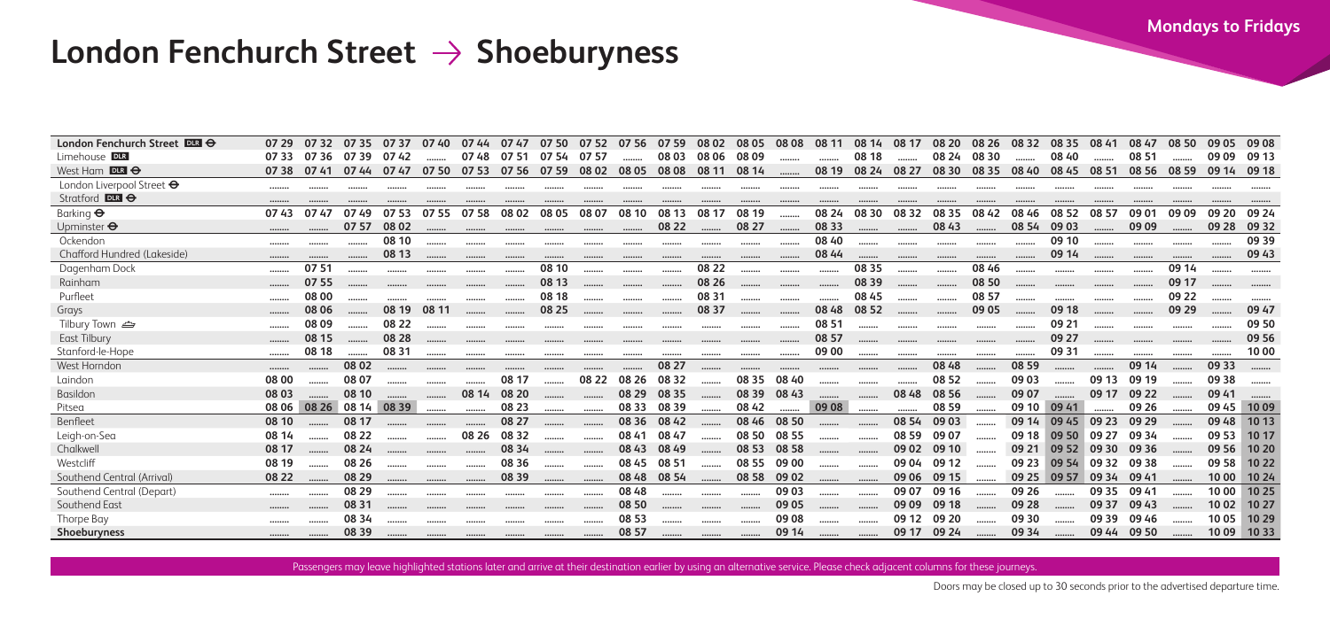# London Fenchurch Street → Shoeburyness

## Mondays to Fridays

| Station | | | | | | | | | | | | | | | | | | | | | | | | | | |
|---|---|---|---|---|---|---|---|---|---|---|---|---|---|---|---|---|---|---|---|---|---|---|---|---|---|---|
| London Fenchurch Street DLR ⊖ | 07 29 | 07 32 | 07 35 | 07 37 | 07 40 | 07 44 | 07 47 | 07 50 | 07 52 | 07 56 | 07 59 | 08 02 | 08 05 | 08 08 | 08 11 | 08 14 | 08 17 | 08 20 | 08 26 | 08 32 | 08 35 | 08 41 | 08 47 | 08 50 | 09 05 | 09 08 |
| Limehouse DLR | 07 33 | 07 36 | 07 39 | 07 42 | ........ | 07 48 | 07 51 | 07 54 | 07 57 | ........ | 08 03 | 08 06 | 08 09 | ........ | ........ | 08 18 | ........ | 08 24 | 08 30 | ........ | 08 40 | ........ | 08 51 | ........ | 09 09 | 09 13 |
| West Ham DLR ⊖ | 07 38 | 07 41 | 07 44 | 07 47 | 07 50 | 07 53 | 07 56 | 07 59 | 08 02 | 08 05 | 08 08 | 08 11 | 08 14 | ........ | 08 19 | 08 24 | 08 27 | 08 30 | 08 35 | 08 40 | 08 45 | 08 51 | 08 56 | 08 59 | 09 14 | 09 18 |
| London Liverpool Street ⊖ | ........ | ........ | ........ | ........ | ........ | ........ | ........ | ........ | ........ | ........ | ........ | ........ | ........ | ........ | ........ | ........ | ........ | ........ | ........ | ........ | ........ | ........ | ........ | ........ | ........ | ........ |
| Stratford DLR ⊖ | ........ | ........ | ........ | ........ | ........ | ........ | ........ | ........ | ........ | ........ | ........ | ........ | ........ | ........ | ........ | ........ | ........ | ........ | ........ | ........ | ........ | ........ | ........ | ........ | ........ | ........ |
| Barking ⊖ | 07 43 | 07 47 | 07 49 | 07 53 | 07 55 | 07 58 | 08 02 | 08 05 | 08 07 | 08 10 | 08 13 | 08 17 | 08 19 | ........ | 08 24 | 08 30 | 08 32 | 08 35 | 08 42 | 08 46 | 08 52 | 08 57 | 09 01 | 09 09 | 09 20 | 09 24 |
| Upminster ⊖ | ........ | ........ | 07 57 | 08 02 | ........ | ........ | ........ | ........ | ........ | ........ | 08 22 | ........ | 08 27 | ........ | 08 33 | ........ | ........ | 08 43 | ........ | 08 54 | 09 03 | ........ | 09 09 | ........ | 09 28 | 09 32 |
| Ockendon | ........ | ........ | ........ | 08 10 | ........ | ........ | ........ | ........ | ........ | ........ | ........ | ........ | ........ | ........ | 08 40 | ........ | ........ | ........ | ........ | ........ | 09 10 | ........ | ........ | ........ | ........ | 09 39 |
| Chafford Hundred (Lakeside) | ........ | ........ | ........ | 08 13 | ........ | ........ | ........ | ........ | ........ | ........ | ........ | ........ | ........ | ........ | 08 44 | ........ | ........ | ........ | ........ | ........ | 09 14 | ........ | ........ | ........ | ........ | 09 43 |
| Dagenham Dock | ........ | 07 51 | ........ | ........ | ........ | ........ | ........ | 08 10 | ........ | ........ | ........ | 08 22 | ........ | ........ | ........ | 08 35 | ........ | ........ | 08 46 | ........ | ........ | ........ | ........ | 09 14 | ........ | ........ |
| Rainham | ........ | 07 55 | ........ | ........ | ........ | ........ | ........ | 08 13 | ........ | ........ | ........ | 08 26 | ........ | ........ | ........ | 08 39 | ........ | ........ | 08 50 | ........ | ........ | ........ | ........ | 09 17 | ........ | ........ |
| Purfleet | ........ | 08 00 | ........ | ........ | ........ | ........ | ........ | 08 18 | ........ | ........ | ........ | 08 31 | ........ | ........ | ........ | 08 45 | ........ | ........ | 08 57 | ........ | ........ | ........ | ........ | 09 22 | ........ | ........ |
| Grays | ........ | 08 06 | ........ | 08 19 | 08 11 | ........ | ........ | 08 25 | ........ | ........ | ........ | 08 37 | ........ | ........ | 08 48 | 08 52 | ........ | ........ | 09 05 | ........ | 09 18 | ........ | ........ | 09 29 | ........ | 09 47 |
| Tilbury Town ⛴ | ........ | 08 09 | ........ | 08 22 | ........ | ........ | ........ | ........ | ........ | ........ | ........ | ........ | ........ | ........ | 08 51 | ........ | ........ | ........ | ........ | ........ | 09 21 | ........ | ........ | ........ | ........ | 09 50 |
| East Tilbury | ........ | 08 15 | ........ | 08 28 | ........ | ........ | ........ | ........ | ........ | ........ | ........ | ........ | ........ | ........ | 08 57 | ........ | ........ | ........ | ........ | ........ | 09 27 | ........ | ........ | ........ | ........ | 09 56 |
| Stanford-le-Hope | ........ | 08 18 | ........ | 08 31 | ........ | ........ | ........ | ........ | ........ | ........ | ........ | ........ | ........ | ........ | 09 00 | ........ | ........ | ........ | ........ | ........ | 09 31 | ........ | ........ | ........ | ........ | 10 00 |
| West Horndon | ........ | ........ | 08 02 | ........ | ........ | ........ | ........ | ........ | ........ | ........ | 08 27 | ........ | ........ | ........ | ........ | ........ | ........ | 08 48 | ........ | 08 59 | ........ | ........ | 09 14 | ........ | 09 33 | ........ |
| Laindon | 08 00 | ........ | 08 07 | ........ | ........ | ........ | 08 17 | ........ | 08 22 | 08 26 | 08 32 | ........ | 08 35 | 08 40 | ........ | ........ | ........ | 08 52 | ........ | 09 03 | ........ | 09 13 | 09 19 | ........ | 09 38 | ........ |
| Basildon | 08 03 | ........ | 08 10 | ........ | ........ | 08 14 | 08 20 | ........ | ........ | 08 29 | 08 35 | ........ | 08 39 | 08 43 | ........ | ........ | 08 48 | 08 56 | ........ | 09 07 | ........ | 09 17 | 09 22 | ........ | 09 41 | ........ |
| Pitsea | 08 06 | 08 26 | 08 14 | 08 39 | ........ | ........ | 08 23 | ........ | ........ | 08 33 | 08 39 | ........ | 08 42 | ........ | 09 08 | ........ | ........ | 08 59 | ........ | 09 10 | 09 41 | ........ | 09 26 | ........ | 09 45 | 10 09 |
| Benfleet | 08 10 | ........ | 08 17 | ........ | ........ | ........ | 08 27 | ........ | ........ | 08 36 | 08 42 | ........ | 08 46 | 08 50 | ........ | ........ | 08 54 | 09 03 | ........ | 09 14 | 09 45 | ........ | 09 29 | ........ | 09 48 | 10 13 |
| Leigh-on-Sea | 08 14 | ........ | 08 22 | ........ | ........ | 08 26 | 08 32 | ........ | ........ | 08 41 | 08 47 | ........ | 08 50 | 08 55 | ........ | ........ | 08 59 | 09 07 | ........ | 09 18 | 09 50 | 09 27 | 09 34 | ........ | 09 53 | 10 17 |
| Chalkwell | 08 17 | ........ | 08 24 | ........ | ........ | ........ | 08 34 | ........ | ........ | 08 43 | 08 49 | ........ | 08 53 | 08 58 | ........ | ........ | 09 02 | 09 10 | ........ | 09 21 | 09 52 | 09 30 | 09 36 | ........ | 09 56 | 10 20 |
| Westcliff | 08 19 | ........ | 08 26 | ........ | ........ | ........ | 08 36 | ........ | ........ | 08 45 | 08 51 | ........ | 08 55 | 09 00 | ........ | ........ | 09 04 | 09 12 | ........ | 09 23 | 09 54 | 09 32 | 09 38 | ........ | 09 58 | 10 22 |
| Southend Central (Arrival) | 08 22 | ........ | 08 29 | ........ | ........ | ........ | 08 39 | ........ | ........ | 08 48 | 08 54 | ........ | 08 58 | 09 02 | ........ | ........ | 09 06 | 09 15 | ........ | 09 25 | 09 57 | 09 34 | 09 41 | ........ | 10 00 | 10 24 |
| Southend Central (Depart) | ........ | ........ | 08 29 | ........ | ........ | ........ | ........ | ........ | ........ | 08 48 | ........ | ........ | ........ | 09 03 | ........ | ........ | 09 07 | 09 16 | ........ | 09 26 | ........ | 09 35 | 09 41 | ........ | 10 00 | 10 25 |
| Southend East | ........ | ........ | 08 31 | ........ | ........ | ........ | ........ | ........ | ........ | 08 50 | ........ | ........ | ........ | 09 05 | ........ | ........ | 09 09 | 09 18 | ........ | 09 28 | ........ | 09 37 | 09 43 | ........ | 10 02 | 10 27 |
| Thorpe Bay | ........ | ........ | 08 34 | ........ | ........ | ........ | ........ | ........ | ........ | 08 53 | ........ | ........ | ........ | 09 08 | ........ | ........ | 09 12 | 09 20 | ........ | 09 30 | ........ | 09 39 | 09 46 | ........ | 10 05 | 10 29 |
| **Shoeburyness** | ........ | ........ | 08 39 | ........ | ........ | ........ | ........ | ........ | ........ | 08 57 | ........ | ........ | ........ | 09 14 | ........ | ........ | 09 17 | 09 24 | ........ | 09 34 | ........ | 09 44 | 09 50 | ........ | 10 09 | 10 33 |

Passengers may leave highlighted stations later and arrive at their destination earlier by using an alternative service. Please check adjacent columns for these journeys.

Doors may be closed up to 30 seconds prior to the advertised departure time.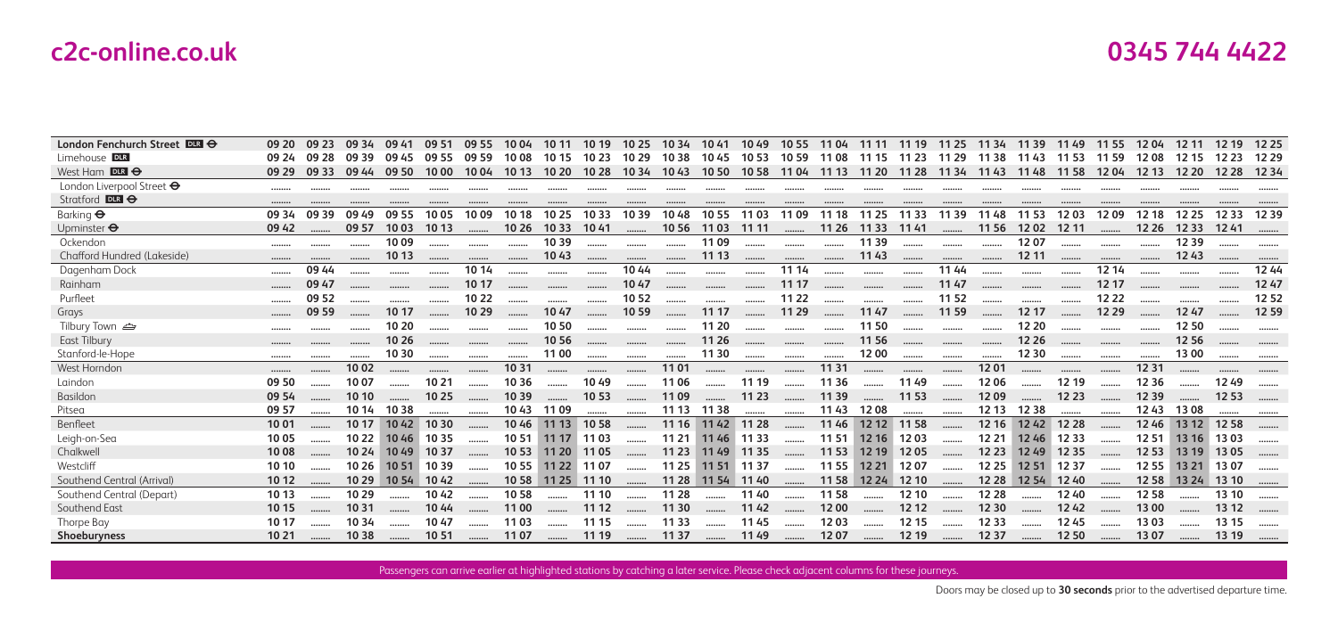| London Fenchurch Street DLR ⊖ | 09 20 | 09 23 | 09 34 | 09 41 | 09 51 | 09 55 | 10 04 | 10 11 | 10 19 | 10 25 | 10 34 | 10 41 | 10 49 | 10 55 | 11 04 | 11 11 | 11 19 | 11 25 | 11 34 | 11 39 | 11 49 | 11 55 | 12 04 | 12 11 | 12 19 | 12 25 |
|---|---|---|---|---|---|---|---|---|---|---|---|---|---|---|---|---|---|---|---|---|---|---|---|---|---|---|
| Limehouse DLR | 09 24 | 09 28 | 09 39 | 09 45 | 09 55 | 09 59 | 10 08 | 10 15 | 10 23 | 10 29 | 10 38 | 10 45 | 10 53 | 10 59 | 11 08 | 11 15 | 11 23 | 11 29 | 11 38 | 11 43 | 11 53 | 11 59 | 12 08 | 12 15 | 12 23 | 12 29 |
| West Ham DLR ⊖ | 09 29 | 09 33 | 09 44 | 09 50 | 10 00 | 10 04 | 10 13 | 10 20 | 10 28 | 10 34 | 10 43 | 10 50 | 10 58 | 11 04 | 11 13 | 11 20 | 11 28 | 11 34 | 11 43 | 11 48 | 11 58 | 12 04 | 12 13 | 12 20 | 12 28 | 12 34 |
| London Liverpool Street ⊖ | ........ | ........ | ........ | ........ | ........ | ........ | ........ | ........ | ........ | ........ | ........ | ........ | ........ | ........ | ........ | ........ | ........ | ........ | ........ | ........ | ........ | ........ | ........ | ........ | ........ | ........ |
| Stratford DLR ⊖ | ........ | ........ | ........ | ........ | ........ | ........ | ........ | ........ | ........ | ........ | ........ | ........ | ........ | ........ | ........ | ........ | ........ | ........ | ........ | ........ | ........ | ........ | ........ | ........ | ........ | ........ |
| Barking ⊖ | 09 34 | 09 39 | 09 49 | 09 55 | 10 05 | 10 09 | 10 18 | 10 25 | 10 33 | 10 39 | 10 48 | 10 55 | 11 03 | 11 09 | 11 18 | 11 25 | 11 33 | 11 39 | 11 48 | 11 53 | 12 03 | 12 09 | 12 18 | 12 25 | 12 33 | 12 39 |
| Upminster ⊖ | 09 42 | ........ | 09 57 | 10 03 | 10 13 | ........ | 10 26 | 10 33 | 10 41 | ........ | 10 56 | 11 03 | 11 11 | ........ | 11 26 | 11 33 | 11 41 | ........ | 11 56 | 12 02 | 12 11 | ........ | 12 26 | 12 33 | 12 41 | ........ |
| Ockendon | ........ | ........ | ........ | 10 09 | ........ | ........ | ........ | 10 39 | ........ | ........ | ........ | 11 09 | ........ | ........ | ........ | 11 39 | ........ | ........ | ........ | 12 07 | ........ | ........ | ........ | 12 39 | ........ | ........ |
| Chafford Hundred (Lakeside) | ........ | ........ | ........ | 10 13 | ........ | ........ | ........ | 10 43 | ........ | ........ | ........ | 11 13 | ........ | ........ | ........ | 11 43 | ........ | ........ | ........ | 12 11 | ........ | ........ | ........ | 12 43 | ........ | ........ |
| Dagenham Dock | ........ | 09 44 | ........ | ........ | ........ | 10 14 | ........ | ........ | ........ | 10 44 | ........ | ........ | ........ | 11 14 | ........ | ........ | ........ | 11 44 | ........ | ........ | ........ | 12 14 | ........ | ........ | ........ | 12 44 |
| Rainham | ........ | 09 47 | ........ | ........ | ........ | 10 17 | ........ | ........ | ........ | 10 47 | ........ | ........ | ........ | 11 17 | ........ | ........ | ........ | 11 47 | ........ | ........ | ........ | 12 17 | ........ | ........ | ........ | 12 47 |
| Purfleet | ........ | 09 52 | ........ | ........ | ........ | 10 22 | ........ | ........ | ........ | 10 52 | ........ | ........ | ........ | 11 22 | ........ | ........ | ........ | 11 52 | ........ | ........ | ........ | 12 22 | ........ | ........ | ........ | 12 52 |
| Grays | ........ | 09 59 | ........ | 10 17 | ........ | 10 29 | ........ | 10 47 | ........ | 10 59 | ........ | 11 17 | ........ | 11 29 | ........ | 11 47 | ........ | 11 59 | ........ | 12 17 | ........ | 12 29 | ........ | 12 47 | ........ | 12 59 |
| Tilbury Town ⛴ | ........ | ........ | ........ | 10 20 | ........ | ........ | ........ | 10 50 | ........ | ........ | ........ | 11 20 | ........ | ........ | ........ | 11 50 | ........ | ........ | ........ | 12 20 | ........ | ........ | ........ | 12 50 | ........ | ........ |
| East Tilbury | ........ | ........ | ........ | 10 26 | ........ | ........ | ........ | 10 56 | ........ | ........ | ........ | 11 26 | ........ | ........ | ........ | 11 56 | ........ | ........ | ........ | 12 26 | ........ | ........ | ........ | 12 56 | ........ | ........ |
| Stanford-le-Hope | ........ | ........ | ........ | 10 30 | ........ | ........ | ........ | 11 00 | ........ | ........ | ........ | 11 30 | ........ | ........ | ........ | 12 00 | ........ | ........ | ........ | 12 30 | ........ | ........ | ........ | 13 00 | ........ | ........ |
| West Horndon | ........ | ........ | 10 02 | ........ | ........ | ........ | 10 31 | ........ | ........ | ........ | 11 01 | ........ | ........ | ........ | 11 31 | ........ | ........ | ........ | 12 01 | ........ | ........ | ........ | 12 31 | ........ | ........ | ........ |
| Laindon | 09 50 | ........ | 10 07 | ........ | 10 21 | ........ | 10 36 | ........ | 10 49 | ........ | 11 06 | ........ | 11 19 | ........ | 11 36 | ........ | 11 49 | ........ | 12 06 | ........ | 12 19 | ........ | 12 36 | ........ | 12 49 | ........ |
| Basildon | 09 54 | ........ | 10 10 | ........ | 10 25 | ........ | 10 39 | ........ | 10 53 | ........ | 11 09 | ........ | 11 23 | ........ | 11 39 | ........ | 11 53 | ........ | 12 09 | ........ | 12 23 | ........ | 12 39 | ........ | 12 53 | ........ |
| Pitsea | 09 57 | ........ | 10 14 | 10 38 | ........ | ........ | 10 43 | 11 09 | ........ | ........ | 11 13 | 11 38 | ........ | ........ | 11 43 | 12 08 | ........ | ........ | 12 13 | 12 38 | ........ | ........ | 12 43 | 13 08 | ........ | ........ |
| Benfleet | 10 01 | ........ | 10 17 | 10 42 | 10 30 | ........ | 10 46 | 11 13 | 10 58 | ........ | 11 16 | 11 42 | 11 28 | ........ | 11 46 | 12 12 | 11 58 | ........ | 12 16 | 12 42 | 12 28 | ........ | 12 46 | 13 12 | 12 58 | ........ |
| Leigh-on-Sea | 10 05 | ........ | 10 22 | 10 46 | 10 35 | ........ | 10 51 | 11 17 | 11 03 | ........ | 11 21 | 11 46 | 11 33 | ........ | 11 51 | 12 16 | 12 03 | ........ | 12 21 | 12 46 | 12 33 | ........ | 12 51 | 13 16 | 13 03 | ........ |
| Chalkwell | 10 08 | ........ | 10 24 | 10 49 | 10 37 | ........ | 10 53 | 11 20 | 11 05 | ........ | 11 23 | 11 49 | 11 35 | ........ | 11 53 | 12 19 | 12 05 | ........ | 12 23 | 12 49 | 12 35 | ........ | 12 53 | 13 19 | 13 05 | ........ |
| Westcliff | 10 10 | ........ | 10 26 | 10 51 | 10 39 | ........ | 10 55 | 11 22 | 11 07 | ........ | 11 25 | 11 51 | 11 37 | ........ | 11 55 | 12 21 | 12 07 | ........ | 12 25 | 12 51 | 12 37 | ........ | 12 55 | 13 21 | 13 07 | ........ |
| Southend Central (Arrival) | 10 12 | ........ | 10 29 | 10 54 | 10 42 | ........ | 10 58 | 11 25 | 11 10 | ........ | 11 28 | 11 54 | 11 40 | ........ | 11 58 | 12 24 | 12 10 | ........ | 12 28 | 12 54 | 12 40 | ........ | 12 58 | 13 24 | 13 10 | ........ |
| Southend Central (Depart) | 10 13 | ........ | 10 29 | ........ | 10 42 | ........ | 10 58 | ........ | 11 10 | ........ | 11 28 | ........ | 11 40 | ........ | 11 58 | ........ | 12 10 | ........ | 12 28 | ........ | 12 40 | ........ | 12 58 | ........ | 13 10 | ........ |
| Southend East | 10 15 | ........ | 10 31 | ........ | 10 44 | ........ | 11 00 | ........ | 11 12 | ........ | 11 30 | ........ | 11 42 | ........ | 12 00 | ........ | 12 12 | ........ | 12 30 | ........ | 12 42 | ........ | 13 00 | ........ | 13 12 | ........ |
| Thorpe Bay | 10 17 | ........ | 10 34 | ........ | 10 47 | ........ | 11 03 | ........ | 11 15 | ........ | 11 33 | ........ | 11 45 | ........ | 12 03 | ........ | 12 15 | ........ | 12 33 | ........ | 12 45 | ........ | 13 03 | ........ | 13 15 | ........ |
| **Shoeburyness** | 10 21 | ........ | 10 38 | ........ | 10 51 | ........ | 11 07 | ........ | 11 19 | ........ | 11 37 | ........ | 11 49 | ........ | 12 07 | ........ | 12 19 | ........ | 12 37 | ........ | 12 50 | ........ | 13 07 | ........ | 13 19 | ........ |

Passengers can arrive earlier at highlighted stations by catching a later service. Please check adjacent columns for these journeys.

Doors may be closed up to **30 seconds** prior to the advertised departure time.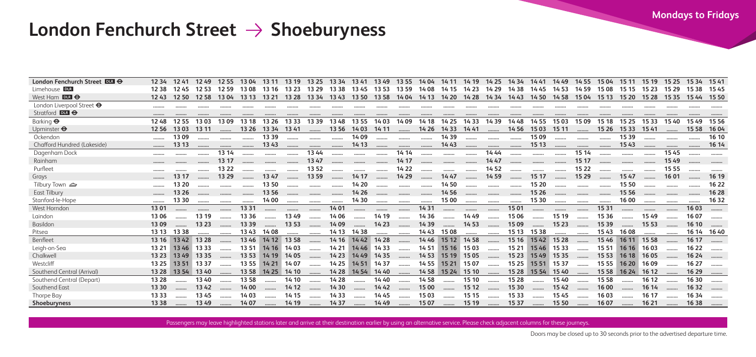# London Fenchurch Street → Shoeburyness

**Mondays to Fridays**

| London Fenchurch Street DLR ⊖ | 12 34 | 12 41 | 12 49 | 12 55 | 13 04 | 13 11 | 13 19 | 13 25 | 13 34 | 13 41 | 13 49 | 13 55 | 14 04 | 14 11 | 14 19 | 14 25 | 14 34 | 14 41 | 14 49 | 14 55 | 15 04 | 15 11 | 15 19 | 15 25 | 15 34 | 15 41 |
|---|---|---|---|---|---|---|---|---|---|---|---|---|---|---|---|---|---|---|---|---|---|---|---|---|---|---|
| Limehouse DLR | 12 38 | 12 45 | 12 53 | 12 59 | 13 08 | 13 16 | 13 23 | 13 29 | 13 38 | 13 45 | 13 53 | 13 59 | 14 08 | 14 15 | 14 23 | 14 29 | 14 38 | 14 45 | 14 53 | 14 59 | 15 08 | 15 15 | 15 23 | 15 29 | 15 38 | 15 45 |
| West Ham DLR ⊖ | 12 43 | 12 50 | 12 58 | 13 04 | 13 13 | 13 21 | 13 28 | 13 34 | 13 43 | 13 50 | 13 58 | 14 04 | 14 13 | 14 20 | 14 28 | 14 34 | 14 43 | 14 50 | 14 58 | 15 04 | 15 13 | 15 20 | 15 28 | 15 35 | 15 44 | 15 50 |
| London Liverpool Street ⊖ | ........ | ........ | ........ | ........ | ........ | ........ | ........ | ........ | ........ | ........ | ........ | ........ | ........ | ........ | ........ | ........ | ........ | ........ | ........ | ........ | ........ | ........ | ........ | ........ | ........ | ........ |
| Stratford DLR ⊖ | ........ | ........ | ........ | ........ | ........ | ........ | ........ | ........ | ........ | ........ | ........ | ........ | ........ | ........ | ........ | ........ | ........ | ........ | ........ | ........ | ........ | ........ | ........ | ........ | ........ | ........ |
| Barking ⊖ | 12 48 | 12 55 | 13 03 | 13 09 | 13 18 | 13 26 | 13 33 | 13 39 | 13 48 | 13 55 | 14 03 | 14 09 | 14 18 | 14 25 | 14 33 | 14 39 | 14 48 | 14 55 | 15 03 | 15 09 | 15 18 | 15 25 | 15 33 | 15 40 | 15 49 | 15 56 |
| Upminster ⊖ | 12 56 | 13 03 | 13 11 | ........ | 13 26 | 13 34 | 13 41 | ........ | 13 56 | 14 03 | 14 11 | ........ | 14 26 | 14 33 | 14 41 | ........ | 14 56 | 15 03 | 15 11 | ........ | 15 26 | 15 33 | 15 41 | ........ | 15 58 | 16 04 |
| Ockendon | ........ | 13 09 | ........ | ........ | ........ | 13 39 | ........ | ........ | ........ | 14 09 | ........ | ........ | ........ | 14 39 | ........ | ........ | ........ | 15 09 | ........ | ........ | ........ | 15 39 | ........ | ........ | ........ | 16 10 |
| Chafford Hundred (Lakeside) | ........ | 13 13 | ........ | ........ | ........ | 13 43 | ........ | ........ | ........ | 14 13 | ........ | ........ | ........ | 14 43 | ........ | ........ | ........ | 15 13 | ........ | ........ | ........ | 15 43 | ........ | ........ | ........ | 16 14 |
| Dagenham Dock | ........ | ........ | ........ | 13 14 | ........ | ........ | ........ | 13 44 | ........ | ........ | ........ | 14 14 | ........ | ........ | ........ | 14 44 | ........ | ........ | ........ | 15 14 | ........ | ........ | ........ | 15 45 | ........ | ........ |
| Rainham | ........ | ........ | ........ | 13 17 | ........ | ........ | ........ | 13 47 | ........ | ........ | ........ | 14 17 | ........ | ........ | ........ | 14 47 | ........ | ........ | ........ | 15 17 | ........ | ........ | ........ | 15 49 | ........ | ........ |
| Purfleet | ........ | ........ | ........ | 13 22 | ........ | ........ | ........ | 13 52 | ........ | ........ | ........ | 14 22 | ........ | ........ | ........ | 14 52 | ........ | ........ | ........ | 15 22 | ........ | ........ | ........ | 15 55 | ........ | ........ |
| Grays | ........ | 13 17 | ........ | 13 29 | ........ | 13 47 | ........ | 13 59 | ........ | 14 17 | ........ | 14 29 | ........ | 14 47 | ........ | 14 59 | ........ | 15 17 | ........ | 15 29 | ........ | 15 47 | ........ | 16 01 | ........ | 16 19 |
| Tilbury Town ⛴ | ........ | 13 20 | ........ | ........ | ........ | 13 50 | ........ | ........ | ........ | 14 20 | ........ | ........ | ........ | 14 50 | ........ | ........ | ........ | 15 20 | ........ | ........ | ........ | 15 50 | ........ | ........ | ........ | 16 22 |
| East Tilbury | ........ | 13 26 | ........ | ........ | ........ | 13 56 | ........ | ........ | ........ | 14 26 | ........ | ........ | ........ | 14 56 | ........ | ........ | ........ | 15 26 | ........ | ........ | ........ | 15 56 | ........ | ........ | ........ | 16 28 |
| Stanford-le-Hope | ........ | 13 30 | ........ | ........ | ........ | 14 00 | ........ | ........ | ........ | 14 30 | ........ | ........ | ........ | 15 00 | ........ | ........ | ........ | 15 30 | ........ | ........ | ........ | 16 00 | ........ | ........ | ........ | 16 32 |
| West Horndon | 13 01 | ........ | ........ | ........ | 13 31 | ........ | ........ | ........ | 14 01 | ........ | ........ | ........ | 14 31 | ........ | ........ | ........ | 15 01 | ........ | ........ | ........ | 15 31 | ........ | ........ | ........ | 16 03 | ........ |
| Laindon | 13 06 | ........ | 13 19 | ........ | 13 36 | ........ | 13 49 | ........ | 14 06 | ........ | 14 19 | ........ | 14 36 | ........ | 14 49 | ........ | 15 06 | ........ | 15 19 | ........ | 15 36 | ........ | 15 49 | ........ | 16 07 | ........ |
| Basildon | 13 09 | ........ | 13 23 | ........ | 13 39 | ........ | 13 53 | ........ | 14 09 | ........ | 14 23 | ........ | 14 39 | ........ | 14 53 | ........ | 15 09 | ........ | 15 23 | ........ | 15 39 | ........ | 15 53 | ........ | 16 10 | ........ |
| Pitsea | 13 13 | 13 38 | ........ | ........ | 13 43 | 14 08 | ........ | ........ | 14 13 | 14 38 | ........ | ........ | 14 43 | 15 08 | ........ | ........ | 15 13 | 15 38 | ........ | ........ | 15 43 | 16 08 | ........ | ........ | 16 14 | 16 40 |
| Benfleet | 13 16 | 13 42 | 13 28 | ........ | 13 46 | 14 12 | 13 58 | ........ | 14 16 | 14 42 | 14 28 | ........ | 14 46 | 15 12 | 14 58 | ........ | 15 16 | 15 42 | 15 28 | ........ | 15 46 | 16 11 | 15 58 | ........ | 16 17 | ........ |
| Leigh-on-Sea | 13 21 | 13 46 | 13 33 | ........ | 13 51 | 14 16 | 14 03 | ........ | 14 21 | 14 46 | 14 33 | ........ | 14 51 | 15 16 | 15 03 | ........ | 15 21 | 15 46 | 15 33 | ........ | 15 51 | 16 16 | 16 03 | ........ | 16 22 | ........ |
| Chalkwell | 13 23 | 13 49 | 13 35 | ........ | 13 53 | 14 19 | 14 05 | ........ | 14 23 | 14 49 | 14 35 | ........ | 14 53 | 15 19 | 15 05 | ........ | 15 23 | 15 49 | 15 35 | ........ | 15 53 | 16 18 | 16 05 | ........ | 16 24 | ........ |
| Westcliff | 13 25 | 13 51 | 13 37 | ........ | 13 55 | 14 21 | 14 07 | ........ | 14 25 | 14 51 | 14 37 | ........ | 14 55 | 15 21 | 15 07 | ........ | 15 25 | 15 51 | 15 37 | ........ | 15 55 | 16 20 | 16 09 | ........ | 16 27 | ........ |
| Southend Central (Arrival) | 13 28 | 13 54 | 13 40 | ........ | 13 58 | 14 25 | 14 10 | ........ | 14 28 | 14 54 | 14 40 | ........ | 14 58 | 15 24 | 15 10 | ........ | 15 28 | 15 54 | 15 40 | ........ | 15 58 | 16 24 | 16 12 | ........ | 16 29 | ........ |
| Southend Central (Depart) | 13 28 | ........ | 13 40 | ........ | 13 58 | ........ | 14 10 | ........ | 14 28 | ........ | 14 40 | ........ | 14 58 | ........ | 15 10 | ........ | 15 28 | ........ | 15 40 | ........ | 15 58 | ........ | 16 12 | ........ | 16 30 | ........ |
| Southend East | 13 30 | ........ | 13 42 | ........ | 14 00 | ........ | 14 12 | ........ | 14 30 | ........ | 14 42 | ........ | 15 00 | ........ | 15 12 | ........ | 15 30 | ........ | 15 42 | ........ | 16 00 | ........ | 16 14 | ........ | 16 32 | ........ |
| Thorpe Bay | 13 33 | ........ | 13 45 | ........ | 14 03 | ........ | 14 15 | ........ | 14 33 | ........ | 14 45 | ........ | 15 03 | ........ | 15 15 | ........ | 15 33 | ........ | 15 45 | ........ | 16 03 | ........ | 16 17 | ........ | 16 34 | ........ |
| **Shoeburyness** | 13 38 | ........ | 13 49 | ........ | 14 07 | ........ | 14 19 | ........ | 14 37 | ........ | 14 49 | ........ | 15 07 | ........ | 15 19 | ........ | 15 37 | ........ | 15 50 | ........ | 16 07 | ........ | 16 21 | ........ | 16 38 | ........ |

Passengers may leave highlighted stations later and arrive at their destination earlier by using an alternative service. Please check adjacent columns for these journeys.

Doors may be closed up to 30 seconds prior to the advertised departure time.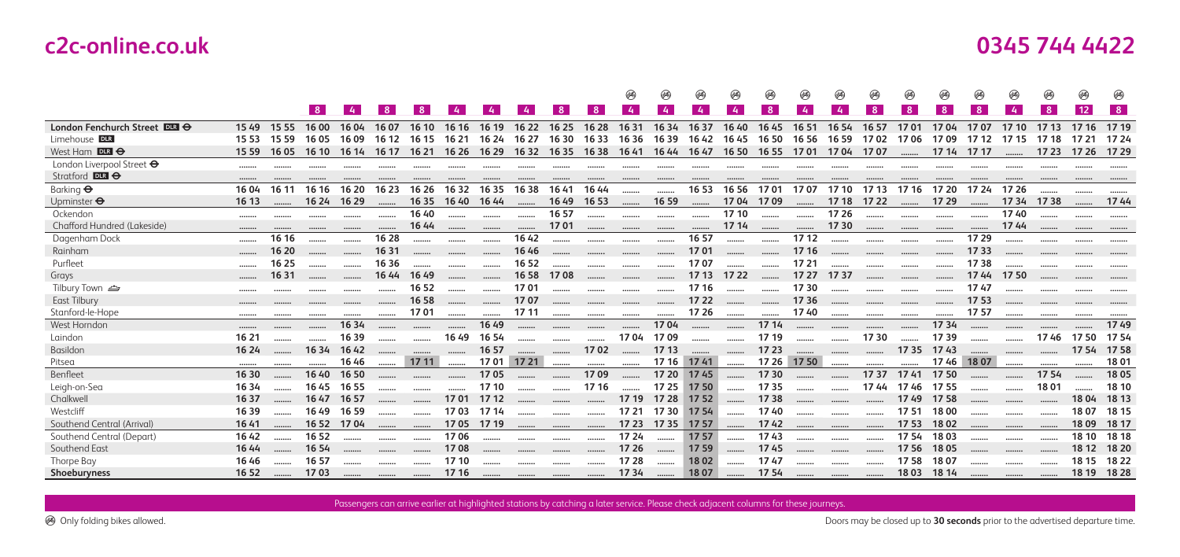# c2c-online.co.uk

# 0345 744 4422

| | | | | | | | | | | | | | | | | | | | | | | | | | | |
|---|---|---|---|---|---|---|---|---|---|---|---|---|---|---|---|---|---|---|---|---|---|---|---|---|---|---|
| | | | | | | | | | | | | 🚲 | 🚲 | 🚲 | 🚲 | 🚲 | 🚲 | 🚲 | 🚲 | 🚲 | 🚲 | 🚲 | 🚲 | 🚲 | 🚲 | 🚲 |
| | | | 8 | 4 | 8 | 8 | 4 | 4 | 4 | 8 | 8 | 4 | 4 | 4 | 4 | 8 | 4 | 4 | 8 | 8 | 8 | 8 | 4 | 8 | 12 | 8 |
| **London Fenchurch Street** DLR ⊖ | 15 49 | 15 55 | 16 00 | 16 04 | 16 07 | 16 10 | 16 16 | 16 19 | 16 22 | 16 25 | 16 28 | 16 31 | 16 34 | 16 37 | 16 40 | 16 45 | 16 51 | 16 54 | 16 57 | 17 01 | 17 04 | 17 07 | 17 10 | 17 13 | 17 16 | 17 19 |
| Limehouse DLR | 15 53 | 15 59 | 16 05 | 16 09 | 16 12 | 16 15 | 16 21 | 16 24 | 16 27 | 16 30 | 16 33 | 16 36 | 16 39 | 16 42 | 16 45 | 16 50 | 16 56 | 16 59 | 17 02 | 17 06 | 17 09 | 17 12 | 17 15 | 17 18 | 17 21 | 17 24 |
| West Ham DLR ⊖ | 15 59 | 16 05 | 16 10 | 16 14 | 16 17 | 16 21 | 16 26 | 16 29 | 16 32 | 16 35 | 16 38 | 16 41 | 16 44 | 16 47 | 16 50 | 16 55 | 17 01 | 17 04 | 17 07 | | 17 14 | 17 17 | | 17 23 | 17 26 | 17 29 |
| London Liverpool Street ⊖ | | | | | | | | | | | | | | | | | | | | | | | | | | |
| Stratford DLR ⊖ | | | | | | | | | | | | | | | | | | | | | | | | | | |
| Barking ⊖ | 16 04 | 16 11 | 16 16 | 16 20 | 16 23 | 16 26 | 16 32 | 16 35 | 16 38 | 16 41 | 16 44 | | | 16 53 | 16 56 | 17 01 | 17 07 | 17 10 | 17 13 | 17 16 | 17 20 | 17 24 | 17 26 | | | |
| Upminster ⊖ | 16 13 | | 16 24 | 16 29 | | 16 35 | 16 40 | 16 44 | | 16 49 | 16 53 | | 16 59 | | 17 04 | 17 09 | | 17 18 | 17 22 | | 17 29 | | 17 34 | 17 38 | | 17 44 |
| Ockendon | | | | | | 16 40 | | | | 16 57 | | | | | 17 10 | | | 17 26 | | | | | 17 40 | | | |
| Chafford Hundred (Lakeside) | | | | | | 16 44 | | | | 17 01 | | | | | 17 14 | | | 17 30 | | | | | 17 44 | | | |
| Dagenham Dock | | 16 16 | | | 16 28 | | | | 16 42 | | | | | 16 57 | | | 17 12 | | | | | 17 29 | | | | |
| Rainham | | 16 20 | | | 16 31 | | | | 16 46 | | | | | 17 01 | | | 17 16 | | | | | 17 33 | | | | |
| Purfleet | | 16 25 | | | 16 36 | | | | 16 52 | | | | | 17 07 | | | 17 21 | | | | | 17 38 | | | | |
| Grays | | 16 31 | | | 16 44 | 16 49 | | | 16 58 | 17 08 | | | | 17 13 | 17 22 | | 17 27 | 17 37 | | | | 17 44 | 17 50 | | | |
| Tilbury Town ⛴ | | | | | | 16 52 | | | 17 01 | | | | | 17 16 | | | 17 30 | | | | | 17 47 | | | | |
| East Tilbury | | | | | | 16 58 | | | 17 07 | | | | | 17 22 | | | 17 36 | | | | | 17 53 | | | | |
| Stanford-le-Hope | | | | | | 17 01 | | | 17 11 | | | | | 17 26 | | | 17 40 | | | | | 17 57 | | | | |
| West Horndon | | | | 16 34 | | | | 16 49 | | | | | 17 04 | | | 17 14 | | | | | 17 34 | | | | | 17 49 |
| Laindon | 16 21 | | | 16 39 | | | 16 49 | 16 54 | | | | 17 04 | 17 09 | | | 17 19 | | | 17 30 | | 17 39 | | | 17 46 | 17 50 | 17 54 |
| Basildon | 16 24 | | 16 34 | 16 42 | | | | 16 57 | | | 17 02 | | 17 13 | | | 17 23 | | | | 17 35 | 17 43 | | | | 17 54 | 17 58 |
| Pitsea | | | | 16 46 | | 17 11 | | 17 01 | 17 21 | | | | 17 16 | 17 41 | | 17 26 | 17 50 | | | | 17 46 | 18 07 | | | | 18 01 |
| Benfleet | 16 30 | | 16 40 | 16 50 | | | | 17 05 | | | 17 09 | | 17 20 | 17 45 | | 17 30 | | | 17 37 | 17 41 | 17 50 | | | 17 54 | | 18 05 |
| Leigh-on-Sea | 16 34 | | 16 45 | 16 55 | | | | 17 10 | | | 17 16 | | 17 25 | 17 50 | | 17 35 | | | 17 44 | 17 46 | 17 55 | | | 18 01 | | 18 10 |
| Chalkwell | 16 37 | | 16 47 | 16 57 | | | 17 01 | 17 12 | | | | 17 19 | 17 28 | 17 52 | | 17 38 | | | | 17 49 | 17 58 | | | | 18 04 | 18 13 |
| Westcliff | 16 39 | | 16 49 | 16 59 | | | 17 03 | 17 14 | | | | 17 21 | 17 30 | 17 54 | | 17 40 | | | | 17 51 | 18 00 | | | | 18 07 | 18 15 |
| Southend Central (Arrival) | 16 41 | | 16 52 | 17 04 | | | 17 05 | 17 19 | | | | 17 23 | 17 35 | 17 57 | | 17 42 | | | | 17 53 | 18 02 | | | | 18 09 | 18 17 |
| Southend Central (Depart) | 16 42 | | 16 52 | | | | 17 06 | | | | | 17 24 | | 17 57 | | 17 43 | | | | 17 54 | 18 03 | | | | 18 10 | 18 18 |
| Southend East | 16 44 | | 16 54 | | | | 17 08 | | | | | 17 26 | | 17 59 | | 17 45 | | | | 17 56 | 18 05 | | | | 18 12 | 18 20 |
| Thorpe Bay | 16 46 | | 16 57 | | | | 17 10 | | | | | 17 28 | | 18 02 | | 17 47 | | | | 17 58 | 18 07 | | | | 18 15 | 18 22 |
| **Shoeburyness** | 16 52 | | 17 03 | | | | 17 16 | | | | | 17 34 | | 18 07 | | 17 54 | | | | 18 03 | 18 14 | | | | 18 19 | 18 28 |

Passengers can arrive earlier at highlighted stations by catching a later service. Please check adjacent columns for these journeys.

🚲 Only folding bikes allowed.

Doors may be closed up to **30 seconds** prior to the advertised departure time.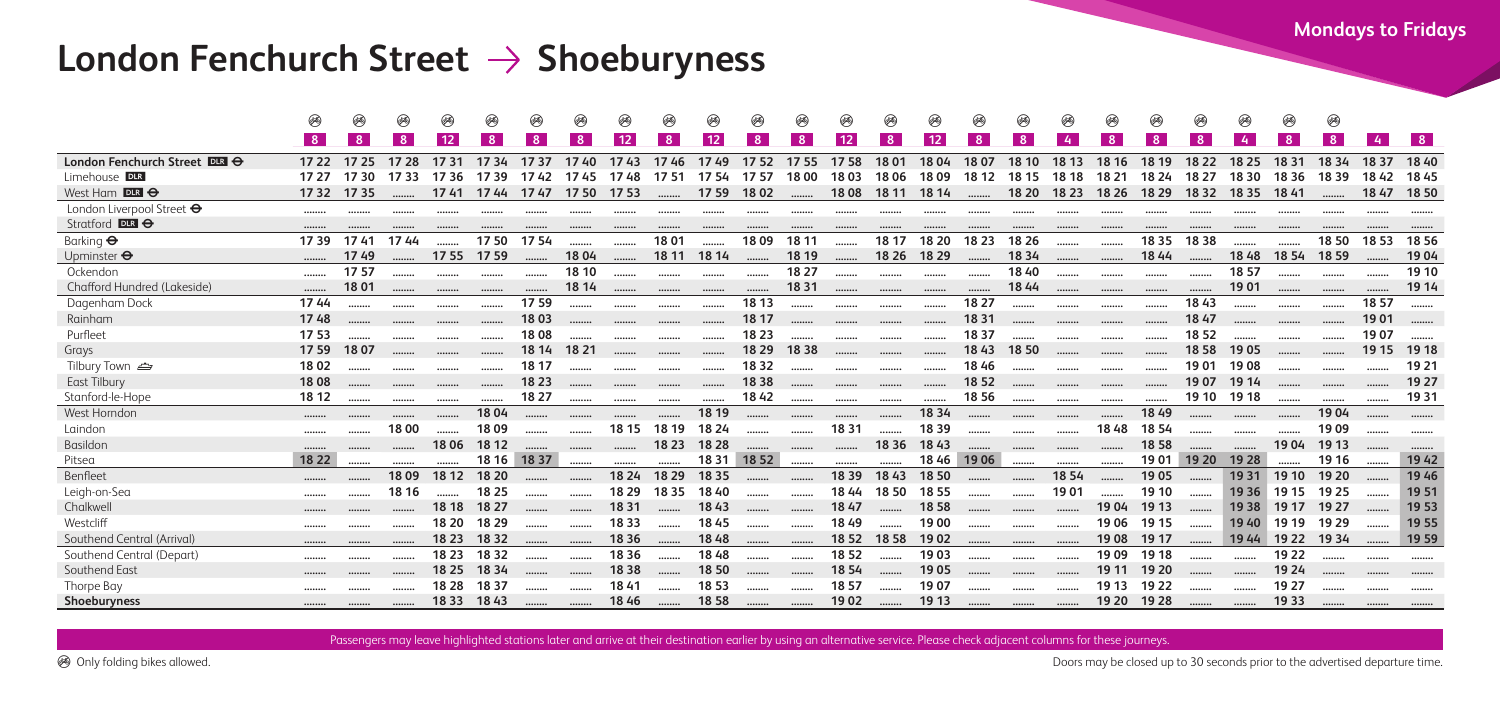# London Fenchurch Street → Shoeburyness

**Mondays to Fridays**

| | 8 | 8 | 8 | 12 | 8 | 8 | 8 | 12 | 8 | 12 | 8 | 8 | 12 | 8 | 12 | 8 | 8 | 4 | 8 | 8 | 8 | 4 | 8 | 8 | 4 | 8 |
|---|---|---|---|---|---|---|---|---|---|---|---|---|---|---|---|---|---|---|---|---|---|---|---|---|---|---|
| **London Fenchurch Street DLR ⊖** | 17 22 | 17 25 | 17 28 | 17 31 | 17 34 | 17 37 | 17 40 | 17 43 | 17 46 | 17 49 | 17 52 | 17 55 | 17 58 | 18 01 | 18 04 | 18 07 | 18 10 | 18 13 | 18 16 | 18 19 | 18 22 | 18 25 | 18 31 | 18 34 | 18 37 | 18 40 |
| Limehouse DLR | 17 27 | 17 30 | 17 33 | 17 36 | 17 39 | 17 42 | 17 45 | 17 48 | 17 51 | 17 54 | 17 57 | 18 00 | 18 03 | 18 06 | 18 09 | 18 12 | 18 15 | 18 18 | 18 21 | 18 24 | 18 27 | 18 30 | 18 36 | 18 39 | 18 42 | 18 45 |
| West Ham DLR ⊖ | 17 32 | 17 35 | ...... | 17 41 | 17 44 | 17 47 | 17 50 | 17 53 | ...... | 17 59 | 18 02 | ...... | 18 08 | 18 11 | 18 14 | ...... | 18 20 | 18 23 | 18 26 | 18 29 | 18 32 | 18 35 | 18 41 | ...... | 18 47 | 18 50 |
| London Liverpool Street ⊖ | ...... | ...... | ...... | ...... | ...... | ...... | ...... | ...... | ...... | ...... | ...... | ...... | ...... | ...... | ...... | ...... | ...... | ...... | ...... | ...... | ...... | ...... | ...... | ...... | ...... | ...... |
| Stratford DLR ⊖ | ...... | ...... | ...... | ...... | ...... | ...... | ...... | ...... | ...... | ...... | ...... | ...... | ...... | ...... | ...... | ...... | ...... | ...... | ...... | ...... | ...... | ...... | ...... | ...... | ...... | ...... |
| Barking ⊖ | 17 39 | 17 41 | 17 44 | ...... | 17 50 | 17 54 | ...... | ...... | 18 01 | ...... | 18 09 | 18 11 | ...... | 18 17 | 18 20 | 18 23 | 18 26 | ...... | ...... | 18 35 | 18 38 | ...... | ...... | 18 50 | 18 53 | 18 56 |
| Upminster ⊖ | ...... | 17 49 | ...... | 17 55 | 17 59 | ...... | 18 04 | ...... | 18 11 | 18 14 | ...... | 18 19 | ...... | 18 26 | 18 29 | ...... | 18 34 | ...... | ...... | 18 44 | ...... | 18 48 | 18 54 | 18 59 | ...... | 19 04 |
| Ockendon | ...... | 17 57 | ...... | ...... | ...... | ...... | 18 10 | ...... | ...... | ...... | ...... | 18 27 | ...... | ...... | ...... | ...... | 18 40 | ...... | ...... | ...... | ...... | 18 57 | ...... | ...... | ...... | 19 10 |
| Chafford Hundred (Lakeside) | ...... | 18 01 | ...... | ...... | ...... | ...... | 18 14 | ...... | ...... | ...... | ...... | 18 31 | ...... | ...... | ...... | ...... | 18 44 | ...... | ...... | ...... | ...... | 19 01 | ...... | ...... | ...... | 19 14 |
| Dagenham Dock | 17 44 | ...... | ...... | ...... | ...... | 17 59 | ...... | ...... | ...... | ...... | 18 13 | ...... | ...... | ...... | ...... | 18 27 | ...... | ...... | ...... | ...... | 18 43 | ...... | ...... | ...... | 18 57 | ...... |
| Rainham | 17 48 | ...... | ...... | ...... | ...... | 18 03 | ...... | ...... | ...... | ...... | 18 17 | ...... | ...... | ...... | ...... | 18 31 | ...... | ...... | ...... | ...... | 18 47 | ...... | ...... | ...... | 19 01 | ...... |
| Purfleet | 17 53 | ...... | ...... | ...... | ...... | 18 08 | ...... | ...... | ...... | ...... | 18 23 | ...... | ...... | ...... | ...... | 18 37 | ...... | ...... | ...... | ...... | 18 52 | ...... | ...... | ...... | 19 07 | ...... |
| Grays | 17 59 | 18 07 | ...... | ...... | ...... | 18 14 | 18 21 | ...... | ...... | ...... | 18 29 | 18 38 | ...... | ...... | ...... | 18 43 | 18 50 | ...... | ...... | ...... | 18 58 | 19 05 | ...... | ...... | 19 15 | 19 18 |
| Tilbury Town ⛴ | 18 02 | ...... | ...... | ...... | ...... | 18 17 | ...... | ...... | ...... | ...... | 18 32 | ...... | ...... | ...... | ...... | 18 46 | ...... | ...... | ...... | ...... | 19 01 | 19 08 | ...... | ...... | ...... | 19 21 |
| East Tilbury | 18 08 | ...... | ...... | ...... | ...... | 18 23 | ...... | ...... | ...... | ...... | 18 38 | ...... | ...... | ...... | ...... | 18 52 | ...... | ...... | ...... | ...... | 19 07 | 19 14 | ...... | ...... | ...... | 19 27 |
| Stanford-le-Hope | 18 12 | ...... | ...... | ...... | ...... | 18 27 | ...... | ...... | ...... | ...... | 18 42 | ...... | ...... | ...... | ...... | 18 56 | ...... | ...... | ...... | ...... | 19 10 | 19 18 | ...... | ...... | ...... | 19 31 |
| West Horndon | ...... | ...... | ...... | ...... | 18 04 | ...... | ...... | ...... | ...... | 18 19 | ...... | ...... | ...... | ...... | 18 34 | ...... | ...... | ...... | ...... | 18 49 | ...... | ...... | ...... | 19 04 | ...... | ...... |
| Laindon | ...... | ...... | 18 00 | ...... | 18 09 | ...... | ...... | 18 15 | 18 19 | 18 24 | ...... | ...... | 18 31 | ...... | 18 39 | ...... | ...... | ...... | 18 48 | 18 54 | ...... | ...... | ...... | 19 09 | ...... | ...... |
| Basildon | ...... | ...... | ...... | 18 06 | 18 12 | ...... | ...... | ...... | 18 23 | 18 28 | ...... | ...... | ...... | 18 36 | 18 43 | ...... | ...... | ...... | ...... | 18 58 | ...... | ...... | 19 04 | 19 13 | ...... | ...... |
| Pitsea | 18 22 | ...... | ...... | ...... | 18 16 | 18 37 | ...... | ...... | ...... | 18 31 | 18 52 | ...... | ...... | ...... | 18 46 | 19 06 | ...... | ...... | ...... | 19 01 | 19 20 | 19 28 | ...... | 19 16 | ...... | 19 42 |
| Benfleet | ...... | ...... | 18 09 | 18 12 | 18 20 | ...... | ...... | 18 24 | 18 29 | 18 35 | ...... | ...... | 18 39 | 18 43 | 18 50 | ...... | ...... | 18 54 | ...... | 19 05 | ...... | 19 31 | 19 10 | 19 20 | ...... | 19 46 |
| Leigh-on-Sea | ...... | ...... | 18 16 | ...... | 18 25 | ...... | ...... | 18 29 | 18 35 | 18 40 | ...... | ...... | 18 44 | 18 50 | 18 55 | ...... | ...... | 19 01 | ...... | 19 10 | ...... | 19 36 | 19 15 | 19 25 | ...... | 19 51 |
| Chalkwell | ...... | ...... | ...... | 18 18 | 18 27 | ...... | ...... | 18 31 | ...... | 18 43 | ...... | ...... | 18 47 | ...... | 18 58 | ...... | ...... | ...... | 19 04 | 19 13 | ...... | 19 38 | 19 17 | 19 27 | ...... | 19 53 |
| Westcliff | ...... | ...... | ...... | 18 20 | 18 29 | ...... | ...... | 18 33 | ...... | 18 45 | ...... | ...... | 18 49 | ...... | 19 00 | ...... | ...... | ...... | 19 06 | 19 15 | ...... | 19 40 | 19 19 | 19 29 | ...... | 19 55 |
| Southend Central (Arrival) | ...... | ...... | ...... | 18 23 | 18 32 | ...... | ...... | 18 36 | ...... | 18 48 | ...... | ...... | 18 52 | 18 58 | 19 02 | ...... | ...... | ...... | 19 08 | 19 17 | ...... | 19 44 | 19 22 | 19 34 | ...... | 19 59 |
| Southend Central (Depart) | ...... | ...... | ...... | 18 23 | 18 32 | ...... | ...... | 18 36 | ...... | 18 48 | ...... | ...... | 18 52 | ...... | 19 03 | ...... | ...... | ...... | 19 09 | 19 18 | ...... | ...... | 19 22 | ...... | ...... | ...... |
| Southend East | ...... | ...... | ...... | 18 25 | 18 34 | ...... | ...... | 18 38 | ...... | 18 50 | ...... | ...... | 18 54 | ...... | 19 05 | ...... | ...... | ...... | 19 11 | 19 20 | ...... | ...... | 19 24 | ...... | ...... | ...... |
| Thorpe Bay | ...... | ...... | ...... | 18 28 | 18 37 | ...... | ...... | 18 41 | ...... | 18 53 | ...... | ...... | 18 57 | ...... | 19 07 | ...... | ...... | ...... | 19 13 | 19 22 | ...... | ...... | 19 27 | ...... | ...... | ...... |
| **Shoeburyness** | ...... | ...... | ...... | 18 33 | 18 43 | ...... | ...... | 18 46 | ...... | 18 58 | ...... | ...... | 19 02 | ...... | 19 13 | ...... | ...... | ...... | 19 20 | 19 28 | ...... | ...... | 19 33 | ...... | ...... | ...... |

Passengers may leave highlighted stations later and arrive at their destination earlier by using an alternative service. Please check adjacent columns for these journeys.

Only folding bikes allowed.

Doors may be closed up to 30 seconds prior to the advertised departure time.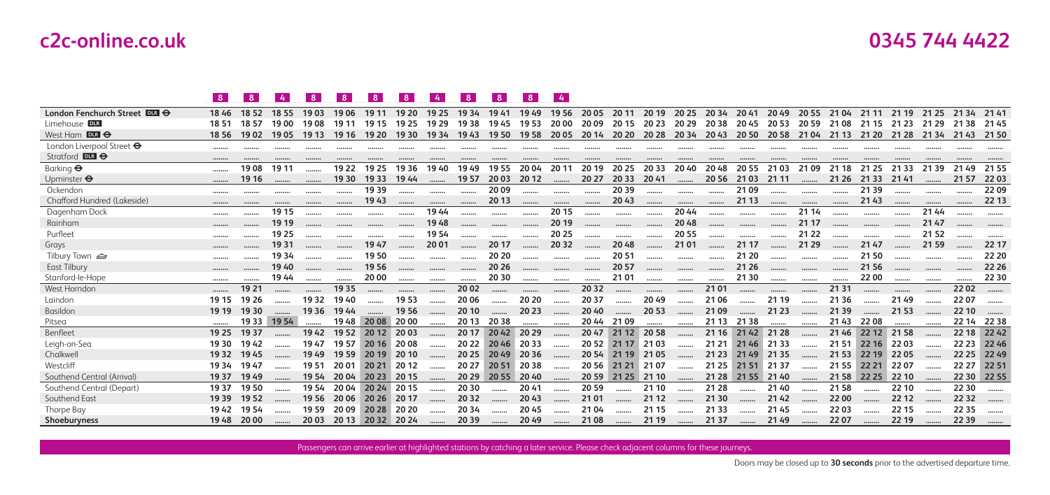| | 8 | 8 | 4 | 8 | 8 | 8 | 8 | 4 | 8 | 8 | 8 | 4 | | | | | | | | | | | | | | |
|---|---|---|---|---|---|---|---|---|---|---|---|---|---|---|---|---|---|---|---|---|---|---|---|---|---|---|
| **London Fenchurch Street** DLR ⊖ | 18 46 | 18 52 | 18 55 | 19 03 | 19 06 | 19 11 | 19 20 | 19 25 | 19 34 | 19 41 | 19 49 | 19 56 | 20 05 | 20 11 | 20 19 | 20 25 | 20 34 | 20 41 | 20 49 | 20 55 | 21 04 | 21 11 | 21 19 | 21 25 | 21 34 | 21 41 |
| Limehouse DLR | 18 51 | 18 57 | 19 00 | 19 08 | 19 11 | 19 15 | 19 25 | 19 29 | 19 38 | 19 45 | 19 53 | 20 00 | 20 09 | 20 15 | 20 23 | 20 29 | 20 38 | 20 45 | 20 53 | 20 59 | 21 08 | 21 15 | 21 23 | 21 29 | 21 38 | 21 45 |
| West Ham DLR ⊖ | 18 56 | 19 02 | 19 05 | 19 13 | 19 16 | 19 20 | 19 30 | 19 34 | 19 43 | 19 50 | 19 58 | 20 05 | 20 14 | 20 20 | 20 28 | 20 34 | 20 43 | 20 50 | 20 58 | 21 04 | 21 13 | 21 20 | 21 28 | 21 34 | 21 43 | 21 50 |
| London Liverpool Street ⊖ | ........ | ........ | ........ | ........ | ........ | ........ | ........ | ........ | ........ | ........ | ........ | ........ | ........ | ........ | ........ | ........ | ........ | ........ | ........ | ........ | ........ | ........ | ........ | ........ | ........ | ........ |
| Stratford DLR ⊖ | ........ | ........ | ........ | ........ | ........ | ........ | ........ | ........ | ........ | ........ | ........ | ........ | ........ | ........ | ........ | ........ | ........ | ........ | ........ | ........ | ........ | ........ | ........ | ........ | ........ | ........ |
| Barking ⊖ | ........ | 19 08 | 19 11 | ........ | 19 22 | 19 25 | 19 36 | 19 40 | 19 49 | 19 55 | 20 04 | 20 11 | 20 19 | 20 25 | 20 33 | 20 40 | 20 48 | 20 55 | 21 03 | 21 09 | 21 18 | 21 25 | 21 33 | 21 39 | 21 49 | 21 55 |
| Upminster ⊖ | ........ | 19 16 | ........ | ........ | 19 30 | 19 33 | 19 44 | ........ | 19 57 | 20 03 | 20 12 | ........ | 20 27 | 20 33 | 20 41 | ........ | 20 56 | 21 03 | 21 11 | ........ | 21 26 | 21 33 | 21 41 | ........ | 21 57 | 22 03 |
| Ockendon | ........ | ........ | ........ | ........ | ........ | 19 39 | ........ | ........ | ........ | 20 09 | ........ | ........ | ........ | 20 39 | ........ | ........ | ........ | 21 09 | ........ | ........ | ........ | 21 39 | ........ | ........ | ........ | 22 09 |
| Chafford Hundred (Lakeside) | ........ | ........ | ........ | ........ | ........ | 19 43 | ........ | ........ | ........ | 20 13 | ........ | ........ | ........ | 20 43 | ........ | ........ | ........ | 21 13 | ........ | ........ | ........ | 21 43 | ........ | ........ | ........ | 22 13 |
| Dagenham Dock | ........ | ........ | 19 15 | ........ | ........ | ........ | ........ | 19 44 | ........ | ........ | ........ | 20 15 | ........ | ........ | ........ | 20 44 | ........ | ........ | ........ | 21 14 | ........ | ........ | ........ | 21 44 | ........ | ........ |
| Rainham | ........ | ........ | 19 19 | ........ | ........ | ........ | ........ | 19 48 | ........ | ........ | ........ | 20 19 | ........ | ........ | ........ | 20 48 | ........ | ........ | ........ | 21 17 | ........ | ........ | ........ | 21 47 | ........ | ........ |
| Purfleet | ........ | ........ | 19 25 | ........ | ........ | ........ | ........ | 19 54 | ........ | ........ | ........ | 20 25 | ........ | ........ | ........ | 20 55 | ........ | ........ | ........ | 21 22 | ........ | ........ | ........ | 21 52 | ........ | ........ |
| Grays | ........ | ........ | 19 31 | ........ | ........ | 19 47 | ........ | 20 01 | ........ | 20 17 | ........ | 20 32 | ........ | 20 48 | ........ | 21 01 | ........ | 21 17 | ........ | 21 29 | ........ | 21 47 | ........ | 21 59 | ........ | 22 17 |
| Tilbury Town ⛴ | ........ | ........ | 19 34 | ........ | ........ | 19 50 | ........ | ........ | ........ | 20 20 | ........ | ........ | ........ | 20 51 | ........ | ........ | ........ | 21 20 | ........ | ........ | ........ | 21 50 | ........ | ........ | ........ | 22 20 |
| East Tilbury | ........ | ........ | 19 40 | ........ | ........ | 19 56 | ........ | ........ | ........ | 20 26 | ........ | ........ | ........ | 20 57 | ........ | ........ | ........ | 21 26 | ........ | ........ | ........ | 21 56 | ........ | ........ | ........ | 22 26 |
| Stanford-le-Hope | ........ | ........ | 19 44 | ........ | ........ | 20 00 | ........ | ........ | ........ | 20 30 | ........ | ........ | ........ | 21 01 | ........ | ........ | ........ | 21 30 | ........ | ........ | ........ | 22 00 | ........ | ........ | ........ | 22 30 |
| West Horndon | ........ | 19 21 | ........ | ........ | 19 35 | ........ | ........ | ........ | 20 02 | ........ | ........ | ........ | 20 32 | ........ | ........ | ........ | 21 01 | ........ | ........ | ........ | 21 31 | ........ | ........ | ........ | 22 02 | ........ |
| Laindon | 19 15 | 19 26 | ........ | 19 32 | 19 40 | ........ | 19 53 | ........ | 20 06 | ........ | 20 20 | ........ | 20 37 | ........ | 20 49 | ........ | 21 06 | ........ | 21 19 | ........ | 21 36 | ........ | 21 49 | ........ | 22 07 | ........ |
| Basildon | 19 19 | 19 30 | ........ | 19 36 | 19 44 | ........ | 19 56 | ........ | 20 10 | ........ | 20 23 | ........ | 20 40 | ........ | 20 53 | ........ | 21 09 | ........ | 21 23 | ........ | 21 39 | ........ | 21 53 | ........ | 22 10 | ........ |
| Pitsea | ........ | 19 33 | 19 54 | ........ | 19 48 | 20 08 | 20 00 | ........ | 20 13 | 20 38 | ........ | ........ | 20 44 | 21 09 | ........ | ........ | 21 13 | 21 38 | ........ | ........ | 21 43 | 22 08 | ........ | ........ | 22 14 | 22 38 |
| Benfleet | 19 25 | 19 37 | ........ | 19 42 | 19 52 | 20 12 | 20 03 | ........ | 20 17 | 20 42 | 20 29 | ........ | 20 47 | 21 12 | 20 58 | ........ | 21 16 | 21 42 | 21 28 | ........ | 21 46 | 22 12 | 21 58 | ........ | 22 18 | 22 42 |
| Leigh-on-Sea | 19 30 | 19 42 | ........ | 19 47 | 19 57 | 20 16 | 20 08 | ........ | 20 22 | 20 46 | 20 33 | ........ | 20 52 | 21 17 | 21 03 | ........ | 21 21 | 21 46 | 21 33 | ........ | 21 51 | 22 16 | 22 03 | ........ | 22 23 | 22 46 |
| Chalkwell | 19 32 | 19 45 | ........ | 19 49 | 19 59 | 20 19 | 20 10 | ........ | 20 25 | 20 49 | 20 36 | ........ | 20 54 | 21 19 | 21 05 | ........ | 21 23 | 21 49 | 21 35 | ........ | 21 53 | 22 19 | 22 05 | ........ | 22 25 | 22 49 |
| Westcliff | 19 34 | 19 47 | ........ | 19 51 | 20 01 | 20 21 | 20 12 | ........ | 20 27 | 20 51 | 20 38 | ........ | 20 56 | 21 21 | 21 07 | ........ | 21 25 | 21 51 | 21 37 | ........ | 21 55 | 22 21 | 22 07 | ........ | 22 27 | 22 51 |
| Southend Central (Arrival) | 19 37 | 19 49 | ........ | 19 54 | 20 04 | 20 23 | 20 15 | ........ | 20 29 | 20 55 | 20 40 | ........ | 20 59 | 21 25 | 21 10 | ........ | 21 28 | 21 55 | 21 40 | ........ | 21 58 | 22 25 | 22 10 | ........ | 22 30 | 22 55 |
| Southend Central (Depart) | 19 37 | 19 50 | ........ | 19 54 | 20 04 | 20 24 | 20 15 | ........ | 20 30 | ........ | 20 41 | ........ | 20 59 | ........ | 21 10 | ........ | 21 28 | ........ | 21 40 | ........ | 21 58 | ........ | 22 10 | ........ | 22 30 | ........ |
| Southend East | 19 39 | 19 52 | ........ | 19 56 | 20 06 | 20 26 | 20 17 | ........ | 20 32 | ........ | 20 43 | ........ | 21 01 | ........ | 21 12 | ........ | 21 30 | ........ | 21 42 | ........ | 22 00 | ........ | 22 12 | ........ | 22 32 | ........ |
| Thorpe Bay | 19 42 | 19 54 | ........ | 19 59 | 20 09 | 20 28 | 20 20 | ........ | 20 34 | ........ | 20 45 | ........ | 21 04 | ........ | 21 15 | ........ | 21 33 | ........ | 21 45 | ........ | 22 03 | ........ | 22 15 | ........ | 22 35 | ........ |
| **Shoeburyness** | 19 48 | 20 00 | ........ | 20 03 | 20 13 | 20 32 | 20 24 | ........ | 20 39 | ........ | 20 49 | ........ | 21 08 | ........ | 21 19 | ........ | 21 37 | ........ | 21 49 | ........ | 22 07 | ........ | 22 19 | ........ | 22 39 | ........ |

Passengers can arrive earlier at highlighted stations by catching a later service. Please check adjacent columns for these journeys.

Doors may be closed up to **30 seconds** prior to the advertised departure time.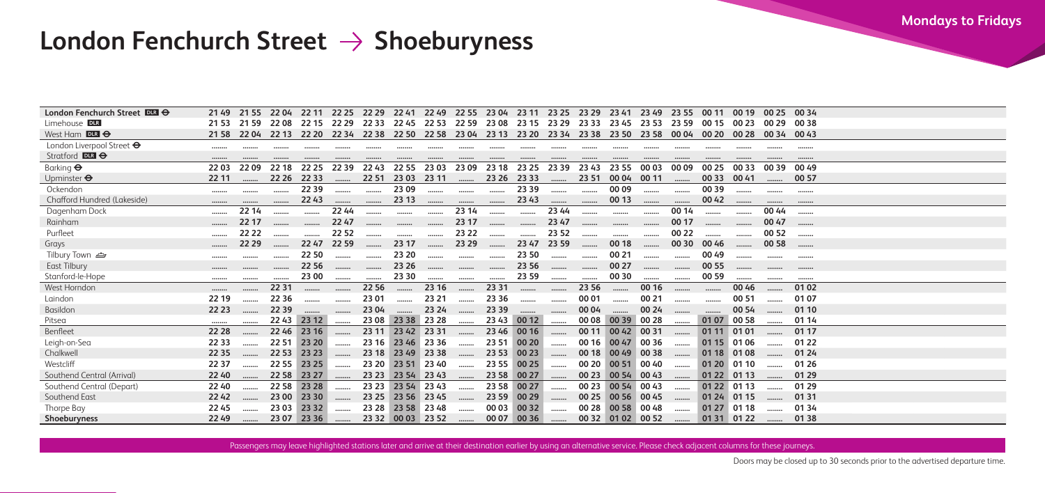# London Fenchurch Street → Shoeburyness

**Mondays to Fridays**

| London Fenchurch Street DLR ⊖ | 21 49 | 21 55 | 22 04 | 22 11 | 22 25 | 22 29 | 22 41 | 22 49 | 22 55 | 23 04 | 23 11 | 23 25 | 23 29 | 23 41 | 23 49 | 23 55 | 00 11 | 00 19 | 00 25 | 00 34 |
|---|---|---|---|---|---|---|---|---|---|---|---|---|---|---|---|---|---|---|---|---|
| Limehouse DLR | 21 53 | 21 59 | 22 08 | 22 15 | 22 29 | 22 33 | 22 45 | 22 53 | 22 59 | 23 08 | 23 15 | 23 29 | 23 33 | 23 45 | 23 53 | 23 59 | 00 15 | 00 23 | 00 29 | 00 38 |
| West Ham DLR ⊖ | 21 58 | 22 04 | 22 13 | 22 20 | 22 34 | 22 38 | 22 50 | 22 58 | 23 04 | 23 13 | 23 20 | 23 34 | 23 38 | 23 50 | 23 58 | 00 04 | 00 20 | 00 28 | 00 34 | 00 43 |
| London Liverpool Street ⊖ | …… | …… | …… | …… | …… | …… | …… | …… | …… | …… | …… | …… | …… | …… | …… | …… | …… | …… | …… | …… |
| Stratford DLR ⊖ | …… | …… | …… | …… | …… | …… | …… | …… | …… | …… | …… | …… | …… | …… | …… | …… | …… | …… | …… | …… |
| Barking ⊖ | 22 03 | 22 09 | 22 18 | 22 25 | 22 39 | 22 43 | 22 55 | 23 03 | 23 09 | 23 18 | 23 25 | 23 39 | 23 43 | 23 55 | 00 03 | 00 09 | 00 25 | 00 33 | 00 39 | 00 49 |
| Upminster ⊖ | 22 11 | …… | 22 26 | 22 33 | …… | 22 51 | 23 03 | 23 11 | …… | 23 26 | 23 33 | …… | 23 51 | 00 04 | 00 11 | …… | 00 33 | 00 41 | …… | 00 57 |
| Ockendon | …… | …… | …… | 22 39 | …… | …… | 23 09 | …… | …… | …… | 23 39 | …… | …… | 00 09 | …… | …… | 00 39 | …… | …… | …… |
| Chafford Hundred (Lakeside) | …… | …… | …… | 22 43 | …… | …… | 23 13 | …… | …… | …… | 23 43 | …… | …… | 00 13 | …… | …… | 00 42 | …… | …… | …… |
| Dagenham Dock | …… | 22 14 | …… | …… | 22 44 | …… | …… | …… | 23 14 | …… | …… | 23 44 | …… | …… | …… | 00 14 | …… | …… | 00 44 | …… |
| Rainham | …… | 22 17 | …… | …… | 22 47 | …… | …… | …… | 23 17 | …… | …… | 23 47 | …… | …… | …… | 00 17 | …… | …… | 00 47 | …… |
| Purfleet | …… | 22 22 | …… | …… | 22 52 | …… | …… | …… | 23 22 | …… | …… | 23 52 | …… | …… | …… | 00 22 | …… | …… | 00 52 | …… |
| Grays | …… | 22 29 | …… | 22 47 | 22 59 | …… | 23 17 | …… | 23 29 | …… | 23 47 | 23 59 | …… | 00 18 | …… | 00 30 | 00 46 | …… | 00 58 | …… |
| Tilbury Town ⛴ | …… | …… | …… | 22 50 | …… | …… | 23 20 | …… | …… | …… | 23 50 | …… | …… | 00 21 | …… | …… | 00 49 | …… | …… | …… |
| East Tilbury | …… | …… | …… | 22 56 | …… | …… | 23 26 | …… | …… | …… | 23 56 | …… | …… | 00 27 | …… | …… | 00 55 | …… | …… | …… |
| Stanford-le-Hope | …… | …… | …… | 23 00 | …… | …… | 23 30 | …… | …… | …… | 23 59 | …… | …… | 00 30 | …… | …… | 00 59 | …… | …… | …… |
| West Horndon | …… | …… | 22 31 | …… | …… | 22 56 | …… | 23 16 | …… | 23 31 | …… | …… | 23 56 | …… | 00 16 | …… | …… | 00 46 | …… | 01 02 |
| Laindon | 22 19 | …… | 22 36 | …… | …… | 23 01 | …… | 23 21 | …… | 23 36 | …… | …… | 00 01 | …… | 00 21 | …… | …… | 00 51 | …… | 01 07 |
| Basildon | 22 23 | …… | 22 39 | …… | …… | 23 04 | …… | 23 24 | …… | 23 39 | …… | …… | 00 04 | …… | 00 24 | …… | …… | 00 54 | …… | 01 10 |
| Pitsea | …… | …… | 22 43 | 23 12 | …… | 23 08 | 23 38 | 23 28 | …… | 23 43 | 00 12 | …… | 00 08 | 00 39 | 00 28 | …… | 01 07 | 00 58 | …… | 01 14 |
| Benfleet | 22 28 | …… | 22 46 | 23 16 | …… | 23 11 | 23 42 | 23 31 | …… | 23 46 | 00 16 | …… | 00 11 | 00 42 | 00 31 | …… | 01 11 | 01 01 | …… | 01 17 |
| Leigh-on-Sea | 22 33 | …… | 22 51 | 23 20 | …… | 23 16 | 23 46 | 23 36 | …… | 23 51 | 00 20 | …… | 00 16 | 00 47 | 00 36 | …… | 01 15 | 01 06 | …… | 01 22 |
| Chalkwell | 22 35 | …… | 22 53 | 23 23 | …… | 23 18 | 23 49 | 23 38 | …… | 23 53 | 00 23 | …… | 00 18 | 00 49 | 00 38 | …… | 01 18 | 01 08 | …… | 01 24 |
| Westcliff | 22 37 | …… | 22 55 | 23 25 | …… | 23 20 | 23 51 | 23 40 | …… | 23 55 | 00 25 | …… | 00 20 | 00 51 | 00 40 | …… | 01 20 | 01 10 | …… | 01 26 |
| Southend Central (Arrival) | 22 40 | …… | 22 58 | 23 27 | …… | 23 23 | 23 54 | 23 43 | …… | 23 58 | 00 27 | …… | 00 23 | 00 54 | 00 43 | …… | 01 22 | 01 13 | …… | 01 29 |
| Southend Central (Depart) | 22 40 | …… | 22 58 | 23 28 | …… | 23 23 | 23 54 | 23 43 | …… | 23 58 | 00 27 | …… | 00 23 | 00 54 | 00 43 | …… | 01 22 | 01 13 | …… | 01 29 |
| Southend East | 22 42 | …… | 23 00 | 23 30 | …… | 23 25 | 23 56 | 23 45 | …… | 23 59 | 00 29 | …… | 00 25 | 00 56 | 00 45 | …… | 01 24 | 01 15 | …… | 01 31 |
| Thorpe Bay | 22 45 | …… | 23 03 | 23 32 | …… | 23 28 | 23 58 | 23 48 | …… | 00 03 | 00 32 | …… | 00 28 | 00 58 | 00 48 | …… | 01 27 | 01 18 | …… | 01 34 |
| **Shoeburyness** | 22 49 | …… | 23 07 | 23 36 | …… | 23 32 | 00 03 | 23 52 | …… | 00 07 | 00 36 | …… | 00 32 | 01 02 | 00 52 | …… | 01 31 | 01 22 | …… | 01 38 |

Passengers may leave highlighted stations later and arrive at their destination earlier by using an alternative service. Please check adjacent columns for these journeys.

Doors may be closed up to 30 seconds prior to the advertised departure time.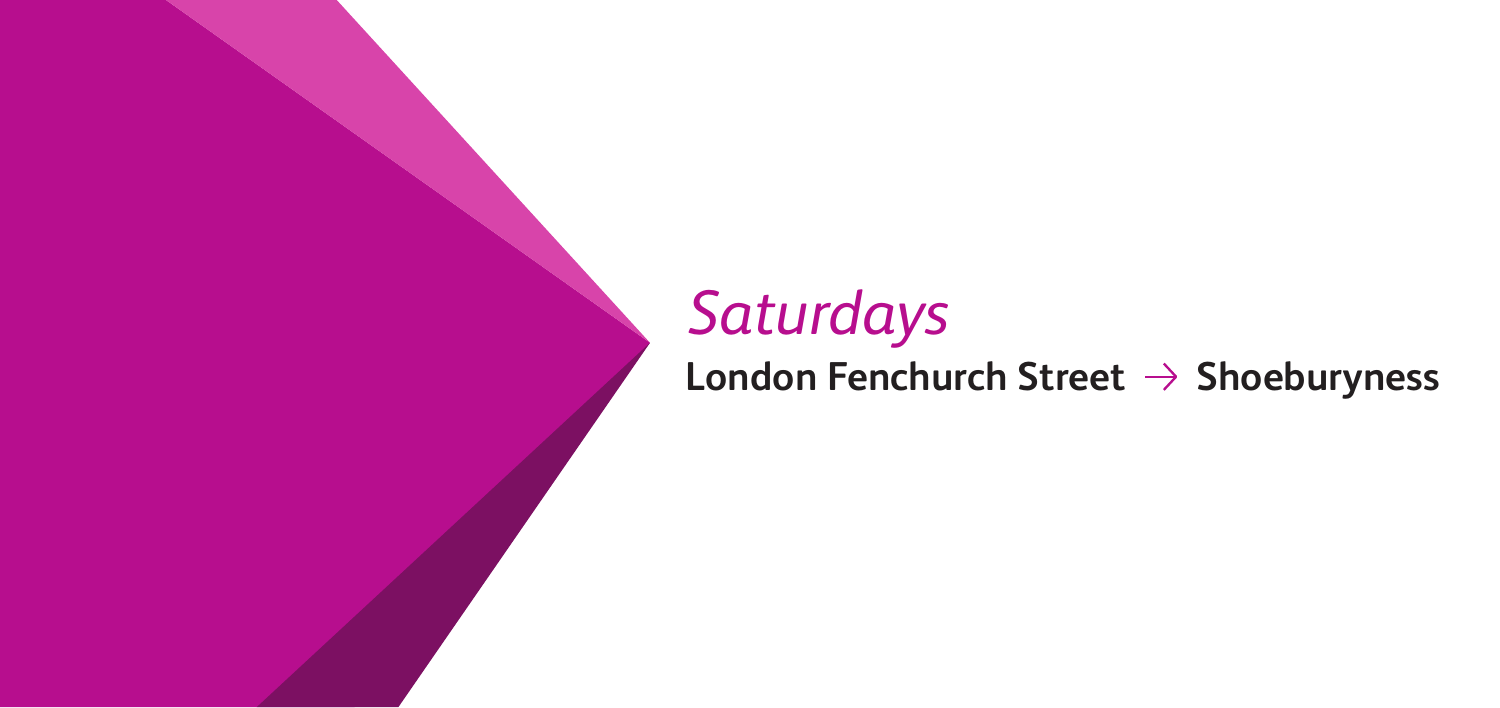# *Saturdays*

**London Fenchurch Street → Shoeburyness**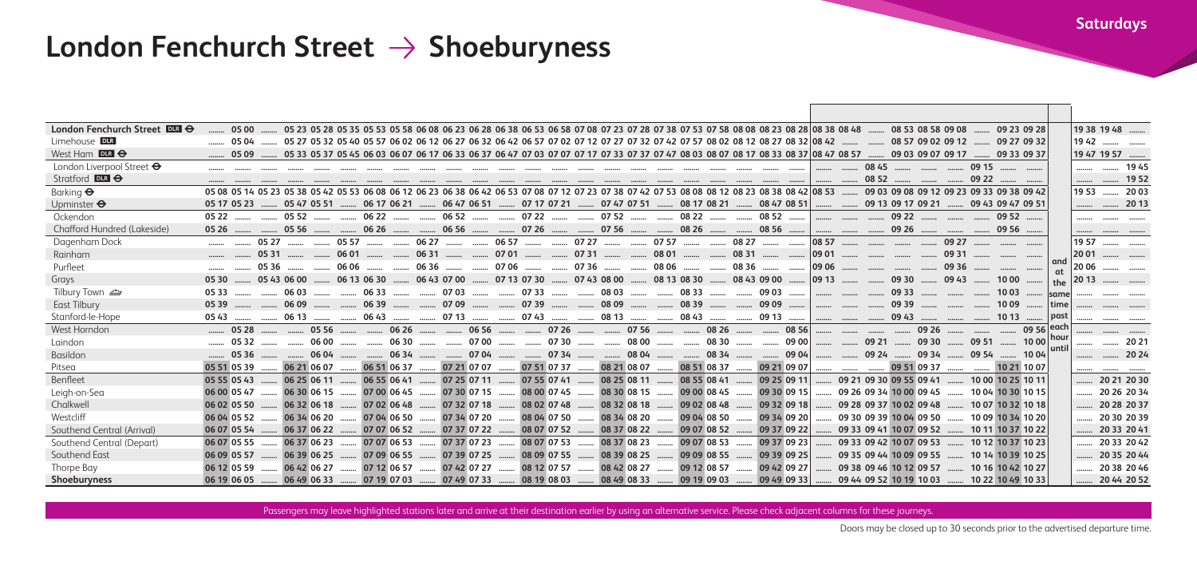# London Fenchurch Street → Shoeburyness

**Saturdays**

| | | | | | | | | | | | | | | | | | | | | | | | | | | | | | | | | | | | | |
|---|---|---|---|---|---|---|---|---|---|---|---|---|---|---|---|---|---|---|---|---|---|---|---|---|---|---|---|---|---|---|---|---|---|---|---|---|
| **London Fenchurch Street** DLR ⊖ | | 05 00 | | 05 23 | 05 28 | 05 35 | 05 53 | 05 58 | 06 08 | 06 23 | 06 28 | 06 38 | 06 53 | 06 58 | 07 08 | 07 23 | 07 28 | 07 38 | 07 53 | 07 58 | 08 08 | 08 23 | 08 28 | 08 38 | 08 48 | | 08 53 | 08 58 | 09 08 | | 09 23 | 09 28 | | 19 38 | 19 48 | |
| Limehouse DLR | | 05 04 | | 05 27 | 05 32 | 05 40 | 05 57 | 06 02 | 06 12 | 06 27 | 06 32 | 06 42 | 06 57 | 07 02 | 07 12 | 07 27 | 07 32 | 07 42 | 07 57 | 08 02 | 08 12 | 08 27 | 08 32 | 08 42 | | | 08 57 | 09 02 | 09 12 | | 09 27 | 09 32 | | 19 42 | | |
| West Ham DLR ⊖ | | 05 09 | | 05 33 | 05 37 | 05 45 | 06 03 | 06 07 | 06 17 | 06 33 | 06 37 | 06 47 | 07 03 | 07 07 | 07 17 | 07 33 | 07 37 | 07 47 | 08 03 | 08 07 | 08 17 | 08 33 | 08 37 | 08 47 | 08 57 | | 09 03 | 09 07 | 09 17 | | 09 33 | 09 37 | | 19 47 | 19 57 | |
| London Liverpool Street ⊖ | | | | | | | | | | | | | | | | | | | | | | | | | | 08 45 | | | | 09 15 | | | | | | 19 45 |
| Stratford DLR ⊖ | | | | | | | | | | | | | | | | | | | | | | | | | | 08 52 | | | | 09 22 | | | | | | 19 52 |
| Barking ⊖ | 05 08 | 05 14 | 05 23 | 05 38 | 05 42 | 05 53 | 06 08 | 06 12 | 06 23 | 06 38 | 06 42 | 06 53 | 07 08 | 07 12 | 07 23 | 07 38 | 07 42 | 07 53 | 08 08 | 08 12 | 08 23 | 08 38 | 08 42 | 08 53 | | 09 03 | 09 08 | 09 12 | 09 23 | 09 33 | 09 38 | 09 42 | | 19 53 | | 20 03 |
| Upminster ⊖ | 05 17 | 05 23 | | 05 47 | 05 51 | | 06 17 | 06 21 | | 06 47 | 06 51 | | 07 17 | 07 21 | | 07 47 | 07 51 | | 08 17 | 08 21 | | 08 47 | 08 51 | | | 09 13 | 09 17 | 09 21 | | 09 43 | 09 47 | 09 51 | | | | 20 13 |
| Ockendon | 05 22 | | | 05 52 | | | 06 22 | | | 06 52 | | | 07 22 | | | 07 52 | | | 08 22 | | | 08 52 | | | | | 09 22 | | | | 09 52 | | | | | |
| Chafford Hundred (Lakeside) | 05 26 | | | 05 56 | | | 06 26 | | | 06 56 | | | 07 26 | | | 07 56 | | | 08 26 | | | 08 56 | | | | | 09 26 | | | | 09 56 | | | | | |
| Dagenham Dock | | | 05 27 | | | 05 57 | | | 06 27 | | | 06 57 | | | 07 27 | | | 07 57 | | | 08 27 | | | 08 57 | | | | | 09 27 | | | | | 19 57 | | |
| Rainham | | | 05 31 | | | 06 01 | | | 06 31 | | | 07 01 | | | 07 31 | | | 08 01 | | | 08 31 | | | 09 01 | | | | | 09 31 | | | | | 20 01 | | |
| Purfleet | | | 05 36 | | | 06 06 | | | 06 36 | | | 07 06 | | | 07 36 | | | 08 06 | | | 08 36 | | | 09 06 | | | | | 09 36 | | | | and at the same time past each hour until | 20 06 | | |
| Grays | 05 30 | | 05 43 | 06 00 | | 06 13 | 06 30 | | 06 43 | 07 00 | | 07 13 | 07 30 | | 07 43 | 08 00 | | 08 13 | 08 30 | | 08 43 | 09 00 | | 09 13 | | | 09 30 | | 09 43 | | 10 00 | | | 20 13 | | |
| Tilbury Town | 05 33 | | | 06 03 | | | 06 33 | | | 07 03 | | | 07 33 | | | 08 03 | | | 08 33 | | | 09 03 | | | | | 09 33 | | | | 10 03 | | | | | |
| East Tilbury | 05 39 | | | 06 09 | | | 06 39 | | | 07 09 | | | 07 39 | | | 08 09 | | | 08 39 | | | 09 09 | | | | | 09 39 | | | | 10 09 | | | | | |
| Stanford-le-Hope | 05 43 | | | 06 13 | | | 06 43 | | | 07 13 | | | 07 43 | | | 08 13 | | | 08 43 | | | 09 13 | | | | | 09 43 | | | | 10 13 | | | | | |
| West Horndon | | 05 28 | | | 05 56 | | | 06 26 | | | 06 56 | | | 07 26 | | | 07 56 | | | 08 26 | | | 08 56 | | | | | 09 26 | | | | 09 56 | | | | |
| Laindon | | 05 32 | | | 06 00 | | | 06 30 | | | 07 00 | | | 07 30 | | | 08 00 | | | 08 30 | | | 09 00 | | | 09 21 | | 09 30 | | 09 51 | | 10 00 | | | | 20 21 |
| Basildon | | 05 36 | | | 06 04 | | | 06 34 | | | 07 04 | | | 07 34 | | | 08 04 | | | 08 34 | | | 09 04 | | | 09 24 | | 09 34 | | 09 54 | | 10 04 | | | | 20 24 |
| Pitsea | 05 51 | 05 39 | | 06 21 | 06 07 | | 06 51 | 06 37 | | 07 21 | 07 07 | | 07 51 | 07 37 | | 08 21 | 08 07 | | 08 51 | 08 37 | | 09 21 | 09 07 | | | | 09 51 | 09 37 | | | 10 21 | 10 07 | | | | |
| Benfleet | 05 55 | 05 43 | | 06 25 | 06 11 | | 06 55 | 06 41 | | 07 25 | 07 11 | | 07 55 | 07 41 | | 08 25 | 08 11 | | 08 55 | 08 41 | | 09 25 | 09 11 | | 09 21 | 09 30 | 09 55 | 09 41 | | 10 00 | 10 25 | 10 11 | | | 20 21 | 20 30 |
| Leigh-on-Sea | 06 00 | 05 47 | | 06 30 | 06 15 | | 07 00 | 06 45 | | 07 30 | 07 15 | | 08 00 | 07 45 | | 08 30 | 08 15 | | 09 00 | 08 45 | | 09 30 | 09 15 | | 09 26 | 09 34 | 10 00 | 09 45 | | 10 04 | 10 30 | 10 15 | | | 20 26 | 20 34 |
| Chalkwell | 06 02 | 05 50 | | 06 32 | 06 18 | | 07 02 | 06 48 | | 07 32 | 07 18 | | 08 02 | 07 48 | | 08 32 | 08 18 | | 09 02 | 08 48 | | 09 32 | 09 18 | | 09 28 | 09 37 | 10 02 | 09 48 | | 10 07 | 10 32 | 10 18 | | | 20 28 | 20 37 |
| Westcliff | 06 04 | 05 52 | | 06 34 | 06 20 | | 07 04 | 06 50 | | 07 34 | 07 20 | | 08 04 | 07 50 | | 08 34 | 08 20 | | 09 04 | 08 50 | | 09 34 | 09 20 | | 09 30 | 09 39 | 10 04 | 09 50 | | 10 09 | 10 34 | 10 20 | | | 20 30 | 20 39 |
| Southend Central (Arrival) | 06 07 | 05 54 | | 06 37 | 06 22 | | 07 07 | 06 52 | | 07 37 | 07 22 | | 08 07 | 07 52 | | 08 37 | 08 22 | | 09 07 | 08 52 | | 09 37 | 09 22 | | 09 33 | 09 41 | 10 07 | 09 52 | | 10 11 | 10 37 | 10 22 | | | 20 33 | 20 41 |
| Southend Central (Depart) | 06 07 | 05 55 | | 06 37 | 06 23 | | 07 07 | 06 53 | | 07 37 | 07 23 | | 08 07 | 07 53 | | 08 37 | 08 23 | | 09 07 | 08 53 | | 09 37 | 09 23 | | 09 33 | 09 42 | 10 07 | 09 53 | | 10 12 | 10 37 | 10 23 | | | 20 33 | 20 42 |
| Southend East | 06 09 | 05 57 | | 06 39 | 06 25 | | 07 09 | 06 55 | | 07 39 | 07 25 | | 08 09 | 07 55 | | 08 39 | 08 25 | | 09 09 | 08 55 | | 09 39 | 09 25 | | 09 35 | 09 44 | 10 09 | 09 55 | | 10 14 | 10 39 | 10 25 | | | 20 35 | 20 44 |
| Thorpe Bay | 06 12 | 05 59 | | 06 42 | 06 27 | | 07 12 | 06 57 | | 07 42 | 07 27 | | 08 12 | 07 57 | | 08 42 | 08 27 | | 09 12 | 08 57 | | 09 42 | 09 27 | | 09 38 | 09 46 | 10 12 | 09 57 | | 10 16 | 10 42 | 10 27 | | | 20 38 | 20 46 |
| **Shoeburyness** | 06 19 | 06 05 | | 06 49 | 06 33 | | 07 19 | 07 03 | | 07 49 | 07 33 | | 08 19 | 08 03 | | 08 49 | 08 33 | | 09 19 | 09 03 | | 09 49 | 09 33 | | 09 44 | 09 52 | 10 19 | 10 03 | | 10 22 | 10 49 | 10 33 | | | 20 44 | 20 52 |

Passengers may leave highlighted stations later and arrive at their destination earlier by using an alternative service. Please check adjacent columns for these journeys.

Doors may be closed up to 30 seconds prior to the advertised departure time.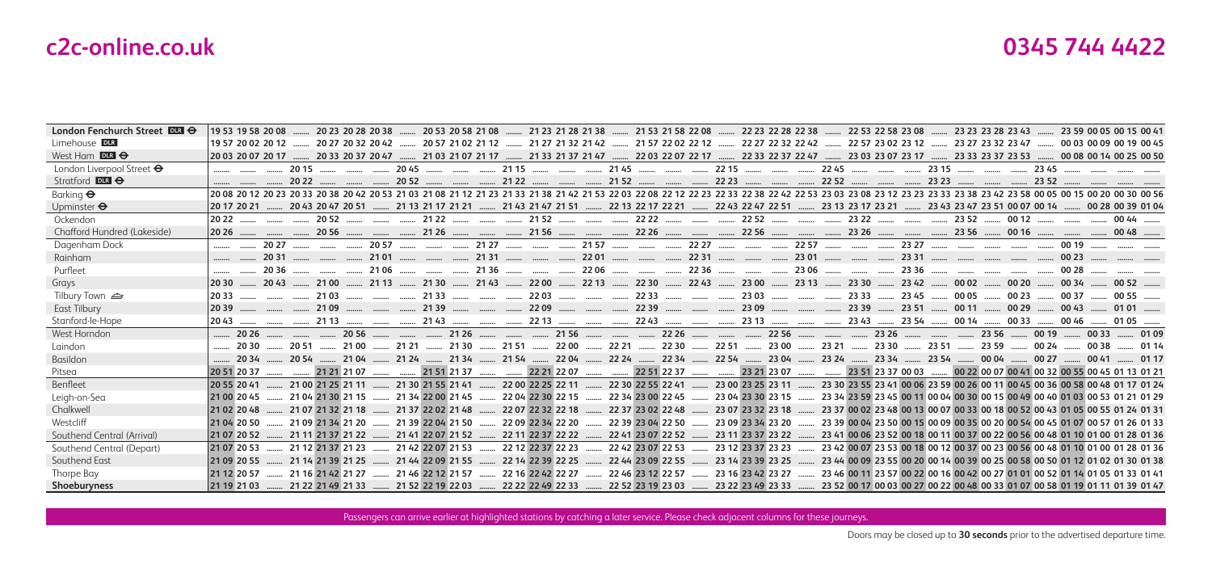| London Fenchurch Street DLR ⊖ | 19 53 | 19 58 | 20 08 | | 20 23 | 20 28 | 20 38 | | 20 53 | 20 58 | 21 08 | | 21 23 | 21 28 | 21 38 | | 21 53 | 21 58 | 22 08 | | 22 23 | 22 28 | 22 38 | | 22 53 | 22 58 | 23 08 | | 23 23 | 23 28 | 23 43 | | 23 59 | 00 05 | 00 15 | 00 41 |
|---|---|---|---|---|---|---|---|---|---|---|---|---|---|---|---|---|---|---|---|---|---|---|---|---|---|---|---|---|---|---|---|---|---|---|---|---|
| Limehouse DLR | 19 57 | 20 02 | 20 12 | | 20 27 | 20 32 | 20 42 | | 20 57 | 21 02 | 21 12 | | 21 27 | 21 32 | 21 42 | | 21 57 | 22 02 | 22 12 | | 22 27 | 22 32 | 22 42 | | 22 57 | 23 02 | 23 12 | | 23 27 | 23 32 | 23 47 | | 00 03 | 00 09 | 00 19 | 00 45 |
| West Ham DLR ⊖ | 20 03 | 20 07 | 20 17 | | 20 33 | 20 37 | 20 47 | | 21 03 | 21 07 | 21 17 | | 21 33 | 21 37 | 21 47 | | 22 03 | 22 07 | 22 17 | | 22 33 | 22 37 | 22 47 | | 23 03 | 23 07 | 23 17 | | 23 33 | 23 37 | 23 53 | | 00 08 | 00 14 | 00 25 | 00 50 |
| London Liverpool Street ⊖ | | | | 20 15 | | | | 20 45 | | | | 21 15 | | | | 21 45 | | | | 22 15 | | | | 22 45 | | | | 23 15 | | | | 23 45 | | | | |
| Stratford DLR ⊖ | | | | 20 22 | | | | 20 52 | | | | 21 22 | | | | 21 52 | | | | 22 23 | | | | 22 52 | | | | 23 23 | | | | 23 52 | | | | |
| Barking ⊖ | 20 08 | 20 12 | 20 23 | 20 33 | 20 38 | 20 42 | 20 53 | 21 03 | 21 08 | 21 12 | 21 23 | 21 33 | 21 38 | 21 42 | 21 53 | 22 03 | 22 08 | 22 12 | 22 23 | 22 33 | 22 38 | 22 42 | 22 53 | 23 03 | 23 08 | 23 12 | 23 23 | 23 33 | 23 38 | 23 42 | 23 58 | 00 05 | 00 15 | 00 20 | 00 30 | 00 56 |
| Upminster ⊖ | 20 17 | 20 21 | | 20 43 | 20 47 | 20 51 | | 21 13 | 21 17 | 21 21 | | 21 43 | 21 47 | 21 51 | | 22 13 | 22 17 | 22 21 | | 22 43 | 22 47 | 22 51 | | 23 13 | 23 17 | 23 21 | | 23 43 | 23 47 | 23 51 | 00 07 | 00 14 | | 00 28 | 00 39 | 01 04 |
| Ockendon | 20 22 | | | | 20 52 | | | | 21 22 | | | | 21 52 | | | | 22 22 | | | | 22 52 | | | | 23 22 | | | | 23 52 | | 00 12 | | | | 00 44 | |
| Chafford Hundred (Lakeside) | 20 26 | | | | 20 56 | | | | 21 26 | | | | 21 56 | | | | 22 26 | | | | 22 56 | | | | 23 26 | | | | 23 56 | | 00 16 | | | | 00 48 | |
| Dagenham Dock | | | 20 27 | | | | 20 57 | | | | 21 27 | | | | 21 57 | | | | 22 27 | | | | 22 57 | | | | 23 27 | | | | | | 00 19 | | | |
| Rainham | | | 20 31 | | | | 21 01 | | | | 21 31 | | | | 22 01 | | | | 22 31 | | | | 23 01 | | | | 23 31 | | | | | | 00 23 | | | |
| Purfleet | | | 20 36 | | | | 21 06 | | | | 21 36 | | | | 22 06 | | | | 22 36 | | | | 23 06 | | | | 23 36 | | | | | | 00 28 | | | |
| Grays | 20 30 | | 20 43 | | 21 00 | | 21 13 | | 21 30 | | 21 43 | | 22 00 | | 22 13 | | 22 30 | | 22 43 | | 23 00 | | 23 13 | | 23 30 | | 23 42 | | 00 02 | | 00 20 | | 00 34 | | 00 52 | |
| Tilbury Town ⛴ | 20 33 | | | | 21 03 | | | | 21 33 | | | | 22 03 | | | | 22 33 | | | | 23 03 | | | | 23 33 | | 23 45 | | 00 05 | | 00 23 | | 00 37 | | 00 55 | |
| East Tilbury | 20 39 | | | | 21 09 | | | | 21 39 | | | | 22 09 | | | | 22 39 | | | | 23 09 | | | | 23 39 | | 23 51 | | 00 11 | | 00 29 | | 00 43 | | 01 01 | |
| Stanford-le-Hope | 20 43 | | | | 21 13 | | | | 21 43 | | | | 22 13 | | | | 22 43 | | | | 23 13 | | | | 23 43 | | 23 54 | | 00 14 | | 00 33 | | 00 46 | | 01 05 | |
| West Horndon | | 20 26 | | | | 20 56 | | | | 21 26 | | | | 21 56 | | | | 22 26 | | | | 22 56 | | | | 23 26 | | | | 23 56 | | 00 19 | | 00 33 | | 01 09 |
| Laindon | | 20 30 | | 20 51 | | 21 00 | | 21 21 | | 21 30 | | 21 51 | | 22 00 | | 22 21 | | 22 30 | | 22 51 | | 23 00 | | 23 21 | | 23 30 | | 23 51 | | 23 59 | | 00 24 | | 00 38 | | 01 14 |
| Basildon | | 20 34 | | 20 54 | | 21 04 | | 21 24 | | 21 34 | | 21 54 | | 22 04 | | 22 24 | | 22 34 | | 22 54 | | 23 04 | | 23 24 | | 23 34 | | 23 54 | | 00 04 | | 00 27 | | 00 41 | | 01 17 |
| Pitsea | 20 51 | 20 37 | | | 21 21 | 21 07 | | | 21 51 | 21 37 | | | 22 21 | 22 07 | | | 22 51 | 22 37 | | | 23 21 | 23 07 | | | 23 51 | 23 37 | 00 03 | | 00 22 | 00 07 | 00 41 | 00 32 | 00 55 | 00 45 | 01 13 | 01 21 |
| Benfleet | 20 55 | 20 41 | | 21 00 | 21 25 | 21 11 | | 21 30 | 21 55 | 21 41 | | 22 00 | 22 25 | 22 11 | | 22 30 | 22 55 | 22 41 | | 23 00 | 23 25 | 23 11 | | 23 30 | 23 55 | 23 41 | 00 06 | 23 59 | 00 26 | 00 11 | 00 45 | 00 36 | 00 58 | 00 48 | 01 17 | 01 24 |
| Leigh-on-Sea | 21 00 | 20 45 | | 21 04 | 21 30 | 21 15 | | 21 34 | 22 00 | 21 45 | | 22 04 | 22 30 | 22 15 | | 22 34 | 23 00 | 22 45 | | 23 04 | 23 30 | 23 15 | | 23 34 | 23 59 | 23 45 | 00 11 | 00 04 | 00 30 | 00 15 | 00 49 | 00 40 | 01 03 | 00 53 | 01 21 | 01 29 |
| Chalkwell | 21 02 | 20 48 | | 21 07 | 21 32 | 21 18 | | 21 37 | 22 02 | 21 48 | | 22 07 | 22 32 | 22 18 | | 22 37 | 23 02 | 22 48 | | 23 07 | 23 32 | 23 18 | | 23 37 | 00 02 | 23 48 | 00 13 | 00 07 | 00 33 | 00 18 | 00 52 | 00 43 | 01 05 | 00 55 | 01 24 | 01 31 |
| Westcliff | 21 04 | 20 50 | | 21 09 | 21 34 | 21 20 | | 21 39 | 22 04 | 21 50 | | 22 09 | 22 34 | 22 20 | | 22 39 | 23 04 | 22 50 | | 23 09 | 23 34 | 23 20 | | 23 39 | 00 04 | 23 50 | 00 15 | 00 09 | 00 35 | 00 20 | 00 54 | 00 45 | 01 07 | 00 57 | 01 26 | 01 33 |
| Southend Central (Arrival) | 21 07 | 20 52 | | 21 11 | 21 37 | 21 22 | | 21 41 | 22 07 | 21 52 | | 22 11 | 22 37 | 22 22 | | 22 41 | 23 07 | 22 52 | | 23 11 | 23 37 | 23 22 | | 23 41 | 00 06 | 23 52 | 00 18 | 00 11 | 00 37 | 00 22 | 00 56 | 00 48 | 01 10 | 01 00 | 01 28 | 01 36 |
| Southend Central (Depart) | 21 07 | 20 53 | | 21 12 | 21 37 | 21 23 | | 21 42 | 22 07 | 21 53 | | 22 12 | 22 37 | 22 23 | | 22 42 | 23 07 | 22 53 | | 23 12 | 23 37 | 23 23 | | 23 42 | 00 07 | 23 53 | 00 18 | 00 12 | 00 37 | 00 23 | 00 56 | 00 48 | 01 10 | 01 00 | 01 28 | 01 36 |
| Southend East | 21 09 | 20 55 | | 21 14 | 21 39 | 21 25 | | 21 44 | 22 09 | 21 55 | | 22 14 | 22 39 | 22 25 | | 22 44 | 23 09 | 22 55 | | 23 14 | 23 39 | 23 25 | | 23 44 | 00 09 | 23 55 | 00 20 | 00 14 | 00 39 | 00 25 | 00 58 | 00 50 | 01 12 | 01 02 | 01 30 | 01 38 |
| Thorpe Bay | 21 12 | 20 57 | | 21 16 | 21 42 | 21 27 | | 21 46 | 22 12 | 21 57 | | 22 16 | 22 42 | 22 27 | | 22 46 | 23 12 | 22 57 | | 23 16 | 23 42 | 23 27 | | 23 46 | 00 11 | 23 57 | 00 22 | 00 16 | 00 42 | 00 27 | 01 01 | 00 52 | 01 14 | 01 05 | 01 33 | 01 41 |
| **Shoeburyness** | 21 19 | 21 03 | | 21 22 | 21 49 | 21 33 | | 21 52 | 22 19 | 22 03 | | 22 22 | 22 49 | 22 33 | | 22 52 | 23 19 | 23 03 | | 23 22 | 23 49 | 23 33 | | 23 52 | 00 17 | 00 03 | 00 27 | 00 22 | 00 48 | 00 33 | 01 07 | 00 58 | 01 19 | 01 11 | 01 39 | 01 47 |

Passengers can arrive earlier at highlighted stations by catching a later service. Please check adjacent columns for these journeys.

Doors may be closed up to **30 seconds** prior to the advertised departure time.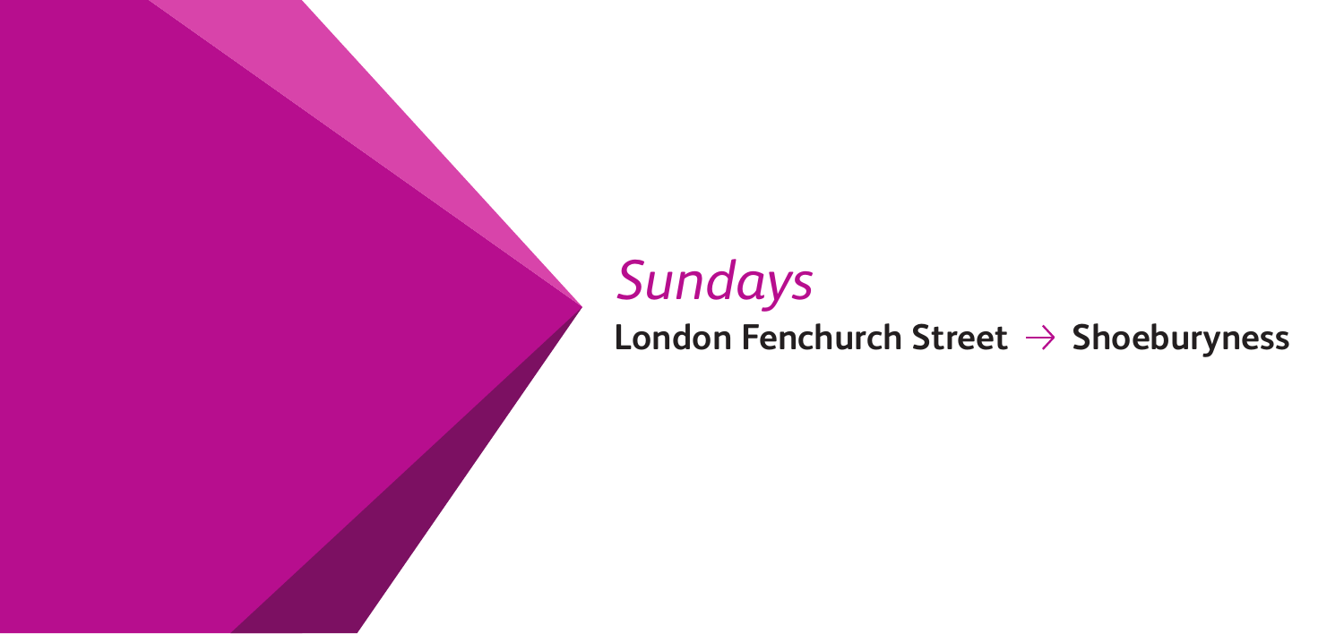# *Sundays*

## London Fenchurch Street → Shoeburyness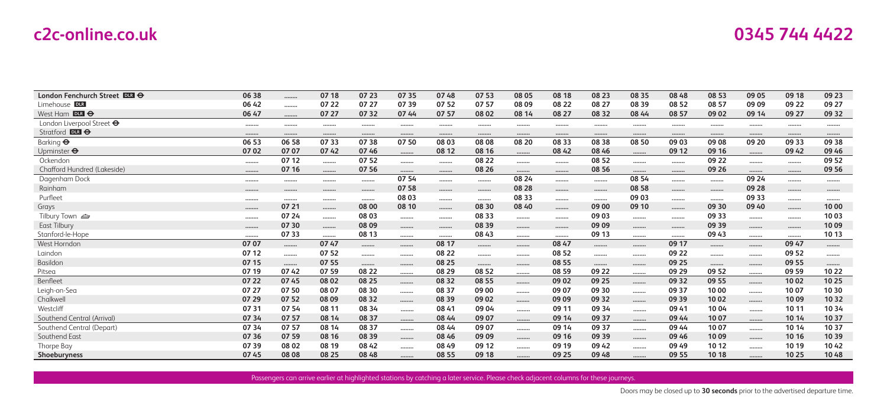| London Fenchurch Street DLR ⊖ | 06 38 | ........ | 07 18 | 07 23 | 07 35 | 07 48 | 07 53 | 08 05 | 08 18 | 08 23 | 08 35 | 08 48 | 08 53 | 09 05 | 09 18 | 09 23 |
|---|---|---|---|---|---|---|---|---|---|---|---|---|---|---|---|---|
| Limehouse DLR | 06 42 | ........ | 07 22 | 07 27 | 07 39 | 07 52 | 07 57 | 08 09 | 08 22 | 08 27 | 08 39 | 08 52 | 08 57 | 09 09 | 09 22 | 09 27 |
| West Ham DLR ⊖ | 06 47 | ........ | 07 27 | 07 32 | 07 44 | 07 57 | 08 02 | 08 14 | 08 27 | 08 32 | 08 44 | 08 57 | 09 02 | 09 14 | 09 27 | 09 32 |
| London Liverpool Street ⊖ | ........ | ........ | ........ | ........ | ........ | ........ | ........ | ........ | ........ | ........ | ........ | ........ | ........ | ........ | ........ | ........ |
| Stratford DLR ⊖ | ........ | ........ | ........ | ........ | ........ | ........ | ........ | ........ | ........ | ........ | ........ | ........ | ........ | ........ | ........ | ........ |
| Barking ⊖ | 06 53 | 06 58 | 07 33 | 07 38 | 07 50 | 08 03 | 08 08 | 08 20 | 08 33 | 08 38 | 08 50 | 09 03 | 09 08 | 09 20 | 09 33 | 09 38 |
| Upminster ⊖ | 07 02 | 07 07 | 07 42 | 07 46 | ........ | 08 12 | 08 16 | ........ | 08 42 | 08 46 | ........ | 09 12 | 09 16 | ........ | 09 42 | 09 46 |
| Ockendon | ........ | 07 12 | ........ | 07 52 | ........ | ........ | 08 22 | ........ | ........ | 08 52 | ........ | ........ | 09 22 | ........ | ........ | 09 52 |
| Chafford Hundred (Lakeside) | ........ | 07 16 | ........ | 07 56 | ........ | ........ | 08 26 | ........ | ........ | 08 56 | ........ | ........ | 09 26 | ........ | ........ | 09 56 |
| Dagenham Dock | ........ | ........ | ........ | ........ | 07 54 | ........ | ........ | 08 24 | ........ | ........ | 08 54 | ........ | ........ | 09 24 | ........ | ........ |
| Rainham | ........ | ........ | ........ | ........ | 07 58 | ........ | ........ | 08 28 | ........ | ........ | 08 58 | ........ | ........ | 09 28 | ........ | ........ |
| Purfleet | ........ | ........ | ........ | ........ | 08 03 | ........ | ........ | 08 33 | ........ | ........ | 09 03 | ........ | ........ | 09 33 | ........ | ........ |
| Grays | ........ | 07 21 | ........ | 08 00 | 08 10 | ........ | 08 30 | 08 40 | ........ | 09 00 | 09 10 | ........ | 09 30 | 09 40 | ........ | 10 00 |
| Tilbury Town ⛴ | ........ | 07 24 | ........ | 08 03 | ........ | ........ | 08 33 | ........ | ........ | 09 03 | ........ | ........ | 09 33 | ........ | ........ | 10 03 |
| East Tilbury | ........ | 07 30 | ........ | 08 09 | ........ | ........ | 08 39 | ........ | ........ | 09 09 | ........ | ........ | 09 39 | ........ | ........ | 10 09 |
| Stanford-le-Hope | ........ | 07 33 | ........ | 08 13 | ........ | ........ | 08 43 | ........ | ........ | 09 13 | ........ | ........ | 09 43 | ........ | ........ | 10 13 |
| West Horndon | 07 07 | ........ | 07 47 | ........ | ........ | 08 17 | ........ | ........ | 08 47 | ........ | ........ | 09 17 | ........ | ........ | 09 47 | ........ |
| Laindon | 07 12 | ........ | 07 52 | ........ | ........ | 08 22 | ........ | ........ | 08 52 | ........ | ........ | 09 22 | ........ | ........ | 09 52 | ........ |
| Basildon | 07 15 | ........ | 07 55 | ........ | ........ | 08 25 | ........ | ........ | 08 55 | ........ | ........ | 09 25 | ........ | ........ | 09 55 | ........ |
| Pitsea | 07 19 | 07 42 | 07 59 | 08 22 | ........ | 08 29 | 08 52 | ........ | 08 59 | 09 22 | ........ | 09 29 | 09 52 | ........ | 09 59 | 10 22 |
| Benfleet | 07 22 | 07 45 | 08 02 | 08 25 | ........ | 08 32 | 08 55 | ........ | 09 02 | 09 25 | ........ | 09 32 | 09 55 | ........ | 10 02 | 10 25 |
| Leigh-on-Sea | 07 27 | 07 50 | 08 07 | 08 30 | ........ | 08 37 | 09 00 | ........ | 09 07 | 09 30 | ........ | 09 37 | 10 00 | ........ | 10 07 | 10 30 |
| Chalkwell | 07 29 | 07 52 | 08 09 | 08 32 | ........ | 08 39 | 09 02 | ........ | 09 09 | 09 32 | ........ | 09 39 | 10 02 | ........ | 10 09 | 10 32 |
| Westcliff | 07 31 | 07 54 | 08 11 | 08 34 | ........ | 08 41 | 09 04 | ........ | 09 11 | 09 34 | ........ | 09 41 | 10 04 | ........ | 10 11 | 10 34 |
| Southend Central (Arrival) | 07 34 | 07 57 | 08 14 | 08 37 | ........ | 08 44 | 09 07 | ........ | 09 14 | 09 37 | ........ | 09 44 | 10 07 | ........ | 10 14 | 10 37 |
| Southend Central (Depart) | 07 34 | 07 57 | 08 14 | 08 37 | ........ | 08 44 | 09 07 | ........ | 09 14 | 09 37 | ........ | 09 44 | 10 07 | ........ | 10 14 | 10 37 |
| Southend East | 07 36 | 07 59 | 08 16 | 08 39 | ........ | 08 46 | 09 09 | ........ | 09 16 | 09 39 | ........ | 09 46 | 10 09 | ........ | 10 16 | 10 39 |
| Thorpe Bay | 07 39 | 08 02 | 08 19 | 08 42 | ........ | 08 49 | 09 12 | ........ | 09 19 | 09 42 | ........ | 09 49 | 10 12 | ........ | 10 19 | 10 42 |
| **Shoeburyness** | **07 45** | **08 08** | **08 25** | **08 48** | ........ | **08 55** | **09 18** | ........ | **09 25** | **09 48** | ........ | **09 55** | **10 18** | ........ | **10 25** | **10 48** |

Passengers can arrive earlier at highlighted stations by catching a later service. Please check adjacent columns for these journeys.

Doors may be closed up to **30 seconds** prior to the advertised departure time.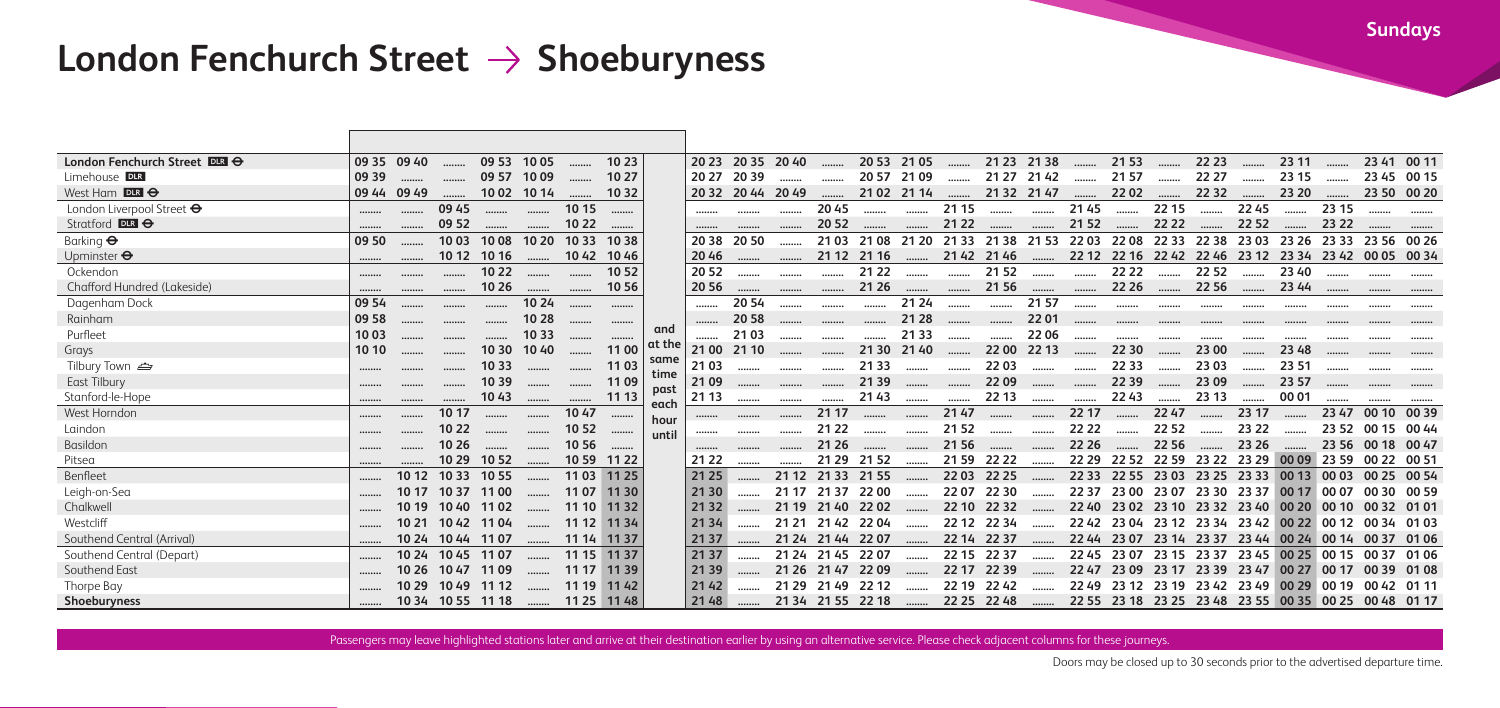# London Fenchurch Street → Shoeburyness

**Sundays**

| Station | | | | | | | | | | | | | | | | | | | | | | | | | |
|---|---|---|---|---|---|---|---|---|---|---|---|---|---|---|---|---|---|---|---|---|---|---|---|---|---|
| London Fenchurch Street DLR ⊖ | 09 35 | 09 40 | | 09 53 | 10 05 | | 10 23 | and at the same time past each hour until | 20 23 | 20 35 | 20 40 | | 20 53 | 21 05 | | 21 23 | 21 38 | | 21 53 | | 22 23 | | 23 11 | | 23 41 | 00 11 |
| Limehouse DLR | 09 39 | | | 09 57 | 10 09 | | 10 27 | | 20 27 | 20 39 | | | 20 57 | 21 09 | | 21 27 | 21 42 | | 21 57 | | 22 27 | | 23 15 | | 23 45 | 00 15 |
| West Ham DLR ⊖ | 09 44 | 09 49 | | 10 02 | 10 14 | | 10 32 | | 20 32 | 20 44 | 20 49 | | 21 02 | 21 14 | | 21 32 | 21 47 | | 22 02 | | 22 32 | | 23 20 | | 23 50 | 00 20 |
| London Liverpool Street ⊖ | | | 09 45 | | | 10 15 | | | | | | 20 45 | | | 21 15 | | | 21 45 | | 22 15 | | 22 45 | | 23 15 | | |
| Stratford DLR ⊖ | | | 09 52 | | | 10 22 | | | | | | 20 52 | | | 21 22 | | | 21 52 | | 22 22 | | 22 52 | | 23 22 | | |
| Barking ⊖ | 09 50 | | 10 03 | 10 08 | 10 20 | 10 33 | 10 38 | | 20 38 | 20 50 | | 21 03 | 21 08 | 21 20 | 21 33 | 21 38 | 21 53 | 22 03 | 22 08 | 22 33 | 22 38 | 23 03 | 23 26 | 23 33 | 23 56 | 00 26 |
| Upminster ⊖ | | | 10 12 | 10 16 | | 10 42 | 10 46 | | 20 46 | | | 21 12 | 21 16 | | 21 42 | 21 46 | | 22 12 | 22 16 | 22 42 | 22 46 | 23 12 | 23 34 | 23 42 | 00 05 | 00 34 |
| Ockendon | | | | 10 22 | | | 10 52 | | 20 52 | | | | 21 22 | | | 21 52 | | | 22 22 | | 22 52 | | 23 40 | | | |
| Chafford Hundred (Lakeside) | | | | 10 26 | | | 10 56 | | 20 56 | | | | 21 26 | | | 21 56 | | | 22 26 | | 22 56 | | 23 44 | | | |
| Dagenham Dock | 09 54 | | | | 10 24 | | | | | 20 54 | | | | 21 24 | | | 21 57 | | | | | | | | | |
| Rainham | 09 58 | | | | 10 28 | | | | | 20 58 | | | | 21 28 | | | 22 01 | | | | | | | | | |
| Purfleet | 10 03 | | | | 10 33 | | | | | 21 03 | | | | 21 33 | | | 22 06 | | | | | | | | | |
| Grays | 10 10 | | | 10 30 | 10 40 | | 11 00 | | 21 00 | 21 10 | | | 21 30 | 21 40 | | 22 00 | 22 13 | | 22 30 | | 23 00 | | 23 48 | | | |
| Tilbury Town ⛴ | | | | 10 33 | | | 11 03 | | 21 03 | | | | 21 33 | | | 22 03 | | | 22 33 | | 23 03 | | 23 51 | | | |
| East Tilbury | | | | 10 39 | | | 11 09 | | 21 09 | | | | 21 39 | | | 22 09 | | | 22 39 | | 23 09 | | 23 57 | | | |
| Stanford-le-Hope | | | | 10 43 | | | 11 13 | | 21 13 | | | | 21 43 | | | 22 13 | | | 22 43 | | 23 13 | | 00 01 | | | |
| West Horndon | | | 10 17 | | | 10 47 | | | | | | 21 17 | | | 21 47 | | | 22 17 | | 22 47 | | 23 17 | | 23 47 | 00 10 | 00 39 |
| Laindon | | | 10 22 | | | 10 52 | | | | | | 21 22 | | | 21 52 | | | 22 22 | | 22 52 | | 23 22 | | 23 52 | 00 15 | 00 44 |
| Basildon | | | 10 26 | | | 10 56 | | | | | | 21 26 | | | 21 56 | | | 22 26 | | 22 56 | | 23 26 | | 23 56 | 00 18 | 00 47 |
| Pitsea | | | 10 29 | 10 52 | | 10 59 | 11 22 | | 21 22 | | | 21 29 | 21 52 | | 21 59 | 22 22 | | 22 29 | 22 52 | 22 59 | 23 22 | 23 29 | 00 09 | 23 59 | 00 22 | 00 51 |
| Benfleet | | 10 12 | 10 33 | 10 55 | | 11 03 | 11 25 | | 21 25 | | 21 12 | 21 33 | 21 55 | | 22 03 | 22 25 | | 22 33 | 22 55 | 23 03 | 23 25 | 23 33 | 00 13 | 00 03 | 00 25 | 00 54 |
| Leigh-on-Sea | | 10 17 | 10 37 | 11 00 | | 11 07 | 11 30 | | 21 30 | | 21 17 | 21 37 | 22 00 | | 22 07 | 22 30 | | 22 37 | 23 00 | 23 07 | 23 30 | 23 37 | 00 17 | 00 07 | 00 30 | 00 59 |
| Chalkwell | | 10 19 | 10 40 | 11 02 | | 11 10 | 11 32 | | 21 32 | | 21 19 | 21 40 | 22 02 | | 22 10 | 22 32 | | 22 40 | 23 02 | 23 10 | 23 32 | 23 40 | 00 20 | 00 10 | 00 32 | 01 01 |
| Westcliff | | 10 21 | 10 42 | 11 04 | | 11 12 | 11 34 | | 21 34 | | 21 21 | 21 42 | 22 04 | | 22 12 | 22 34 | | 22 42 | 23 04 | 23 12 | 23 34 | 23 42 | 00 22 | 00 12 | 00 34 | 01 03 |
| Southend Central (Arrival) | | 10 24 | 10 44 | 11 07 | | 11 14 | 11 37 | | 21 37 | | 21 24 | 21 44 | 22 07 | | 22 14 | 22 37 | | 22 44 | 23 07 | 23 14 | 23 37 | 23 44 | 00 24 | 00 14 | 00 37 | 01 06 |
| Southend Central (Depart) | | 10 24 | 10 45 | 11 07 | | 11 15 | 11 37 | | 21 37 | | 21 24 | 21 45 | 22 07 | | 22 15 | 22 37 | | 22 45 | 23 07 | 23 15 | 23 37 | 23 45 | 00 25 | 00 15 | 00 37 | 01 06 |
| Southend East | | 10 26 | 10 47 | 11 09 | | 11 17 | 11 39 | | 21 39 | | 21 26 | 21 47 | 22 09 | | 22 17 | 22 39 | | 22 47 | 23 09 | 23 17 | 23 39 | 23 47 | 00 27 | 00 17 | 00 39 | 01 08 |
| Thorpe Bay | | 10 29 | 10 49 | 11 12 | | 11 19 | 11 42 | | 21 42 | | 21 29 | 21 49 | 22 12 | | 22 19 | 22 42 | | 22 49 | 23 12 | 23 19 | 23 42 | 23 49 | 00 29 | 00 19 | 00 42 | 01 11 |
| **Shoeburyness** | | 10 34 | 10 55 | 11 18 | | 11 25 | 11 48 | | 21 48 | | 21 34 | 21 55 | 22 18 | | 22 25 | 22 48 | | 22 55 | 23 18 | 23 25 | 23 48 | 23 55 | 00 35 | 00 25 | 00 48 | 01 17 |

Passengers may leave highlighted stations later and arrive at their destination earlier by using an alternative service. Please check adjacent columns for these journeys.

Doors may be closed up to 30 seconds prior to the advertised departure time.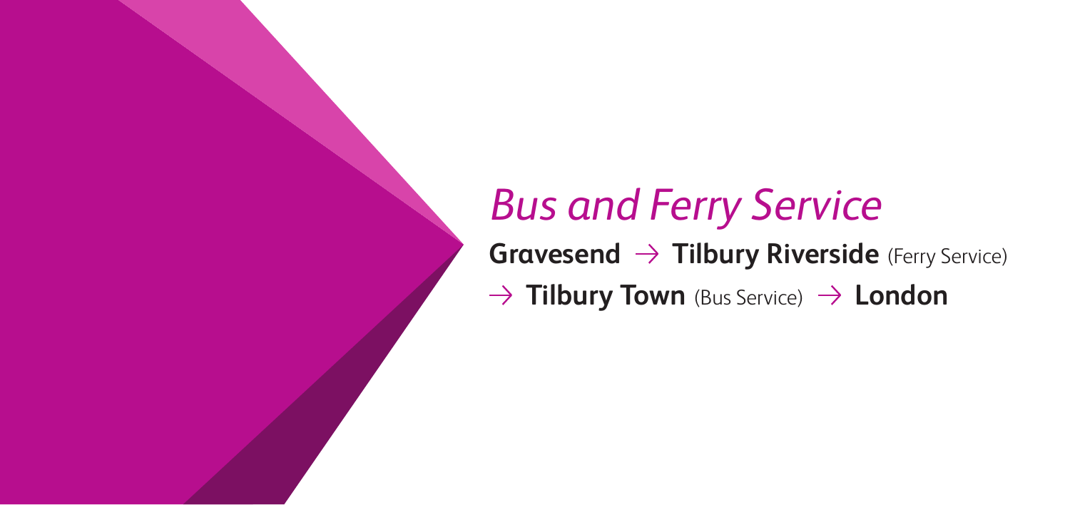# *Bus and Ferry Service*

**Gravesend** → **Tilbury Riverside** (Ferry Service)

→ **Tilbury Town** (Bus Service) → **London**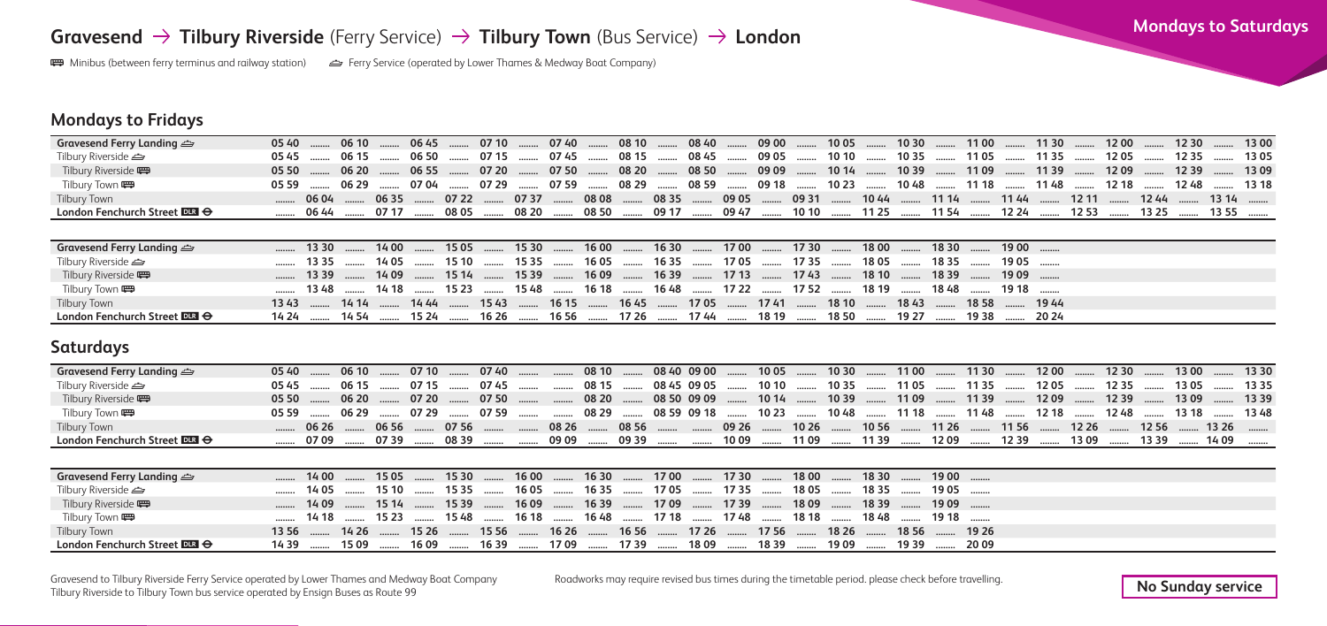# Gravesend → Tilbury Riverside (Ferry Service) → Tilbury Town (Bus Service) → London

**Mondays to Saturdays**

🚌 Minibus (between ferry terminus and railway station) ⛴ Ferry Service (operated by Lower Thames & Medway Boat Company)

## Mondays to Fridays

| **Gravesend Ferry Landing ⛴** | **05 40** | ........ | **06 10** | ........ | **06 45** | ........ | **07 10** | ........ | **07 40** | ........ | **08 10** | ........ | **08 40** | ........ | **09 00** | ........ | **10 05** | ........ | **10 30** | ........ | **11 00** | ........ | **11 30** | ........ | **12 00** | ........ | **12 30** | ........ | **13 00** |
|---|---|---|---|---|---|---|---|---|---|---|---|---|---|---|---|---|---|---|---|---|---|---|---|---|---|---|---|---|---|
| Tilbury Riverside ⛴ | 05 45 | ........ | 06 15 | ........ | 06 50 | ........ | 07 15 | ........ | 07 45 | ........ | 08 15 | ........ | 08 45 | ........ | 09 05 | ........ | 10 10 | ........ | 10 35 | ........ | 11 05 | ........ | 11 35 | ........ | 12 05 | ........ | 12 35 | ........ | 13 05 |
| Tilbury Riverside 🚌 | 05 50 | ........ | 06 20 | ........ | 06 55 | ........ | 07 20 | ........ | 07 50 | ........ | 08 20 | ........ | 08 50 | ........ | 09 09 | ........ | 10 14 | ........ | 10 39 | ........ | 11 09 | ........ | 11 39 | ........ | 12 09 | ........ | 12 39 | ........ | 13 09 |
| Tilbury Town 🚌 | 05 59 | ........ | 06 29 | ........ | 07 04 | ........ | 07 29 | ........ | 07 59 | ........ | 08 29 | ........ | 08 59 | ........ | 09 18 | ........ | 10 23 | ........ | 10 48 | ........ | 11 18 | ........ | 11 48 | ........ | 12 18 | ........ | 12 48 | ........ | 13 18 |
| Tilbury Town | ........ | 06 04 | ........ | 06 35 | ........ | 07 22 | ........ | 07 37 | ........ | 08 08 | ........ | 08 35 | ........ | 09 05 | ........ | 09 31 | ........ | 10 44 | ........ | 11 14 | ........ | 11 44 | ........ | 12 11 | ........ | 12 44 | ........ | 13 14 | ........ |
| **London Fenchurch Street DLR ⊖** | ........ | **06 44** | ........ | **07 17** | ........ | **08 05** | ........ | **08 20** | ........ | **08 50** | ........ | **09 17** | ........ | **09 47** | ........ | **10 10** | ........ | **11 25** | ........ | **11 54** | ........ | **12 24** | ........ | **12 53** | ........ | **13 25** | ........ | **13 55** | ........ |

| **Gravesend Ferry Landing ⛴** | ........ | **13 30** | ........ | **14 00** | ........ | **15 05** | ........ | **15 30** | ........ | **16 00** | ........ | **16 30** | ........ | **17 00** | ........ | **17 30** | ........ | **18 00** | ........ | **18 30** | ........ | **19 00** | ........ |
|---|---|---|---|---|---|---|---|---|---|---|---|---|---|---|---|---|---|---|---|---|---|---|---|
| Tilbury Riverside ⛴ | ........ | 13 35 | ........ | 14 05 | ........ | 15 10 | ........ | 15 35 | ........ | 16 05 | ........ | 16 35 | ........ | 17 05 | ........ | 17 35 | ........ | 18 05 | ........ | 18 35 | ........ | 19 05 | ........ |
| Tilbury Riverside 🚌 | ........ | 13 39 | ........ | 14 09 | ........ | 15 14 | ........ | 15 39 | ........ | 16 09 | ........ | 16 39 | ........ | 17 13 | ........ | 17 43 | ........ | 18 10 | ........ | 18 39 | ........ | 19 09 | ........ |
| Tilbury Town 🚌 | ........ | 13 48 | ........ | 14 18 | ........ | 15 23 | ........ | 15 48 | ........ | 16 18 | ........ | 16 48 | ........ | 17 22 | ........ | 17 52 | ........ | 18 19 | ........ | 18 48 | ........ | 19 18 | ........ |
| Tilbury Town | 13 43 | ........ | 14 14 | ........ | 14 44 | ........ | 15 43 | ........ | 16 15 | ........ | 16 45 | ........ | 17 05 | ........ | 17 41 | ........ | 18 10 | ........ | 18 43 | ........ | 18 58 | ........ | 19 44 |
| **London Fenchurch Street DLR ⊖** | **14 24** | ........ | **14 54** | ........ | **15 24** | ........ | **16 26** | ........ | **16 56** | ........ | **17 26** | ........ | **17 44** | ........ | **18 19** | ........ | **18 50** | ........ | **19 27** | ........ | **19 38** | ........ | **20 24** |

## Saturdays

| **Gravesend Ferry Landing ⛴** | **05 40** | ........ | **06 10** | ........ | **07 10** | ........ | **07 40** | ........ | **08 10** | ........ | **08 40** | **09 00** | ........ | **10 05** | ........ | **10 30** | ........ | **11 00** | ........ | **11 30** | ........ | **12 00** | ........ | **12 30** | ........ | **13 00** | ........ | **13 30** |
|---|---|---|---|---|---|---|---|---|---|---|---|---|---|---|---|---|---|---|---|---|---|---|---|---|---|---|---|---|
| Tilbury Riverside ⛴ | 05 45 | ........ | 06 15 | ........ | 07 15 | ........ | 07 45 | ........ | 08 15 | ........ | 08 45 | 09 05 | ........ | 10 10 | ........ | 10 35 | ........ | 11 05 | ........ | 11 35 | ........ | 12 05 | ........ | 12 35 | ........ | 13 05 | ........ | 13 35 |
| Tilbury Riverside 🚌 | 05 50 | ........ | 06 20 | ........ | 07 20 | ........ | 07 50 | ........ | 08 20 | ........ | 08 50 | 09 09 | ........ | 10 14 | ........ | 10 39 | ........ | 11 09 | ........ | 11 39 | ........ | 12 09 | ........ | 12 39 | ........ | 13 09 | ........ | 13 39 |
| Tilbury Town 🚌 | 05 59 | ........ | 06 29 | ........ | 07 29 | ........ | 07 59 | ........ | 08 29 | ........ | 08 59 | 09 18 | ........ | 10 23 | ........ | 10 48 | ........ | 11 18 | ........ | 11 48 | ........ | 12 18 | ........ | 12 48 | ........ | 13 18 | ........ | 13 48 |
| Tilbury Town | ........ | 06 26 | ........ | 06 56 | ........ | 07 56 | ........ | 08 26 | ........ | 08 56 | ........ | ........ | 09 26 | ........ | 10 26 | ........ | 10 56 | ........ | 11 26 | ........ | 11 56 | ........ | 12 26 | ........ | 12 56 | ........ | 13 26 | ........ |
| **London Fenchurch Street DLR ⊖** | ........ | **07 09** | ........ | **07 39** | ........ | **08 39** | ........ | **09 09** | ........ | **09 39** | ........ | ........ | **10 09** | ........ | **11 09** | ........ | **11 39** | ........ | **12 09** | ........ | **12 39** | ........ | **13 09** | ........ | **13 39** | ........ | **14 09** | ........ |

| **Gravesend Ferry Landing ⛴** | ........ | **14 00** | ........ | **15 05** | ........ | **15 30** | ........ | **16 00** | ........ | **16 30** | ........ | **17 00** | ........ | **17 30** | ........ | **18 00** | ........ | **18 30** | ........ | **19 00** | ........ |
|---|---|---|---|---|---|---|---|---|---|---|---|---|---|---|---|---|---|---|---|---|---|
| Tilbury Riverside ⛴ | ........ | 14 05 | ........ | 15 10 | ........ | 15 35 | ........ | 16 05 | ........ | 16 35 | ........ | 17 05 | ........ | 17 35 | ........ | 18 05 | ........ | 18 35 | ........ | 19 05 | ........ |
| Tilbury Riverside 🚌 | ........ | 14 09 | ........ | 15 14 | ........ | 15 39 | ........ | 16 09 | ........ | 16 39 | ........ | 17 09 | ........ | 17 39 | ........ | 18 09 | ........ | 18 39 | ........ | 19 09 | ........ |
| Tilbury Town 🚌 | ........ | 14 18 | ........ | 15 23 | ........ | 15 48 | ........ | 16 18 | ........ | 16 48 | ........ | 17 18 | ........ | 17 48 | ........ | 18 18 | ........ | 18 48 | ........ | 19 18 | ........ |
| Tilbury Town | 13 56 | ........ | 14 26 | ........ | 15 26 | ........ | 15 56 | ........ | 16 26 | ........ | 16 56 | ........ | 17 26 | ........ | 17 56 | ........ | 18 26 | ........ | 18 56 | ........ | 19 26 |
| **London Fenchurch Street DLR ⊖** | **14 39** | ........ | **15 09** | ........ | **16 09** | ........ | **16 39** | ........ | **17 09** | ........ | **17 39** | ........ | **18 09** | ........ | **18 39** | ........ | **19 09** | ........ | **19 39** | ........ | **20 09** |

Gravesend to Tilbury Riverside Ferry Service operated by Lower Thames and Medway Boat Company
Tilbury Riverside to Tilbury Town bus service operated by Ensign Buses as Route 99

Roadworks may require revised bus times during the timetable period. please check before travelling.

**No Sunday service**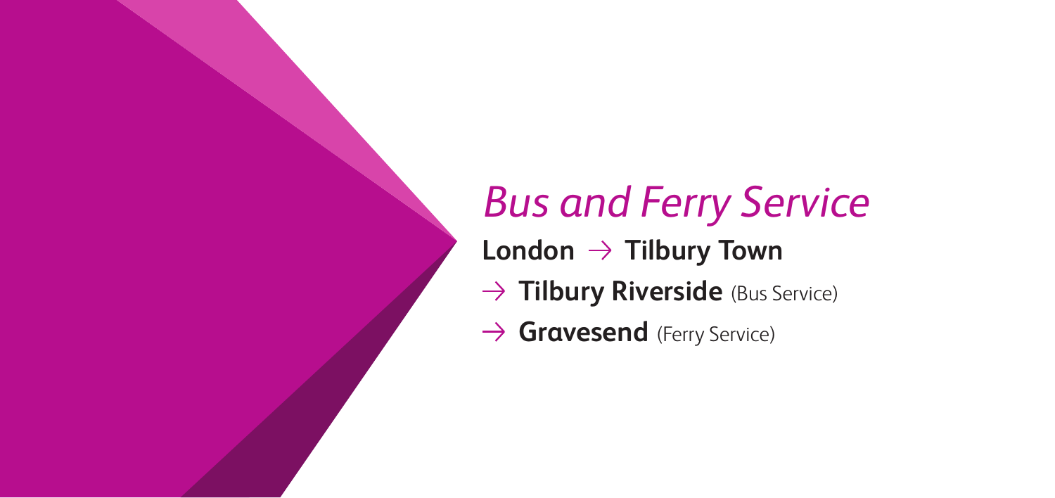# *Bus and Ferry Service*

**London → Tilbury Town**

→ **Tilbury Riverside** (Bus Service)

→ **Gravesend** (Ferry Service)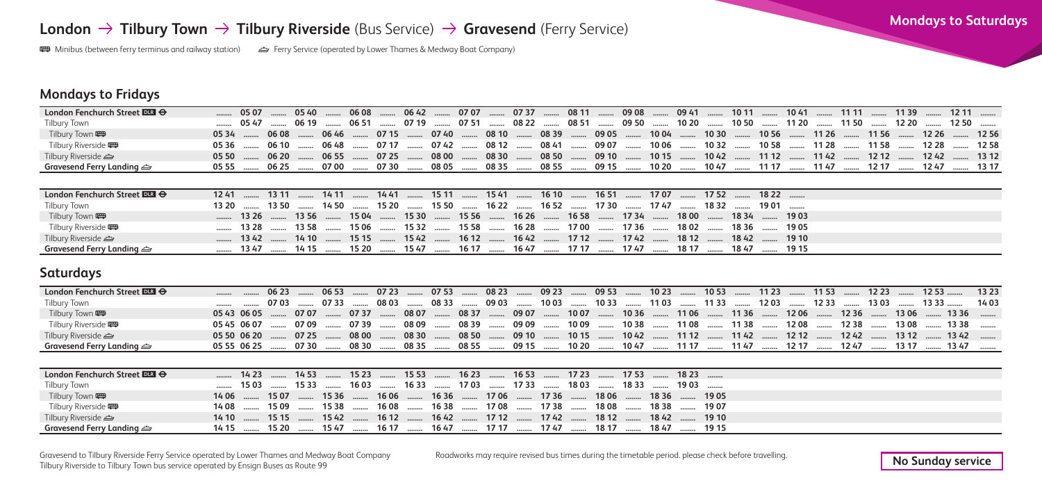# London → Tilbury Town → Tilbury Riverside (Bus Service) → Gravesend (Ferry Service)

**Mondays to Saturdays**

🚌 Minibus (between ferry terminus and railway station) ⛴ Ferry Service (operated by Lower Thames & Medway Boat Company)

## Mondays to Fridays

| | | | | | | | | | | | | | | | | | | | | | | | | | | | | | |
|---|---|---|---|---|---|---|---|---|---|---|---|---|---|---|---|---|---|---|---|---|---|---|---|---|---|---|---|---|---|
| **London Fenchurch Street DLR ⊖** | ........ | 05 07 | ........ | 05 40 | ........ | 06 08 | ........ | 06 42 | ........ | 07 07 | ........ | 07 37 | ........ | 08 11 | ........ | 09 08 | ........ | 09 41 | ........ | 10 11 | ........ | 10 41 | ........ | 11 11 | ........ | 11 39 | ........ | 12 11 | ........ |
| Tilbury Town | ........ | 05 47 | ........ | 06 19 | ........ | 06 51 | ........ | 07 19 | ........ | 07 51 | ........ | 08 22 | ........ | 08 51 | ........ | 09 50 | ........ | 10 20 | ........ | 10 50 | ........ | 11 20 | ........ | 11 50 | ........ | 12 20 | ........ | 12 50 | ........ |
| Tilbury Town 🚌 | 05 34 | ........ | 06 08 | ........ | 06 46 | ........ | 07 15 | ........ | 07 40 | ........ | 08 10 | ........ | 08 39 | ........ | 09 05 | ........ | 10 04 | ........ | 10 30 | ........ | 10 56 | ........ | 11 26 | ........ | 11 56 | ........ | 12 26 | ........ | 12 56 |
| Tilbury Riverside 🚌 | 05 36 | ........ | 06 10 | ........ | 06 48 | ........ | 07 17 | ........ | 07 42 | ........ | 08 12 | ........ | 08 41 | ........ | 09 07 | ........ | 10 06 | ........ | 10 32 | ........ | 10 58 | ........ | 11 28 | ........ | 11 58 | ........ | 12 28 | ........ | 12 58 |
| Tilbury Riverside ⛴ | 05 50 | ........ | 06 20 | ........ | 06 55 | ........ | 07 25 | ........ | 08 00 | ........ | 08 30 | ........ | 08 50 | ........ | 09 10 | ........ | 10 15 | ........ | 10 42 | ........ | 11 12 | ........ | 11 42 | ........ | 12 12 | ........ | 12 42 | ........ | 13 12 |
| **Gravesend Ferry Landing ⛴** | 05 55 | ........ | 06 25 | ........ | 07 00 | ........ | 07 30 | ........ | 08 05 | ........ | 08 35 | ........ | 08 55 | ........ | 09 15 | ........ | 10 20 | ........ | 10 47 | ........ | 11 17 | ........ | 11 47 | ........ | 12 17 | ........ | 12 47 | ........ | 13 17 |

| | | | | | | | | | | | | | | | | | | | | | | |
|---|---|---|---|---|---|---|---|---|---|---|---|---|---|---|---|---|---|---|---|---|---|---|
| **London Fenchurch Street DLR ⊖** | 12 41 | ........ | 13 11 | ........ | 14 11 | ........ | 14 41 | ........ | 15 11 | ........ | 15 41 | ........ | 16 10 | ........ | 16 51 | ........ | 17 07 | ........ | 17 52 | ........ | 18 22 | ........ |
| Tilbury Town | 13 20 | ........ | 13 50 | ........ | 14 50 | ........ | 15 20 | ........ | 15 50 | ........ | 16 22 | ........ | 16 52 | ........ | 17 30 | ........ | 17 47 | ........ | 18 32 | ........ | 19 01 | ........ |
| Tilbury Town 🚌 | ........ | 13 26 | ........ | 13 56 | ........ | 15 04 | ........ | 15 30 | ........ | 15 56 | ........ | 16 26 | ........ | 16 58 | ........ | 17 34 | ........ | 18 00 | ........ | 18 34 | ........ | 19 03 |
| Tilbury Riverside 🚌 | ........ | 13 28 | ........ | 13 58 | ........ | 15 06 | ........ | 15 32 | ........ | 15 58 | ........ | 16 28 | ........ | 17 00 | ........ | 17 36 | ........ | 18 02 | ........ | 18 36 | ........ | 19 05 |
| Tilbury Riverside ⛴ | ........ | 13 42 | ........ | 14 10 | ........ | 15 15 | ........ | 15 42 | ........ | 16 12 | ........ | 16 42 | ........ | 17 12 | ........ | 17 42 | ........ | 18 12 | ........ | 18 42 | ........ | 19 10 |
| **Gravesend Ferry Landing ⛴** | ........ | 13 47 | ........ | 14 15 | ........ | 15 20 | ........ | 15 47 | ........ | 16 17 | ........ | 16 47 | ........ | 17 17 | ........ | 17 47 | ........ | 18 17 | ........ | 18 47 | ........ | 19 15 |

## Saturdays

| | | | | | | | | | | | | | | | | | | | | | | | | | | | | | |
|---|---|---|---|---|---|---|---|---|---|---|---|---|---|---|---|---|---|---|---|---|---|---|---|---|---|---|---|---|---|
| **London Fenchurch Street DLR ⊖** | ........ | ........ | 06 23 | ........ | 06 53 | ........ | 07 23 | ........ | 07 53 | ........ | 08 23 | ........ | 09 23 | ........ | 09 53 | ........ | 10 23 | ........ | 10 53 | ........ | 11 23 | ........ | 11 53 | ........ | 12 23 | ........ | 12 53 | ........ | 13 23 |
| Tilbury Town | ........ | ........ | 07 03 | ........ | 07 33 | ........ | 08 03 | ........ | 08 33 | ........ | 09 03 | ........ | 10 03 | ........ | 10 33 | ........ | 11 03 | ........ | 11 33 | ........ | 12 03 | ........ | 12 33 | ........ | 13 03 | ........ | 13 33 | ........ | 14 03 |
| Tilbury Town 🚌 | 05 43 | 06 05 | ........ | 07 07 | ........ | 07 37 | ........ | 08 07 | ........ | 08 37 | ........ | 09 07 | ........ | 10 07 | ........ | 10 36 | ........ | 11 06 | ........ | 11 36 | ........ | 12 06 | ........ | 12 36 | ........ | 13 06 | ........ | 13 36 | ........ |
| Tilbury Riverside 🚌 | 05 45 | 06 07 | ........ | 07 09 | ........ | 07 39 | ........ | 08 09 | ........ | 08 39 | ........ | 09 09 | ........ | 10 09 | ........ | 10 38 | ........ | 11 08 | ........ | 11 38 | ........ | 12 08 | ........ | 12 38 | ........ | 13 08 | ........ | 13 38 | ........ |
| Tilbury Riverside ⛴ | 05 50 | 06 20 | ........ | 07 25 | ........ | 08 00 | ........ | 08 30 | ........ | 08 50 | ........ | 09 10 | ........ | 10 15 | ........ | 10 42 | ........ | 11 12 | ........ | 11 42 | ........ | 12 12 | ........ | 12 42 | ........ | 13 12 | ........ | 13 42 | ........ |
| **Gravesend Ferry Landing ⛴** | 05 55 | 06 25 | ........ | 07 30 | ........ | 08 30 | ........ | 08 35 | ........ | 08 55 | ........ | 09 15 | ........ | 10 20 | ........ | 10 47 | ........ | 11 17 | ........ | 11 47 | ........ | 12 17 | ........ | 12 47 | ........ | 13 17 | ........ | 13 47 | ........ |

| | | | | | | | | | | | | | | | | | | | |
|---|---|---|---|---|---|---|---|---|---|---|---|---|---|---|---|---|---|---|---|
| **London Fenchurch Street DLR ⊖** | ........ | 14 23 | ........ | 14 53 | ........ | 15 23 | ........ | 15 53 | ........ | 16 23 | ........ | 16 53 | ........ | 17 23 | ........ | 17 53 | ........ | 18 23 | ........ |
| Tilbury Town | ........ | 15 03 | ........ | 15 33 | ........ | 16 03 | ........ | 16 33 | ........ | 17 03 | ........ | 17 33 | ........ | 18 03 | ........ | 18 33 | ........ | 19 03 | ........ |
| Tilbury Town 🚌 | 14 06 | ........ | 15 07 | ........ | 15 36 | ........ | 16 06 | ........ | 16 36 | ........ | 17 06 | ........ | 17 36 | ........ | 18 06 | ........ | 18 36 | ........ | 19 05 |
| Tilbury Riverside 🚌 | 14 08 | ........ | 15 09 | ........ | 15 38 | ........ | 16 08 | ........ | 16 38 | ........ | 17 08 | ........ | 17 38 | ........ | 18 08 | ........ | 18 38 | ........ | 19 07 |
| Tilbury Riverside ⛴ | 14 10 | ........ | 15 15 | ........ | 15 42 | ........ | 16 12 | ........ | 16 42 | ........ | 17 12 | ........ | 17 42 | ........ | 18 12 | ........ | 18 42 | ........ | 19 10 |
| **Gravesend Ferry Landing ⛴** | 14 15 | ........ | 15 20 | ........ | 15 47 | ........ | 16 17 | ........ | 16 47 | ........ | 17 17 | ........ | 17 47 | ........ | 18 17 | ........ | 18 47 | ........ | 19 15 |

Gravesend to Tilbury Riverside Ferry Service operated by Lower Thames and Medway Boat Company
Tilbury Riverside to Tilbury Town bus service operated by Ensign Buses as Route 99

Roadworks may require revised bus times during the timetable period. please check before travelling.

**No Sunday service**